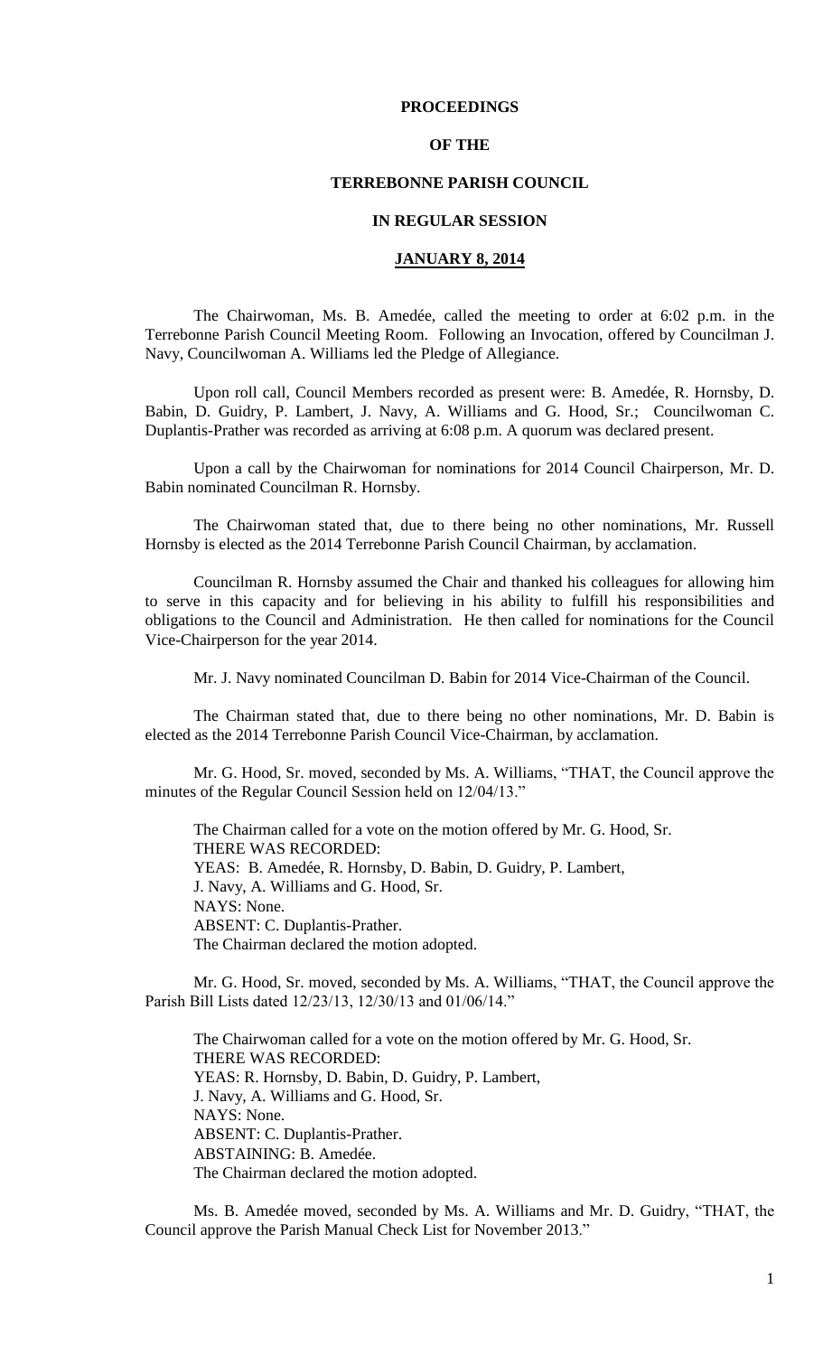**PROCEEDINGS**

**OF THE**

**TERREBONNE PARISH COUNCIL**

**IN REGULAR SESSION**

**JANUARY 8, 2014**

The Chairwoman, Ms. B. Amedée, called the meeting to order at 6:02 p.m. in the Terrebonne Parish Council Meeting Room. Following an Invocation, offered by Councilman J. Navy, Councilwoman A. Williams led the Pledge of Allegiance.

Upon roll call, Council Members recorded as present were: B. Amedée, R. Hornsby, D. Babin, D. Guidry, P. Lambert, J. Navy, A. Williams and G. Hood, Sr.; Councilwoman C. Duplantis-Prather was recorded as arriving at 6:08 p.m. A quorum was declared present.

Upon a call by the Chairwoman for nominations for 2014 Council Chairperson, Mr. D. Babin nominated Councilman R. Hornsby.

The Chairwoman stated that, due to there being no other nominations, Mr. Russell Hornsby is elected as the 2014 Terrebonne Parish Council Chairman, by acclamation.

Councilman R. Hornsby assumed the Chair and thanked his colleagues for allowing him to serve in this capacity and for believing in his ability to fulfill his responsibilities and obligations to the Council and Administration. He then called for nominations for the Council Vice-Chairperson for the year 2014.

Mr. J. Navy nominated Councilman D. Babin for 2014 Vice-Chairman of the Council.

The Chairman stated that, due to there being no other nominations, Mr. D. Babin is elected as the 2014 Terrebonne Parish Council Vice-Chairman, by acclamation.

Mr. G. Hood, Sr. moved, seconded by Ms. A. Williams, "THAT, the Council approve the minutes of the Regular Council Session held on 12/04/13."

The Chairman called for a vote on the motion offered by Mr. G. Hood, Sr.
THERE WAS RECORDED:
YEAS: B. Amedée, R. Hornsby, D. Babin, D. Guidry, P. Lambert, J. Navy, A. Williams and G. Hood, Sr.
NAYS: None.
ABSENT: C. Duplantis-Prather.
The Chairman declared the motion adopted.

Mr. G. Hood, Sr. moved, seconded by Ms. A. Williams, "THAT, the Council approve the Parish Bill Lists dated 12/23/13, 12/30/13 and 01/06/14."

The Chairwoman called for a vote on the motion offered by Mr. G. Hood, Sr.
THERE WAS RECORDED:
YEAS: R. Hornsby, D. Babin, D. Guidry, P. Lambert, J. Navy, A. Williams and G. Hood, Sr.
NAYS: None.
ABSENT: C. Duplantis-Prather.
ABSTAINING: B. Amedée.
The Chairman declared the motion adopted.

Ms. B. Amedée moved, seconded by Ms. A. Williams and Mr. D. Guidry, "THAT, the Council approve the Parish Manual Check List for November 2013."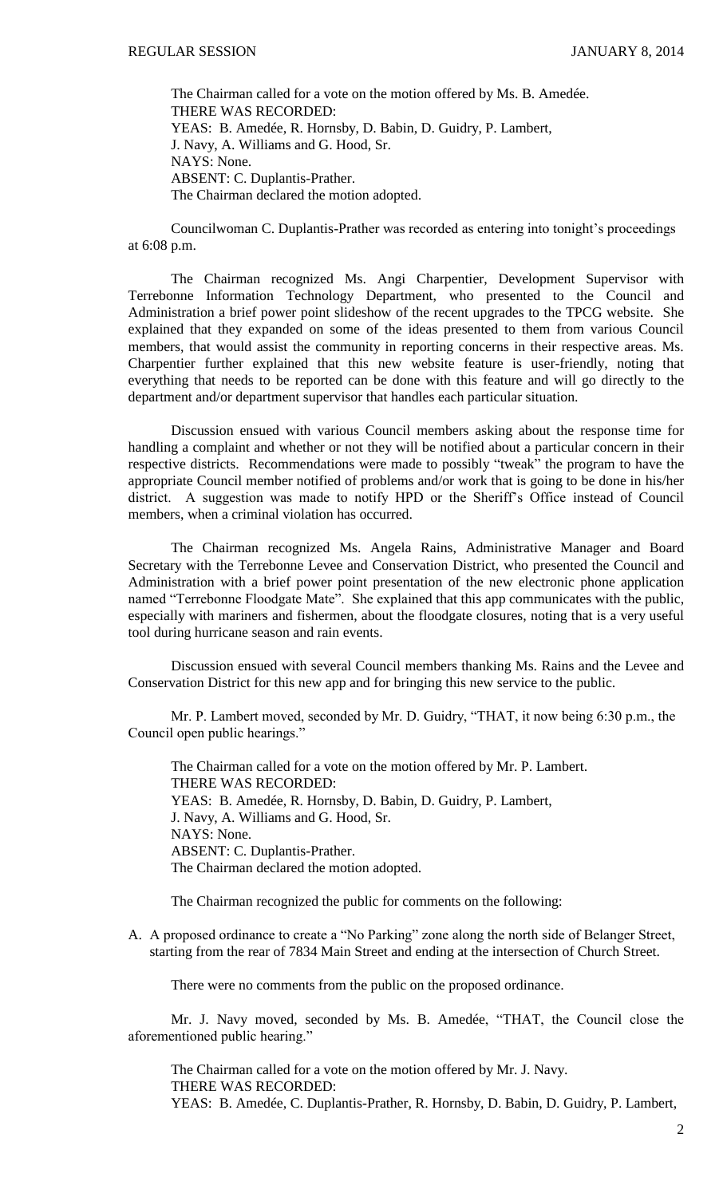The Chairman called for a vote on the motion offered by Ms. B. Amedée.
THERE WAS RECORDED:
YEAS: B. Amedée, R. Hornsby, D. Babin, D. Guidry, P. Lambert, J. Navy, A. Williams and G. Hood, Sr.
NAYS: None.
ABSENT: C. Duplantis-Prather.
The Chairman declared the motion adopted.

Councilwoman C. Duplantis-Prather was recorded as entering into tonight's proceedings at 6:08 p.m.

The Chairman recognized Ms. Angi Charpentier, Development Supervisor with Terrebonne Information Technology Department, who presented to the Council and Administration a brief power point slideshow of the recent upgrades to the TPCG website. She explained that they expanded on some of the ideas presented to them from various Council members, that would assist the community in reporting concerns in their respective areas. Ms. Charpentier further explained that this new website feature is user-friendly, noting that everything that needs to be reported can be done with this feature and will go directly to the department and/or department supervisor that handles each particular situation.

Discussion ensued with various Council members asking about the response time for handling a complaint and whether or not they will be notified about a particular concern in their respective districts. Recommendations were made to possibly "tweak" the program to have the appropriate Council member notified of problems and/or work that is going to be done in his/her district. A suggestion was made to notify HPD or the Sheriff's Office instead of Council members, when a criminal violation has occurred.

The Chairman recognized Ms. Angela Rains, Administrative Manager and Board Secretary with the Terrebonne Levee and Conservation District, who presented the Council and Administration with a brief power point presentation of the new electronic phone application named "Terrebonne Floodgate Mate". She explained that this app communicates with the public, especially with mariners and fishermen, about the floodgate closures, noting that is a very useful tool during hurricane season and rain events.

Discussion ensued with several Council members thanking Ms. Rains and the Levee and Conservation District for this new app and for bringing this new service to the public.

Mr. P. Lambert moved, seconded by Mr. D. Guidry, "THAT, it now being 6:30 p.m., the Council open public hearings."

The Chairman called for a vote on the motion offered by Mr. P. Lambert.
THERE WAS RECORDED:
YEAS: B. Amedée, R. Hornsby, D. Babin, D. Guidry, P. Lambert, J. Navy, A. Williams and G. Hood, Sr.
NAYS: None.
ABSENT: C. Duplantis-Prather.
The Chairman declared the motion adopted.

The Chairman recognized the public for comments on the following:

A. A proposed ordinance to create a "No Parking" zone along the north side of Belanger Street, starting from the rear of 7834 Main Street and ending at the intersection of Church Street.

There were no comments from the public on the proposed ordinance.

Mr. J. Navy moved, seconded by Ms. B. Amedée, "THAT, the Council close the aforementioned public hearing."

The Chairman called for a vote on the motion offered by Mr. J. Navy.
THERE WAS RECORDED:
YEAS: B. Amedée, C. Duplantis-Prather, R. Hornsby, D. Babin, D. Guidry, P. Lambert,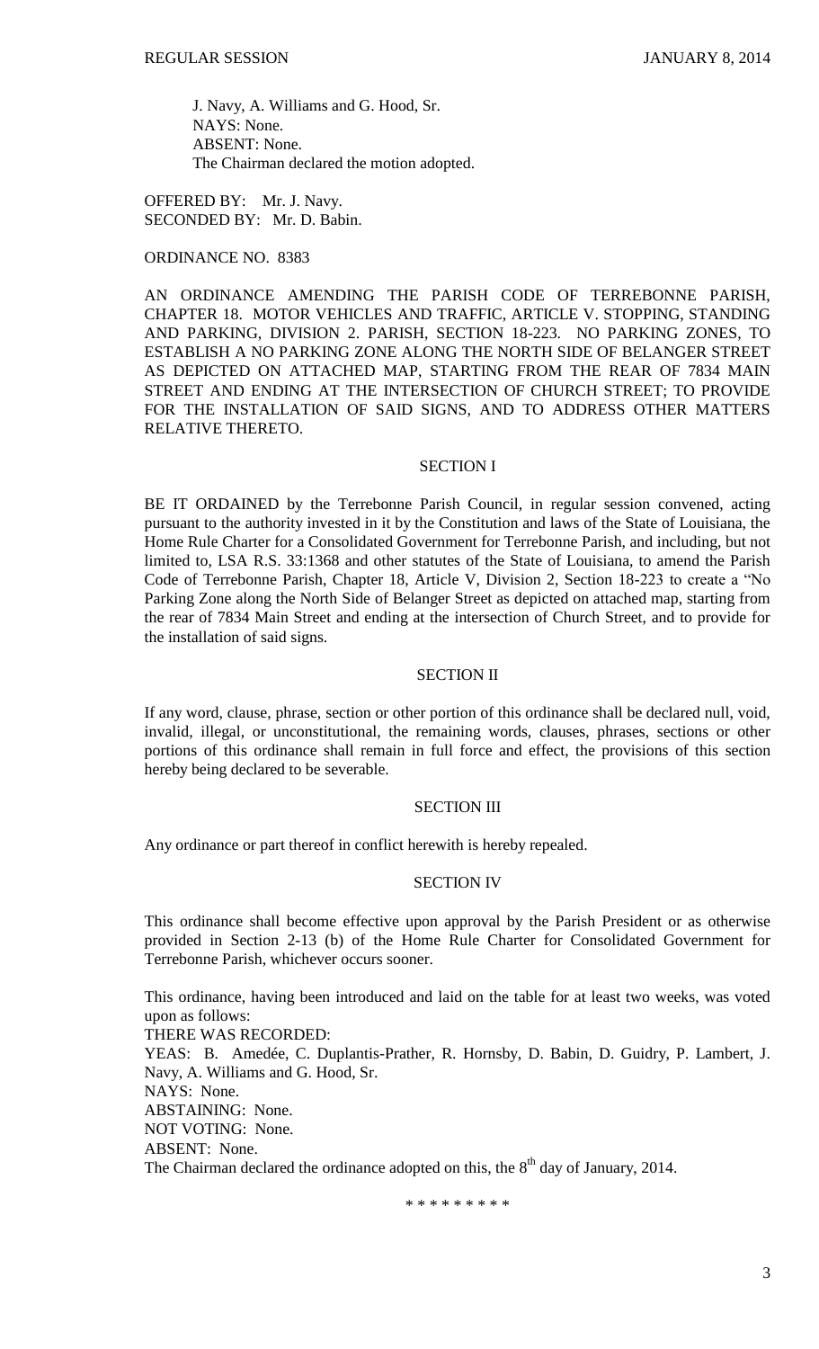J. Navy, A. Williams and G. Hood, Sr.
NAYS: None.
ABSENT: None.
The Chairman declared the motion adopted.

OFFERED BY: Mr. J. Navy.
SECONDED BY: Mr. D. Babin.

ORDINANCE NO. 8383

AN ORDINANCE AMENDING THE PARISH CODE OF TERREBONNE PARISH, CHAPTER 18. MOTOR VEHICLES AND TRAFFIC, ARTICLE V. STOPPING, STANDING AND PARKING, DIVISION 2. PARISH, SECTION 18-223. NO PARKING ZONES, TO ESTABLISH A NO PARKING ZONE ALONG THE NORTH SIDE OF BELANGER STREET AS DEPICTED ON ATTACHED MAP, STARTING FROM THE REAR OF 7834 MAIN STREET AND ENDING AT THE INTERSECTION OF CHURCH STREET; TO PROVIDE FOR THE INSTALLATION OF SAID SIGNS, AND TO ADDRESS OTHER MATTERS RELATIVE THERETO.

SECTION I

BE IT ORDAINED by the Terrebonne Parish Council, in regular session convened, acting pursuant to the authority invested in it by the Constitution and laws of the State of Louisiana, the Home Rule Charter for a Consolidated Government for Terrebonne Parish, and including, but not limited to, LSA R.S. 33:1368 and other statutes of the State of Louisiana, to amend the Parish Code of Terrebonne Parish, Chapter 18, Article V, Division 2, Section 18-223 to create a "No Parking Zone along the North Side of Belanger Street as depicted on attached map, starting from the rear of 7834 Main Street and ending at the intersection of Church Street, and to provide for the installation of said signs.

SECTION II

If any word, clause, phrase, section or other portion of this ordinance shall be declared null, void, invalid, illegal, or unconstitutional, the remaining words, clauses, phrases, sections or other portions of this ordinance shall remain in full force and effect, the provisions of this section hereby being declared to be severable.

SECTION III

Any ordinance or part thereof in conflict herewith is hereby repealed.

SECTION IV

This ordinance shall become effective upon approval by the Parish President or as otherwise provided in Section 2-13 (b) of the Home Rule Charter for Consolidated Government for Terrebonne Parish, whichever occurs sooner.

This ordinance, having been introduced and laid on the table for at least two weeks, was voted upon as follows:
THERE WAS RECORDED:
YEAS: B. Amedée, C. Duplantis-Prather, R. Hornsby, D. Babin, D. Guidry, P. Lambert, J. Navy, A. Williams and G. Hood, Sr.
NAYS: None.
ABSTAINING: None.
NOT VOTING: None.
ABSENT: None.
The Chairman declared the ordinance adopted on this, the 8th day of January, 2014.

\* \* \* \* \* \* \* \* \*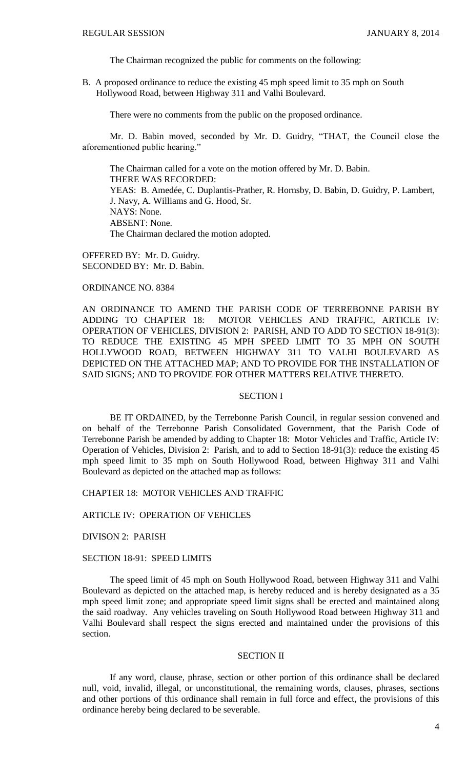The Chairman recognized the public for comments on the following:

B. A proposed ordinance to reduce the existing 45 mph speed limit to 35 mph on South Hollywood Road, between Highway 311 and Valhi Boulevard.

There were no comments from the public on the proposed ordinance.

Mr. D. Babin moved, seconded by Mr. D. Guidry, "THAT, the Council close the aforementioned public hearing."

The Chairman called for a vote on the motion offered by Mr. D. Babin.
THERE WAS RECORDED:
YEAS: B. Amedée, C. Duplantis-Prather, R. Hornsby, D. Babin, D. Guidry, P. Lambert, J. Navy, A. Williams and G. Hood, Sr.
NAYS: None.
ABSENT: None.
The Chairman declared the motion adopted.

OFFERED BY: Mr. D. Guidry.
SECONDED BY: Mr. D. Babin.

ORDINANCE NO. 8384

AN ORDINANCE TO AMEND THE PARISH CODE OF TERREBONNE PARISH BY ADDING TO CHAPTER 18: MOTOR VEHICLES AND TRAFFIC, ARTICLE IV: OPERATION OF VEHICLES, DIVISION 2: PARISH, AND TO ADD TO SECTION 18-91(3): TO REDUCE THE EXISTING 45 MPH SPEED LIMIT TO 35 MPH ON SOUTH HOLLYWOOD ROAD, BETWEEN HIGHWAY 311 TO VALHI BOULEVARD AS DEPICTED ON THE ATTACHED MAP; AND TO PROVIDE FOR THE INSTALLATION OF SAID SIGNS; AND TO PROVIDE FOR OTHER MATTERS RELATIVE THERETO.

SECTION I

BE IT ORDAINED, by the Terrebonne Parish Council, in regular session convened and on behalf of the Terrebonne Parish Consolidated Government, that the Parish Code of Terrebonne Parish be amended by adding to Chapter 18: Motor Vehicles and Traffic, Article IV: Operation of Vehicles, Division 2: Parish, and to add to Section 18-91(3): reduce the existing 45 mph speed limit to 35 mph on South Hollywood Road, between Highway 311 and Valhi Boulevard as depicted on the attached map as follows:

CHAPTER 18: MOTOR VEHICLES AND TRAFFIC

ARTICLE IV: OPERATION OF VEHICLES

DIVISON 2: PARISH

SECTION 18-91: SPEED LIMITS

The speed limit of 45 mph on South Hollywood Road, between Highway 311 and Valhi Boulevard as depicted on the attached map, is hereby reduced and is hereby designated as a 35 mph speed limit zone; and appropriate speed limit signs shall be erected and maintained along the said roadway. Any vehicles traveling on South Hollywood Road between Highway 311 and Valhi Boulevard shall respect the signs erected and maintained under the provisions of this section.

SECTION II

If any word, clause, phrase, section or other portion of this ordinance shall be declared null, void, invalid, illegal, or unconstitutional, the remaining words, clauses, phrases, sections and other portions of this ordinance shall remain in full force and effect, the provisions of this ordinance hereby being declared to be severable.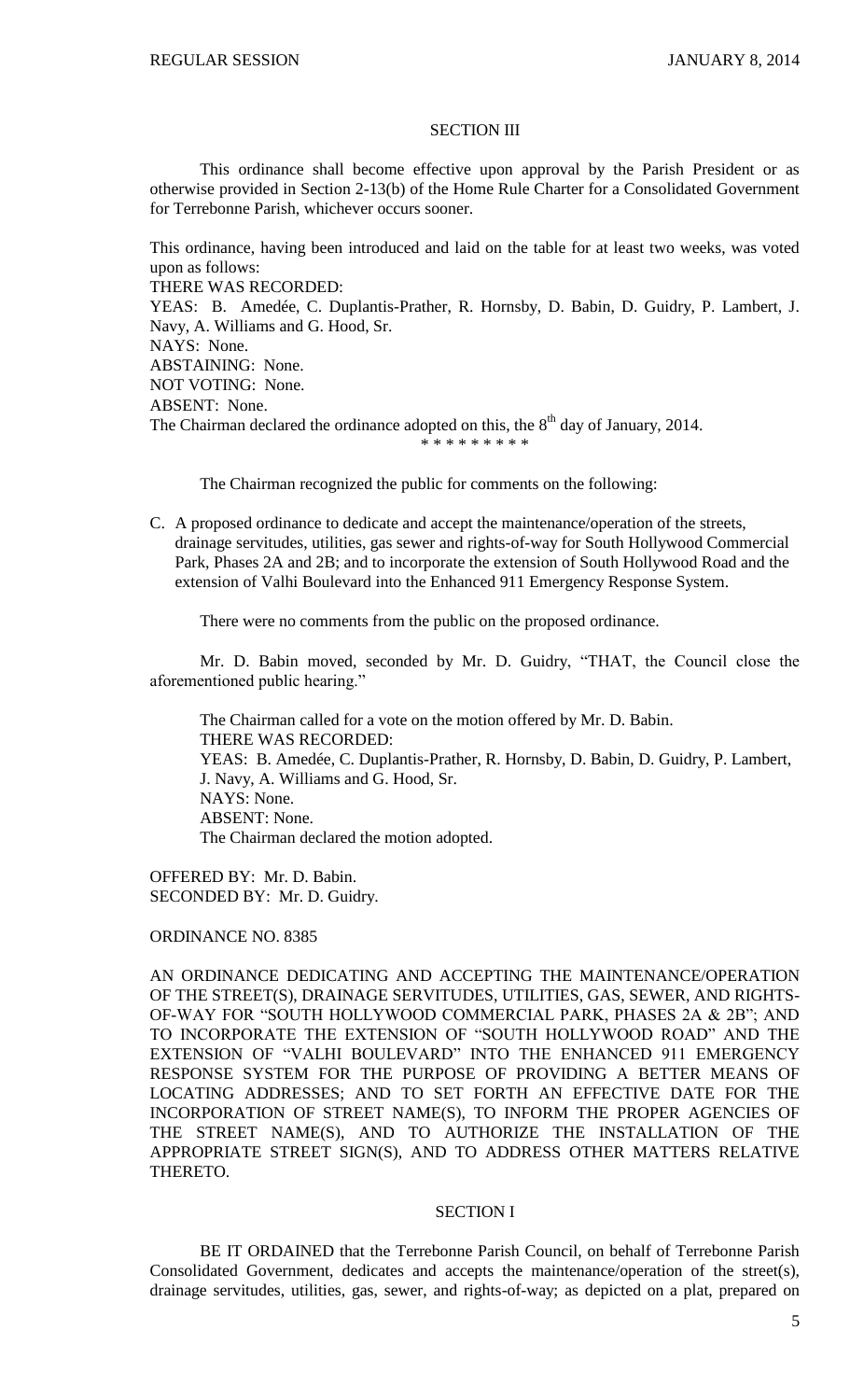SECTION III

This ordinance shall become effective upon approval by the Parish President or as otherwise provided in Section 2-13(b) of the Home Rule Charter for a Consolidated Government for Terrebonne Parish, whichever occurs sooner.

This ordinance, having been introduced and laid on the table for at least two weeks, was voted upon as follows:
THERE WAS RECORDED:
YEAS: B. Amedée, C. Duplantis-Prather, R. Hornsby, D. Babin, D. Guidry, P. Lambert, J. Navy, A. Williams and G. Hood, Sr.
NAYS: None.
ABSTAINING: None.
NOT VOTING: None.
ABSENT: None.
The Chairman declared the ordinance adopted on this, the 8th day of January, 2014.

\* \* \* \* \* \* \* \* \*

The Chairman recognized the public for comments on the following:

C. A proposed ordinance to dedicate and accept the maintenance/operation of the streets, drainage servitudes, utilities, gas sewer and rights-of-way for South Hollywood Commercial Park, Phases 2A and 2B; and to incorporate the extension of South Hollywood Road and the extension of Valhi Boulevard into the Enhanced 911 Emergency Response System.

There were no comments from the public on the proposed ordinance.

Mr. D. Babin moved, seconded by Mr. D. Guidry, "THAT, the Council close the aforementioned public hearing."

The Chairman called for a vote on the motion offered by Mr. D. Babin.
THERE WAS RECORDED:
YEAS: B. Amedée, C. Duplantis-Prather, R. Hornsby, D. Babin, D. Guidry, P. Lambert, J. Navy, A. Williams and G. Hood, Sr.
NAYS: None.
ABSENT: None.
The Chairman declared the motion adopted.

OFFERED BY: Mr. D. Babin.
SECONDED BY: Mr. D. Guidry.

ORDINANCE NO. 8385

AN ORDINANCE DEDICATING AND ACCEPTING THE MAINTENANCE/OPERATION OF THE STREET(S), DRAINAGE SERVITUDES, UTILITIES, GAS, SEWER, AND RIGHTS-OF-WAY FOR "SOUTH HOLLYWOOD COMMERCIAL PARK, PHASES 2A & 2B"; AND TO INCORPORATE THE EXTENSION OF "SOUTH HOLLYWOOD ROAD" AND THE EXTENSION OF "VALHI BOULEVARD" INTO THE ENHANCED 911 EMERGENCY RESPONSE SYSTEM FOR THE PURPOSE OF PROVIDING A BETTER MEANS OF LOCATING ADDRESSES; AND TO SET FORTH AN EFFECTIVE DATE FOR THE INCORPORATION OF STREET NAME(S), TO INFORM THE PROPER AGENCIES OF THE STREET NAME(S), AND TO AUTHORIZE THE INSTALLATION OF THE APPROPRIATE STREET SIGN(S), AND TO ADDRESS OTHER MATTERS RELATIVE THERETO.

SECTION I

BE IT ORDAINED that the Terrebonne Parish Council, on behalf of Terrebonne Parish Consolidated Government, dedicates and accepts the maintenance/operation of the street(s), drainage servitudes, utilities, gas, sewer, and rights-of-way; as depicted on a plat, prepared on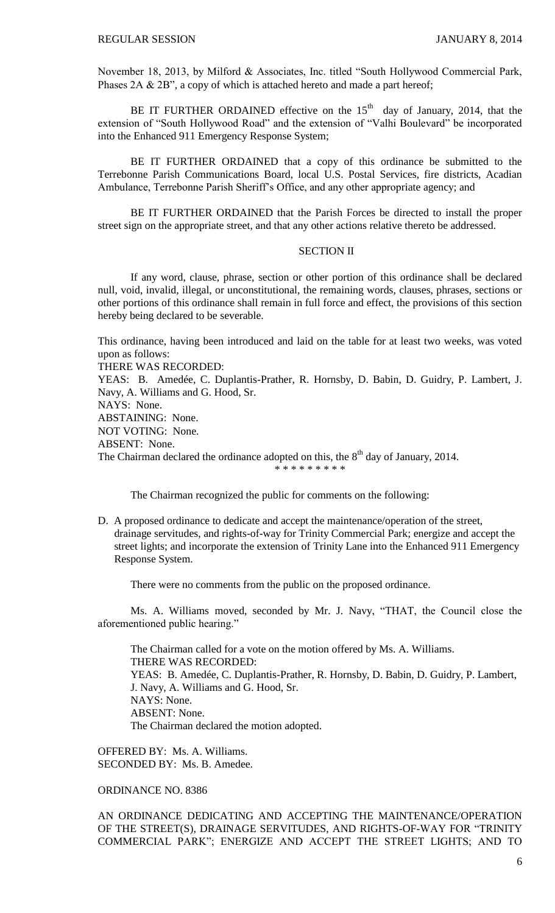November 18, 2013, by Milford & Associates, Inc. titled "South Hollywood Commercial Park, Phases 2A & 2B", a copy of which is attached hereto and made a part hereof;

BE IT FURTHER ORDAINED effective on the 15th day of January, 2014, that the extension of "South Hollywood Road" and the extension of "Valhi Boulevard" be incorporated into the Enhanced 911 Emergency Response System;

BE IT FURTHER ORDAINED that a copy of this ordinance be submitted to the Terrebonne Parish Communications Board, local U.S. Postal Services, fire districts, Acadian Ambulance, Terrebonne Parish Sheriff's Office, and any other appropriate agency; and

BE IT FURTHER ORDAINED that the Parish Forces be directed to install the proper street sign on the appropriate street, and that any other actions relative thereto be addressed.

SECTION II

If any word, clause, phrase, section or other portion of this ordinance shall be declared null, void, invalid, illegal, or unconstitutional, the remaining words, clauses, phrases, sections or other portions of this ordinance shall remain in full force and effect, the provisions of this section hereby being declared to be severable.

This ordinance, having been introduced and laid on the table for at least two weeks, was voted upon as follows:
THERE WAS RECORDED:
YEAS: B. Amedée, C. Duplantis-Prather, R. Hornsby, D. Babin, D. Guidry, P. Lambert, J. Navy, A. Williams and G. Hood, Sr.
NAYS: None.
ABSTAINING: None.
NOT VOTING: None.
ABSENT: None.
The Chairman declared the ordinance adopted on this, the 8th day of January, 2014.

\* \* \* \* \* \* \* \* \*

The Chairman recognized the public for comments on the following:

D. A proposed ordinance to dedicate and accept the maintenance/operation of the street, drainage servitudes, and rights-of-way for Trinity Commercial Park; energize and accept the street lights; and incorporate the extension of Trinity Lane into the Enhanced 911 Emergency Response System.

There were no comments from the public on the proposed ordinance.

Ms. A. Williams moved, seconded by Mr. J. Navy, "THAT, the Council close the aforementioned public hearing."

The Chairman called for a vote on the motion offered by Ms. A. Williams.
THERE WAS RECORDED:
YEAS: B. Amedée, C. Duplantis-Prather, R. Hornsby, D. Babin, D. Guidry, P. Lambert, J. Navy, A. Williams and G. Hood, Sr.
NAYS: None.
ABSENT: None.
The Chairman declared the motion adopted.

OFFERED BY: Ms. A. Williams.
SECONDED BY: Ms. B. Amedee.

ORDINANCE NO. 8386

AN ORDINANCE DEDICATING AND ACCEPTING THE MAINTENANCE/OPERATION OF THE STREET(S), DRAINAGE SERVITUDES, AND RIGHTS-OF-WAY FOR "TRINITY COMMERCIAL PARK"; ENERGIZE AND ACCEPT THE STREET LIGHTS; AND TO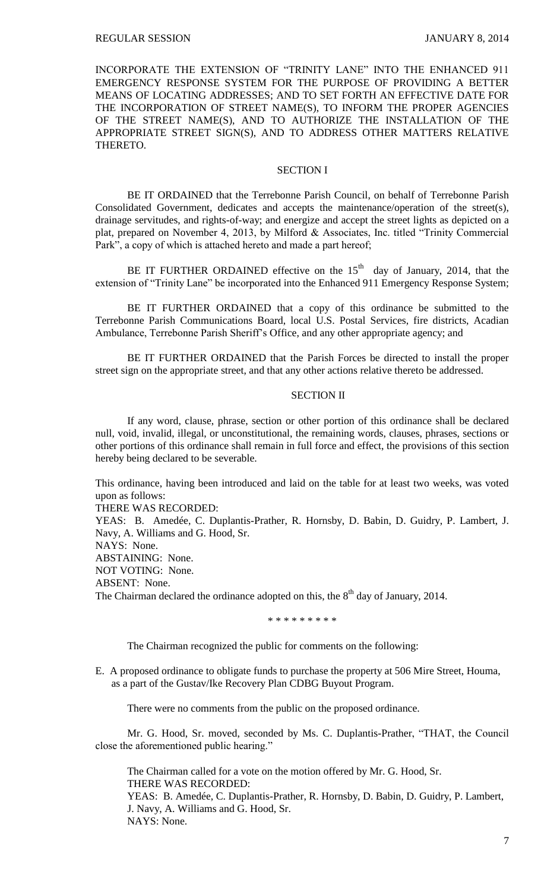INCORPORATE THE EXTENSION OF "TRINITY LANE" INTO THE ENHANCED 911 EMERGENCY RESPONSE SYSTEM FOR THE PURPOSE OF PROVIDING A BETTER MEANS OF LOCATING ADDRESSES; AND TO SET FORTH AN EFFECTIVE DATE FOR THE INCORPORATION OF STREET NAME(S), TO INFORM THE PROPER AGENCIES OF THE STREET NAME(S), AND TO AUTHORIZE THE INSTALLATION OF THE APPROPRIATE STREET SIGN(S), AND TO ADDRESS OTHER MATTERS RELATIVE THERETO.

SECTION I

BE IT ORDAINED that the Terrebonne Parish Council, on behalf of Terrebonne Parish Consolidated Government, dedicates and accepts the maintenance/operation of the street(s), drainage servitudes, and rights-of-way; and energize and accept the street lights as depicted on a plat, prepared on November 4, 2013, by Milford & Associates, Inc. titled "Trinity Commercial Park", a copy of which is attached hereto and made a part hereof;

BE IT FURTHER ORDAINED effective on the 15th day of January, 2014, that the extension of "Trinity Lane" be incorporated into the Enhanced 911 Emergency Response System;

BE IT FURTHER ORDAINED that a copy of this ordinance be submitted to the Terrebonne Parish Communications Board, local U.S. Postal Services, fire districts, Acadian Ambulance, Terrebonne Parish Sheriff's Office, and any other appropriate agency; and

BE IT FURTHER ORDAINED that the Parish Forces be directed to install the proper street sign on the appropriate street, and that any other actions relative thereto be addressed.

SECTION II

If any word, clause, phrase, section or other portion of this ordinance shall be declared null, void, invalid, illegal, or unconstitutional, the remaining words, clauses, phrases, sections or other portions of this ordinance shall remain in full force and effect, the provisions of this section hereby being declared to be severable.

This ordinance, having been introduced and laid on the table for at least two weeks, was voted upon as follows:
THERE WAS RECORDED:
YEAS: B. Amedée, C. Duplantis-Prather, R. Hornsby, D. Babin, D. Guidry, P. Lambert, J. Navy, A. Williams and G. Hood, Sr.
NAYS: None.
ABSTAINING: None.
NOT VOTING: None.
ABSENT: None.
The Chairman declared the ordinance adopted on this, the 8th day of January, 2014.

\* \* \* \* \* \* \* \* \*

The Chairman recognized the public for comments on the following:

E. A proposed ordinance to obligate funds to purchase the property at 506 Mire Street, Houma, as a part of the Gustav/Ike Recovery Plan CDBG Buyout Program.

There were no comments from the public on the proposed ordinance.

Mr. G. Hood, Sr. moved, seconded by Ms. C. Duplantis-Prather, "THAT, the Council close the aforementioned public hearing."

The Chairman called for a vote on the motion offered by Mr. G. Hood, Sr.
THERE WAS RECORDED:
YEAS: B. Amedée, C. Duplantis-Prather, R. Hornsby, D. Babin, D. Guidry, P. Lambert, J. Navy, A. Williams and G. Hood, Sr.
NAYS: None.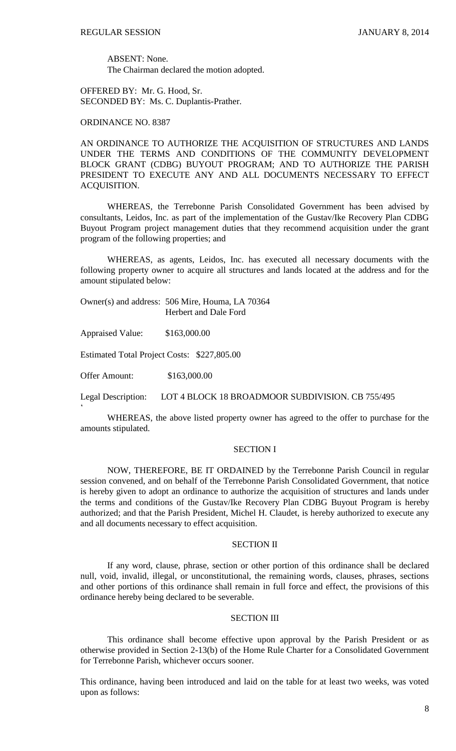ABSENT: None.
The Chairman declared the motion adopted.

OFFERED BY: Mr. G. Hood, Sr.
SECONDED BY: Ms. C. Duplantis-Prather.

ORDINANCE NO. 8387

AN ORDINANCE TO AUTHORIZE THE ACQUISITION OF STRUCTURES AND LANDS UNDER THE TERMS AND CONDITIONS OF THE COMMUNITY DEVELOPMENT BLOCK GRANT (CDBG) BUYOUT PROGRAM; AND TO AUTHORIZE THE PARISH PRESIDENT TO EXECUTE ANY AND ALL DOCUMENTS NECESSARY TO EFFECT ACQUISITION.

WHEREAS, the Terrebonne Parish Consolidated Government has been advised by consultants, Leidos, Inc. as part of the implementation of the Gustav/Ike Recovery Plan CDBG Buyout Program project management duties that they recommend acquisition under the grant program of the following properties; and

WHEREAS, as agents, Leidos, Inc. has executed all necessary documents with the following property owner to acquire all structures and lands located at the address and for the amount stipulated below:

Owner(s) and address: 506 Mire, Houma, LA 70364
Herbert and Dale Ford

Appraised Value: $163,000.00

Estimated Total Project Costs: $227,805.00

Offer Amount: $163,000.00

Legal Description: LOT 4 BLOCK 18 BROADMOOR SUBDIVISION. CB 755/495

‘

WHEREAS, the above listed property owner has agreed to the offer to purchase for the amounts stipulated.

SECTION I

NOW, THEREFORE, BE IT ORDAINED by the Terrebonne Parish Council in regular session convened, and on behalf of the Terrebonne Parish Consolidated Government, that notice is hereby given to adopt an ordinance to authorize the acquisition of structures and lands under the terms and conditions of the Gustav/Ike Recovery Plan CDBG Buyout Program is hereby authorized; and that the Parish President, Michel H. Claudet, is hereby authorized to execute any and all documents necessary to effect acquisition.

SECTION II

If any word, clause, phrase, section or other portion of this ordinance shall be declared null, void, invalid, illegal, or unconstitutional, the remaining words, clauses, phrases, sections and other portions of this ordinance shall remain in full force and effect, the provisions of this ordinance hereby being declared to be severable.

SECTION III

This ordinance shall become effective upon approval by the Parish President or as otherwise provided in Section 2-13(b) of the Home Rule Charter for a Consolidated Government for Terrebonne Parish, whichever occurs sooner.

This ordinance, having been introduced and laid on the table for at least two weeks, was voted upon as follows: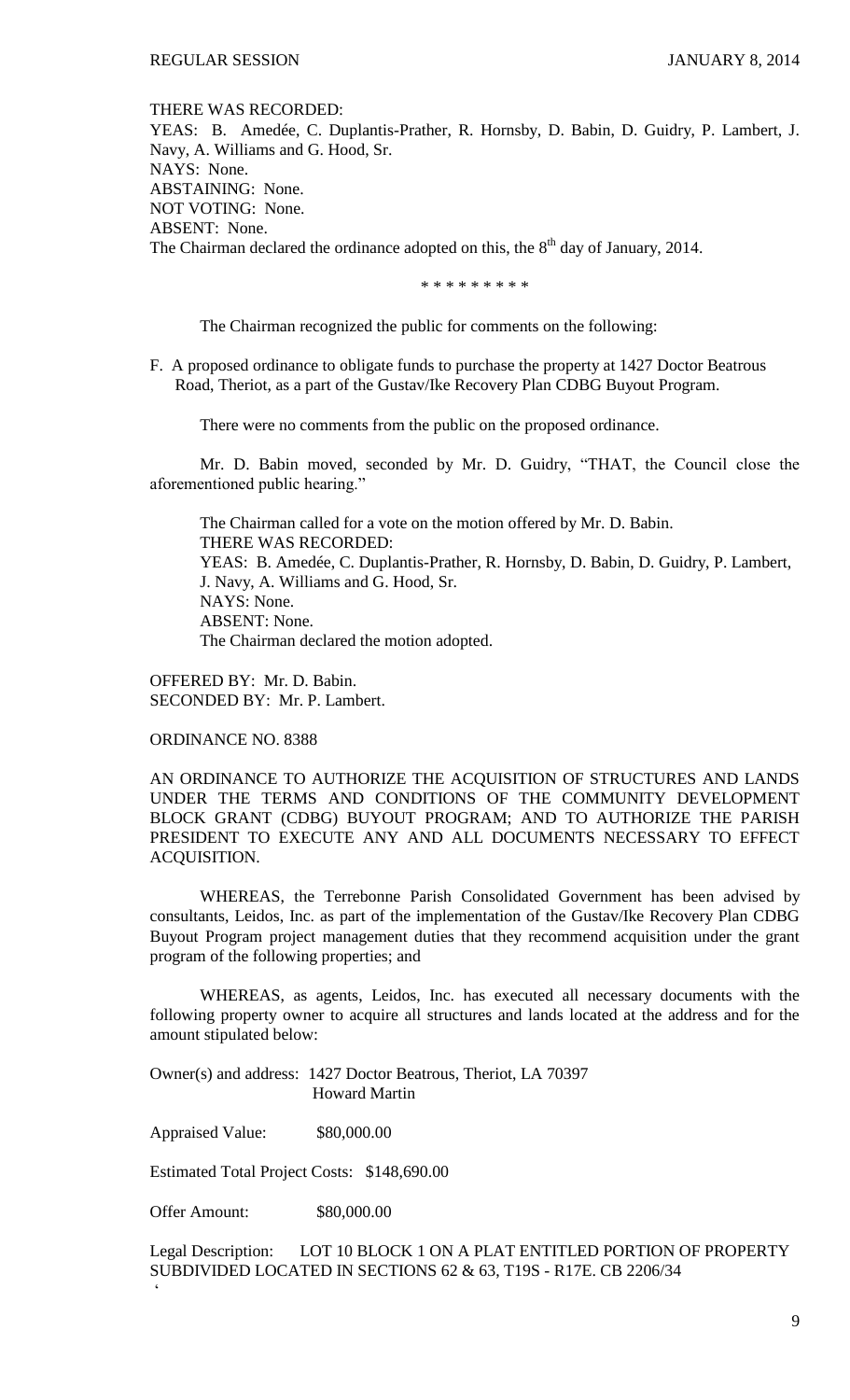THERE WAS RECORDED:
YEAS: B. Amedée, C. Duplantis-Prather, R. Hornsby, D. Babin, D. Guidry, P. Lambert, J. Navy, A. Williams and G. Hood, Sr.
NAYS: None.
ABSTAINING: None.
NOT VOTING: None.
ABSENT: None.
The Chairman declared the ordinance adopted on this, the 8th day of January, 2014.

\* \* \* \* \* \* \* \* \*

The Chairman recognized the public for comments on the following:

F. A proposed ordinance to obligate funds to purchase the property at 1427 Doctor Beatrous Road, Theriot, as a part of the Gustav/Ike Recovery Plan CDBG Buyout Program.

There were no comments from the public on the proposed ordinance.

Mr. D. Babin moved, seconded by Mr. D. Guidry, "THAT, the Council close the aforementioned public hearing."

The Chairman called for a vote on the motion offered by Mr. D. Babin.
THERE WAS RECORDED:
YEAS: B. Amedée, C. Duplantis-Prather, R. Hornsby, D. Babin, D. Guidry, P. Lambert, J. Navy, A. Williams and G. Hood, Sr.
NAYS: None.
ABSENT: None.
The Chairman declared the motion adopted.

OFFERED BY: Mr. D. Babin.
SECONDED BY: Mr. P. Lambert.

ORDINANCE NO. 8388

AN ORDINANCE TO AUTHORIZE THE ACQUISITION OF STRUCTURES AND LANDS UNDER THE TERMS AND CONDITIONS OF THE COMMUNITY DEVELOPMENT BLOCK GRANT (CDBG) BUYOUT PROGRAM; AND TO AUTHORIZE THE PARISH PRESIDENT TO EXECUTE ANY AND ALL DOCUMENTS NECESSARY TO EFFECT ACQUISITION.

WHEREAS, the Terrebonne Parish Consolidated Government has been advised by consultants, Leidos, Inc. as part of the implementation of the Gustav/Ike Recovery Plan CDBG Buyout Program project management duties that they recommend acquisition under the grant program of the following properties; and

WHEREAS, as agents, Leidos, Inc. has executed all necessary documents with the following property owner to acquire all structures and lands located at the address and for the amount stipulated below:

Owner(s) and address: 1427 Doctor Beatrous, Theriot, LA 70397
Howard Martin

Appraised Value: $80,000.00

Estimated Total Project Costs: $148,690.00

Offer Amount: $80,000.00

Legal Description: LOT 10 BLOCK 1 ON A PLAT ENTITLED PORTION OF PROPERTY SUBDIVIDED LOCATED IN SECTIONS 62 & 63, T19S - R17E. CB 2206/34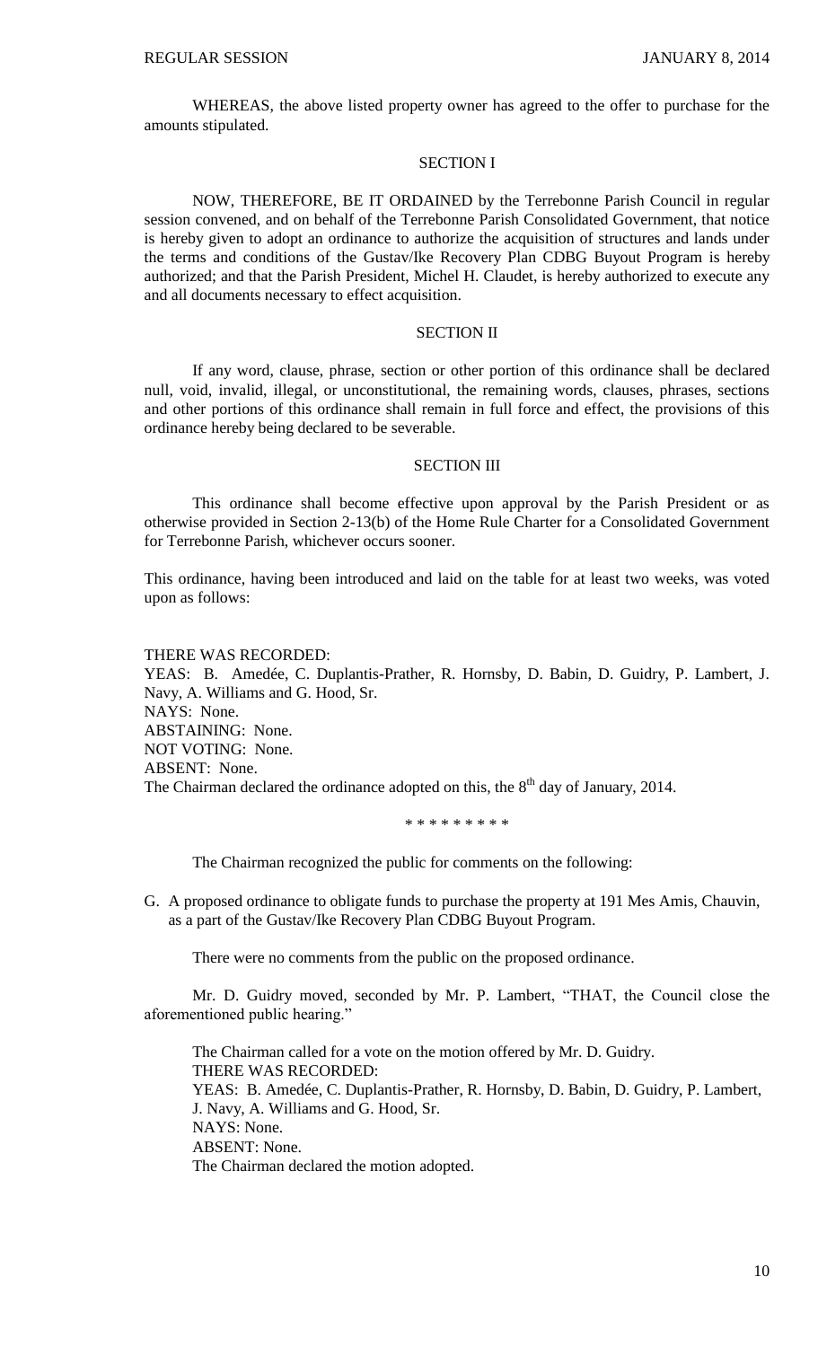WHEREAS, the above listed property owner has agreed to the offer to purchase for the amounts stipulated.

SECTION I

NOW, THEREFORE, BE IT ORDAINED by the Terrebonne Parish Council in regular session convened, and on behalf of the Terrebonne Parish Consolidated Government, that notice is hereby given to adopt an ordinance to authorize the acquisition of structures and lands under the terms and conditions of the Gustav/Ike Recovery Plan CDBG Buyout Program is hereby authorized; and that the Parish President, Michel H. Claudet, is hereby authorized to execute any and all documents necessary to effect acquisition.

SECTION II

If any word, clause, phrase, section or other portion of this ordinance shall be declared null, void, invalid, illegal, or unconstitutional, the remaining words, clauses, phrases, sections and other portions of this ordinance shall remain in full force and effect, the provisions of this ordinance hereby being declared to be severable.

SECTION III

This ordinance shall become effective upon approval by the Parish President or as otherwise provided in Section 2-13(b) of the Home Rule Charter for a Consolidated Government for Terrebonne Parish, whichever occurs sooner.

This ordinance, having been introduced and laid on the table for at least two weeks, was voted upon as follows:

THERE WAS RECORDED:
YEAS: B. Amedée, C. Duplantis-Prather, R. Hornsby, D. Babin, D. Guidry, P. Lambert, J. Navy, A. Williams and G. Hood, Sr.
NAYS: None.
ABSTAINING: None.
NOT VOTING: None.
ABSENT: None.
The Chairman declared the ordinance adopted on this, the 8th day of January, 2014.

* * * * * * * * *

The Chairman recognized the public for comments on the following:

G. A proposed ordinance to obligate funds to purchase the property at 191 Mes Amis, Chauvin, as a part of the Gustav/Ike Recovery Plan CDBG Buyout Program.

There were no comments from the public on the proposed ordinance.

Mr. D. Guidry moved, seconded by Mr. P. Lambert, "THAT, the Council close the aforementioned public hearing."

The Chairman called for a vote on the motion offered by Mr. D. Guidry.
THERE WAS RECORDED:
YEAS: B. Amedée, C. Duplantis-Prather, R. Hornsby, D. Babin, D. Guidry, P. Lambert, J. Navy, A. Williams and G. Hood, Sr.
NAYS: None.
ABSENT: None.
The Chairman declared the motion adopted.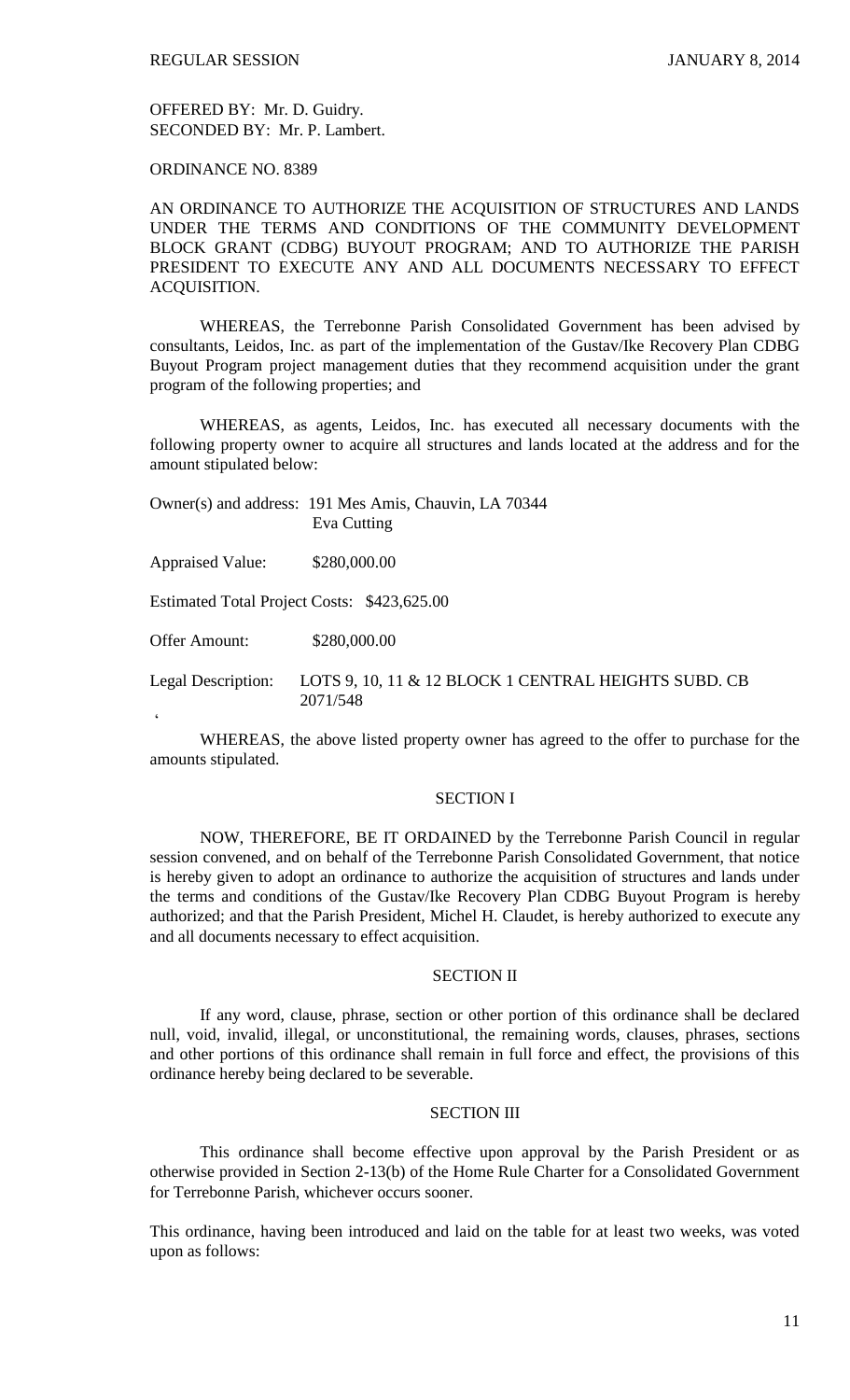OFFERED BY: Mr. D. Guidry.
SECONDED BY: Mr. P. Lambert.

ORDINANCE NO. 8389

AN ORDINANCE TO AUTHORIZE THE ACQUISITION OF STRUCTURES AND LANDS UNDER THE TERMS AND CONDITIONS OF THE COMMUNITY DEVELOPMENT BLOCK GRANT (CDBG) BUYOUT PROGRAM; AND TO AUTHORIZE THE PARISH PRESIDENT TO EXECUTE ANY AND ALL DOCUMENTS NECESSARY TO EFFECT ACQUISITION.

WHEREAS, the Terrebonne Parish Consolidated Government has been advised by consultants, Leidos, Inc. as part of the implementation of the Gustav/Ike Recovery Plan CDBG Buyout Program project management duties that they recommend acquisition under the grant program of the following properties; and

WHEREAS, as agents, Leidos, Inc. has executed all necessary documents with the following property owner to acquire all structures and lands located at the address and for the amount stipulated below:

Owner(s) and address: 191 Mes Amis, Chauvin, LA 70344
Eva Cutting

Appraised Value: $280,000.00

Estimated Total Project Costs: $423,625.00

Offer Amount: $280,000.00

Legal Description: LOTS 9, 10, 11 & 12 BLOCK 1 CENTRAL HEIGHTS SUBD. CB 2071/548

WHEREAS, the above listed property owner has agreed to the offer to purchase for the amounts stipulated.

SECTION I

NOW, THEREFORE, BE IT ORDAINED by the Terrebonne Parish Council in regular session convened, and on behalf of the Terrebonne Parish Consolidated Government, that notice is hereby given to adopt an ordinance to authorize the acquisition of structures and lands under the terms and conditions of the Gustav/Ike Recovery Plan CDBG Buyout Program is hereby authorized; and that the Parish President, Michel H. Claudet, is hereby authorized to execute any and all documents necessary to effect acquisition.

SECTION II

If any word, clause, phrase, section or other portion of this ordinance shall be declared null, void, invalid, illegal, or unconstitutional, the remaining words, clauses, phrases, sections and other portions of this ordinance shall remain in full force and effect, the provisions of this ordinance hereby being declared to be severable.

SECTION III

This ordinance shall become effective upon approval by the Parish President or as otherwise provided in Section 2-13(b) of the Home Rule Charter for a Consolidated Government for Terrebonne Parish, whichever occurs sooner.

This ordinance, having been introduced and laid on the table for at least two weeks, was voted upon as follows: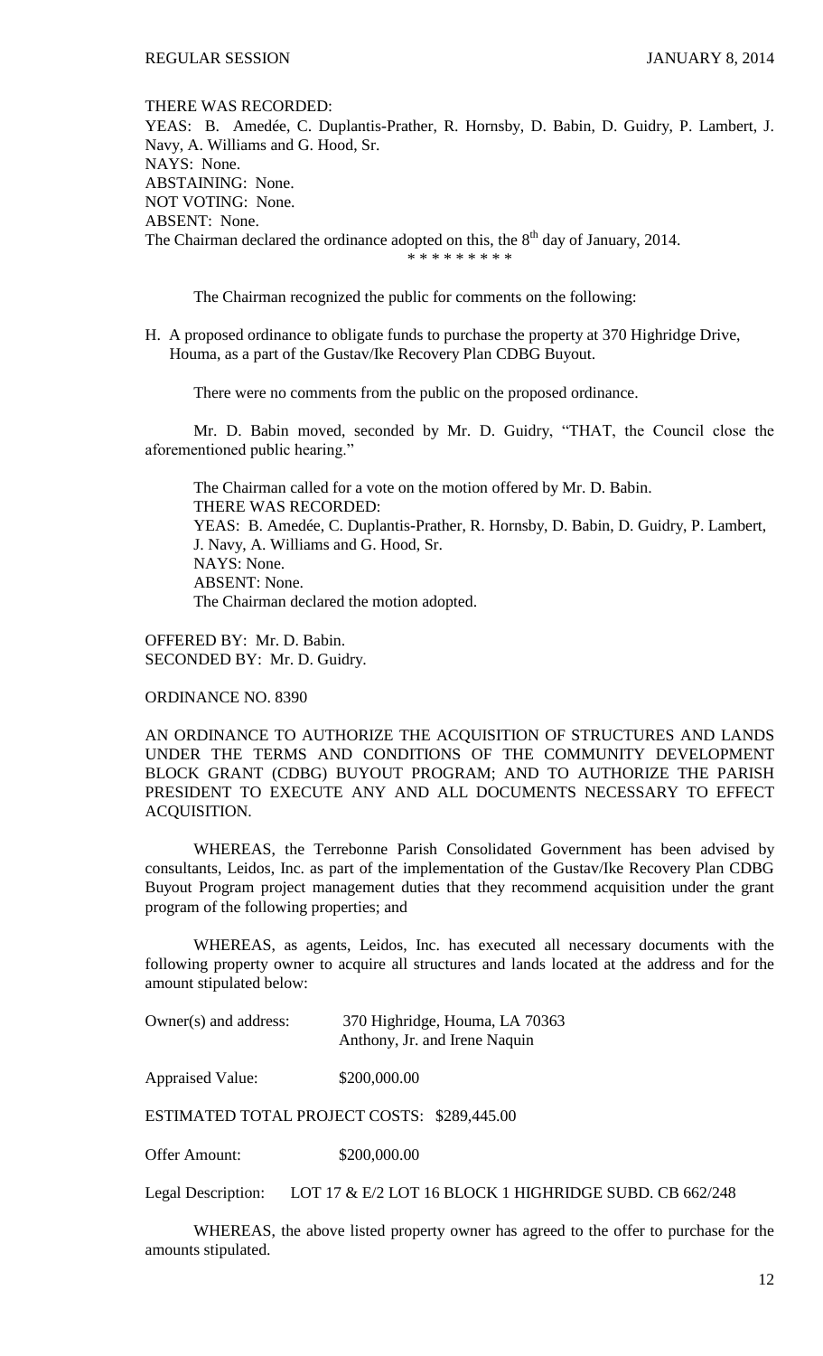THERE WAS RECORDED:
YEAS: B. Amedée, C. Duplantis-Prather, R. Hornsby, D. Babin, D. Guidry, P. Lambert, J. Navy, A. Williams and G. Hood, Sr.
NAYS: None.
ABSTAINING: None.
NOT VOTING: None.
ABSENT: None.
The Chairman declared the ordinance adopted on this, the 8th day of January, 2014.

\* \* \* \* \* \* \* \* \*

The Chairman recognized the public for comments on the following:

H. A proposed ordinance to obligate funds to purchase the property at 370 Highridge Drive, Houma, as a part of the Gustav/Ike Recovery Plan CDBG Buyout.

There were no comments from the public on the proposed ordinance.

Mr. D. Babin moved, seconded by Mr. D. Guidry, "THAT, the Council close the aforementioned public hearing."

The Chairman called for a vote on the motion offered by Mr. D. Babin.
THERE WAS RECORDED:
YEAS: B. Amedée, C. Duplantis-Prather, R. Hornsby, D. Babin, D. Guidry, P. Lambert, J. Navy, A. Williams and G. Hood, Sr.
NAYS: None.
ABSENT: None.
The Chairman declared the motion adopted.

OFFERED BY: Mr. D. Babin.
SECONDED BY: Mr. D. Guidry.

ORDINANCE NO. 8390

AN ORDINANCE TO AUTHORIZE THE ACQUISITION OF STRUCTURES AND LANDS UNDER THE TERMS AND CONDITIONS OF THE COMMUNITY DEVELOPMENT BLOCK GRANT (CDBG) BUYOUT PROGRAM; AND TO AUTHORIZE THE PARISH PRESIDENT TO EXECUTE ANY AND ALL DOCUMENTS NECESSARY TO EFFECT ACQUISITION.

WHEREAS, the Terrebonne Parish Consolidated Government has been advised by consultants, Leidos, Inc. as part of the implementation of the Gustav/Ike Recovery Plan CDBG Buyout Program project management duties that they recommend acquisition under the grant program of the following properties; and

WHEREAS, as agents, Leidos, Inc. has executed all necessary documents with the following property owner to acquire all structures and lands located at the address and for the amount stipulated below:

Owner(s) and address: 370 Highridge, Houma, LA 70363
Anthony, Jr. and Irene Naquin

Appraised Value: $200,000.00

ESTIMATED TOTAL PROJECT COSTS: $289,445.00

Offer Amount: $200,000.00

Legal Description: LOT 17 & E/2 LOT 16 BLOCK 1 HIGHRIDGE SUBD. CB 662/248

WHEREAS, the above listed property owner has agreed to the offer to purchase for the amounts stipulated.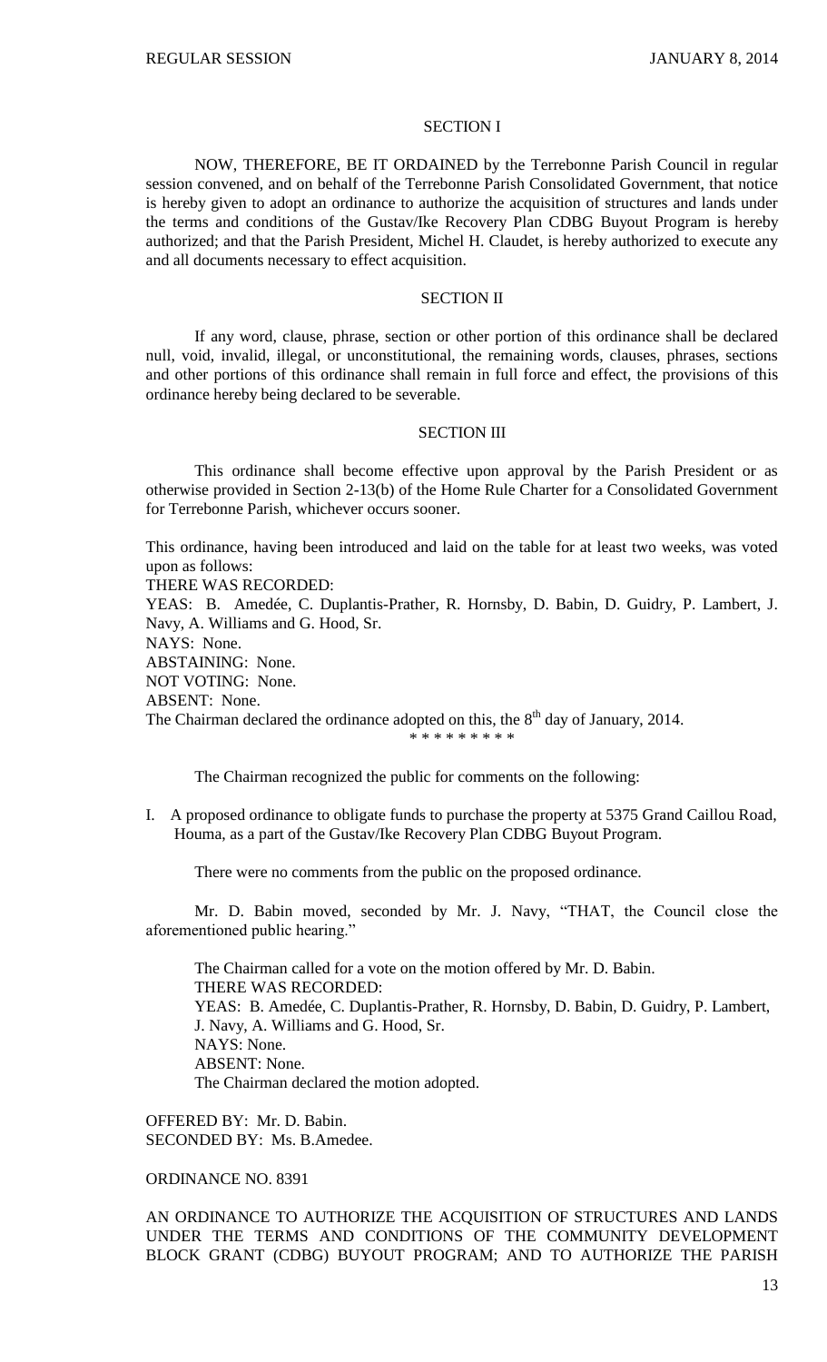## SECTION I

NOW, THEREFORE, BE IT ORDAINED by the Terrebonne Parish Council in regular session convened, and on behalf of the Terrebonne Parish Consolidated Government, that notice is hereby given to adopt an ordinance to authorize the acquisition of structures and lands under the terms and conditions of the Gustav/Ike Recovery Plan CDBG Buyout Program is hereby authorized; and that the Parish President, Michel H. Claudet, is hereby authorized to execute any and all documents necessary to effect acquisition.

## SECTION II

If any word, clause, phrase, section or other portion of this ordinance shall be declared null, void, invalid, illegal, or unconstitutional, the remaining words, clauses, phrases, sections and other portions of this ordinance shall remain in full force and effect, the provisions of this ordinance hereby being declared to be severable.

## SECTION III

This ordinance shall become effective upon approval by the Parish President or as otherwise provided in Section 2-13(b) of the Home Rule Charter for a Consolidated Government for Terrebonne Parish, whichever occurs sooner.

This ordinance, having been introduced and laid on the table for at least two weeks, was voted upon as follows:
THERE WAS RECORDED:
YEAS: B. Amedée, C. Duplantis-Prather, R. Hornsby, D. Babin, D. Guidry, P. Lambert, J. Navy, A. Williams and G. Hood, Sr.
NAYS: None.
ABSTAINING: None.
NOT VOTING: None.
ABSENT: None.
The Chairman declared the ordinance adopted on this, the 8th day of January, 2014.

* * * * * * * * *

The Chairman recognized the public for comments on the following:

I. A proposed ordinance to obligate funds to purchase the property at 5375 Grand Caillou Road, Houma, as a part of the Gustav/Ike Recovery Plan CDBG Buyout Program.

There were no comments from the public on the proposed ordinance.

Mr. D. Babin moved, seconded by Mr. J. Navy, "THAT, the Council close the aforementioned public hearing."

The Chairman called for a vote on the motion offered by Mr. D. Babin.
THERE WAS RECORDED:
YEAS: B. Amedée, C. Duplantis-Prather, R. Hornsby, D. Babin, D. Guidry, P. Lambert, J. Navy, A. Williams and G. Hood, Sr.
NAYS: None.
ABSENT: None.
The Chairman declared the motion adopted.

OFFERED BY: Mr. D. Babin.
SECONDED BY: Ms. B.Amedee.

ORDINANCE NO. 8391

AN ORDINANCE TO AUTHORIZE THE ACQUISITION OF STRUCTURES AND LANDS UNDER THE TERMS AND CONDITIONS OF THE COMMUNITY DEVELOPMENT BLOCK GRANT (CDBG) BUYOUT PROGRAM; AND TO AUTHORIZE THE PARISH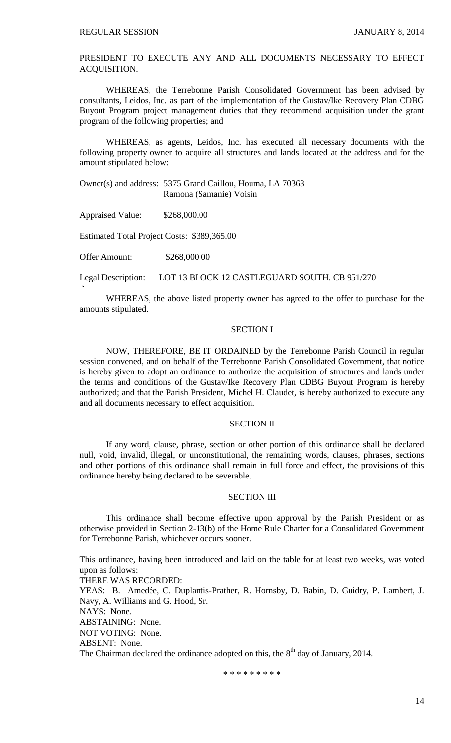PRESIDENT TO EXECUTE ANY AND ALL DOCUMENTS NECESSARY TO EFFECT ACQUISITION.

WHEREAS, the Terrebonne Parish Consolidated Government has been advised by consultants, Leidos, Inc. as part of the implementation of the Gustav/Ike Recovery Plan CDBG Buyout Program project management duties that they recommend acquisition under the grant program of the following properties; and

WHEREAS, as agents, Leidos, Inc. has executed all necessary documents with the following property owner to acquire all structures and lands located at the address and for the amount stipulated below:

Owner(s) and address: 5375 Grand Caillou, Houma, LA 70363
Ramona (Samanie) Voisin

Appraised Value: $268,000.00

Estimated Total Project Costs: $389,365.00

Offer Amount: $268,000.00

Legal Description: LOT 13 BLOCK 12 CASTLEGUARD SOUTH. CB 951/270

WHEREAS, the above listed property owner has agreed to the offer to purchase for the amounts stipulated.

SECTION I

NOW, THEREFORE, BE IT ORDAINED by the Terrebonne Parish Council in regular session convened, and on behalf of the Terrebonne Parish Consolidated Government, that notice is hereby given to adopt an ordinance to authorize the acquisition of structures and lands under the terms and conditions of the Gustav/Ike Recovery Plan CDBG Buyout Program is hereby authorized; and that the Parish President, Michel H. Claudet, is hereby authorized to execute any and all documents necessary to effect acquisition.

SECTION II

If any word, clause, phrase, section or other portion of this ordinance shall be declared null, void, invalid, illegal, or unconstitutional, the remaining words, clauses, phrases, sections and other portions of this ordinance shall remain in full force and effect, the provisions of this ordinance hereby being declared to be severable.

SECTION III

This ordinance shall become effective upon approval by the Parish President or as otherwise provided in Section 2-13(b) of the Home Rule Charter for a Consolidated Government for Terrebonne Parish, whichever occurs sooner.

This ordinance, having been introduced and laid on the table for at least two weeks, was voted upon as follows:
THERE WAS RECORDED:
YEAS: B. Amedée, C. Duplantis-Prather, R. Hornsby, D. Babin, D. Guidry, P. Lambert, J. Navy, A. Williams and G. Hood, Sr.
NAYS: None.
ABSTAINING: None.
NOT VOTING: None.
ABSENT: None.
The Chairman declared the ordinance adopted on this, the 8th day of January, 2014.

* * * * * * * * *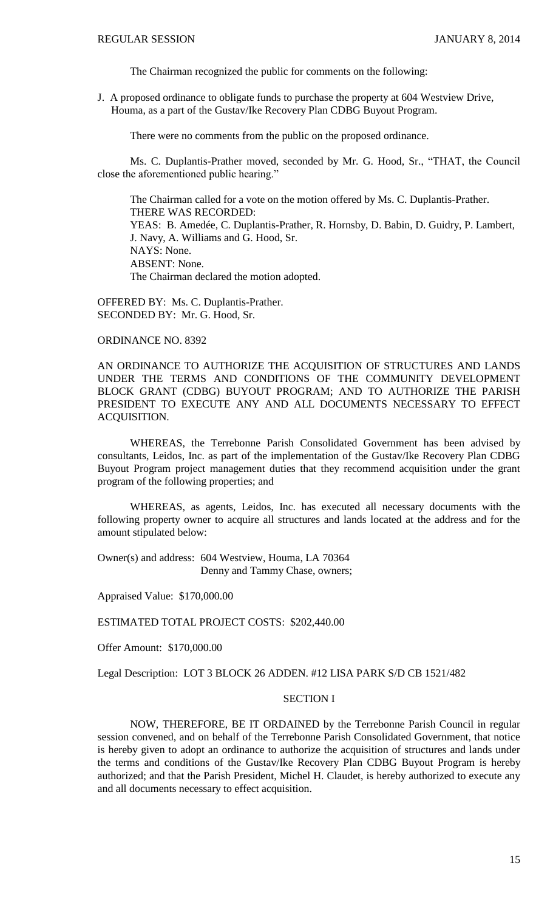The Chairman recognized the public for comments on the following:

J. A proposed ordinance to obligate funds to purchase the property at 604 Westview Drive, Houma, as a part of the Gustav/Ike Recovery Plan CDBG Buyout Program.

There were no comments from the public on the proposed ordinance.

Ms. C. Duplantis-Prather moved, seconded by Mr. G. Hood, Sr., "THAT, the Council close the aforementioned public hearing."

The Chairman called for a vote on the motion offered by Ms. C. Duplantis-Prather.
THERE WAS RECORDED:
YEAS: B. Amedée, C. Duplantis-Prather, R. Hornsby, D. Babin, D. Guidry, P. Lambert, J. Navy, A. Williams and G. Hood, Sr.
NAYS: None.
ABSENT: None.
The Chairman declared the motion adopted.

OFFERED BY: Ms. C. Duplantis-Prather.
SECONDED BY: Mr. G. Hood, Sr.

ORDINANCE NO. 8392

AN ORDINANCE TO AUTHORIZE THE ACQUISITION OF STRUCTURES AND LANDS UNDER THE TERMS AND CONDITIONS OF THE COMMUNITY DEVELOPMENT BLOCK GRANT (CDBG) BUYOUT PROGRAM; AND TO AUTHORIZE THE PARISH PRESIDENT TO EXECUTE ANY AND ALL DOCUMENTS NECESSARY TO EFFECT ACQUISITION.

WHEREAS, the Terrebonne Parish Consolidated Government has been advised by consultants, Leidos, Inc. as part of the implementation of the Gustav/Ike Recovery Plan CDBG Buyout Program project management duties that they recommend acquisition under the grant program of the following properties; and

WHEREAS, as agents, Leidos, Inc. has executed all necessary documents with the following property owner to acquire all structures and lands located at the address and for the amount stipulated below:

Owner(s) and address: 604 Westview, Houma, LA 70364
Denny and Tammy Chase, owners;

Appraised Value: $170,000.00

ESTIMATED TOTAL PROJECT COSTS: $202,440.00

Offer Amount: $170,000.00

Legal Description: LOT 3 BLOCK 26 ADDEN. #12 LISA PARK S/D CB 1521/482

SECTION I

NOW, THEREFORE, BE IT ORDAINED by the Terrebonne Parish Council in regular session convened, and on behalf of the Terrebonne Parish Consolidated Government, that notice is hereby given to adopt an ordinance to authorize the acquisition of structures and lands under the terms and conditions of the Gustav/Ike Recovery Plan CDBG Buyout Program is hereby authorized; and that the Parish President, Michel H. Claudet, is hereby authorized to execute any and all documents necessary to effect acquisition.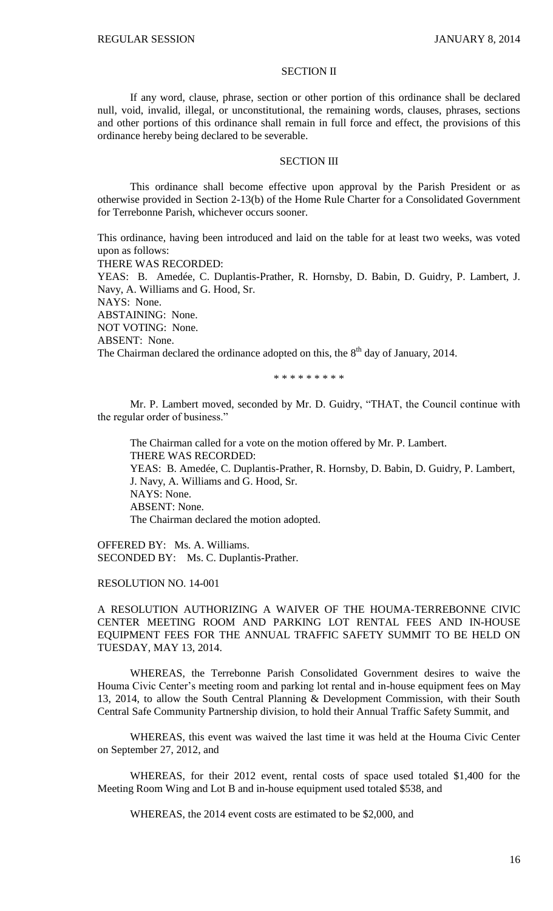SECTION II

If any word, clause, phrase, section or other portion of this ordinance shall be declared null, void, invalid, illegal, or unconstitutional, the remaining words, clauses, phrases, sections and other portions of this ordinance shall remain in full force and effect, the provisions of this ordinance hereby being declared to be severable.

SECTION III

This ordinance shall become effective upon approval by the Parish President or as otherwise provided in Section 2-13(b) of the Home Rule Charter for a Consolidated Government for Terrebonne Parish, whichever occurs sooner.

This ordinance, having been introduced and laid on the table for at least two weeks, was voted upon as follows:
THERE WAS RECORDED:
YEAS: B. Amedée, C. Duplantis-Prather, R. Hornsby, D. Babin, D. Guidry, P. Lambert, J. Navy, A. Williams and G. Hood, Sr.
NAYS: None.
ABSTAINING: None.
NOT VOTING: None.
ABSENT: None.
The Chairman declared the ordinance adopted on this, the 8th day of January, 2014.

\* \* \* \* \* \* \* \* \*

Mr. P. Lambert moved, seconded by Mr. D. Guidry, "THAT, the Council continue with the regular order of business."

The Chairman called for a vote on the motion offered by Mr. P. Lambert.
THERE WAS RECORDED:
YEAS: B. Amedée, C. Duplantis-Prather, R. Hornsby, D. Babin, D. Guidry, P. Lambert, J. Navy, A. Williams and G. Hood, Sr.
NAYS: None.
ABSENT: None.
The Chairman declared the motion adopted.

OFFERED BY: Ms. A. Williams.
SECONDED BY: Ms. C. Duplantis-Prather.

RESOLUTION NO. 14-001

A RESOLUTION AUTHORIZING A WAIVER OF THE HOUMA-TERREBONNE CIVIC CENTER MEETING ROOM AND PARKING LOT RENTAL FEES AND IN-HOUSE EQUIPMENT FEES FOR THE ANNUAL TRAFFIC SAFETY SUMMIT TO BE HELD ON TUESDAY, MAY 13, 2014.

WHEREAS, the Terrebonne Parish Consolidated Government desires to waive the Houma Civic Center's meeting room and parking lot rental and in-house equipment fees on May 13, 2014, to allow the South Central Planning & Development Commission, with their South Central Safe Community Partnership division, to hold their Annual Traffic Safety Summit, and

WHEREAS, this event was waived the last time it was held at the Houma Civic Center on September 27, 2012, and

WHEREAS, for their 2012 event, rental costs of space used totaled $1,400 for the Meeting Room Wing and Lot B and in-house equipment used totaled $538, and

WHEREAS, the 2014 event costs are estimated to be $2,000, and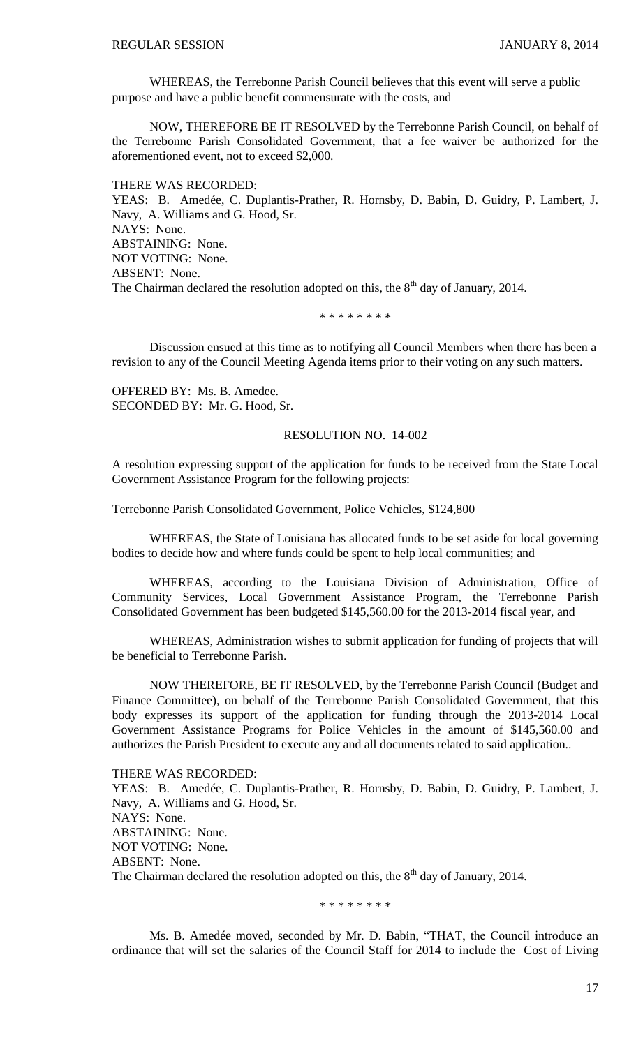WHEREAS, the Terrebonne Parish Council believes that this event will serve a public purpose and have a public benefit commensurate with the costs, and

NOW, THEREFORE BE IT RESOLVED by the Terrebonne Parish Council, on behalf of the Terrebonne Parish Consolidated Government, that a fee waiver be authorized for the aforementioned event, not to exceed $2,000.

THERE WAS RECORDED:
YEAS: B. Amedée, C. Duplantis-Prather, R. Hornsby, D. Babin, D. Guidry, P. Lambert, J. Navy, A. Williams and G. Hood, Sr.
NAYS: None.
ABSTAINING: None.
NOT VOTING: None.
ABSENT: None.
The Chairman declared the resolution adopted on this, the 8th day of January, 2014.

\* \* \* \* \* \* \* \*

Discussion ensued at this time as to notifying all Council Members when there has been a revision to any of the Council Meeting Agenda items prior to their voting on any such matters.

OFFERED BY: Ms. B. Amedee.
SECONDED BY: Mr. G. Hood, Sr.

RESOLUTION NO. 14-002

A resolution expressing support of the application for funds to be received from the State Local Government Assistance Program for the following projects:

Terrebonne Parish Consolidated Government, Police Vehicles, $124,800

WHEREAS, the State of Louisiana has allocated funds to be set aside for local governing bodies to decide how and where funds could be spent to help local communities; and

WHEREAS, according to the Louisiana Division of Administration, Office of Community Services, Local Government Assistance Program, the Terrebonne Parish Consolidated Government has been budgeted $145,560.00 for the 2013-2014 fiscal year, and

WHEREAS, Administration wishes to submit application for funding of projects that will be beneficial to Terrebonne Parish.

NOW THEREFORE, BE IT RESOLVED, by the Terrebonne Parish Council (Budget and Finance Committee), on behalf of the Terrebonne Parish Consolidated Government, that this body expresses its support of the application for funding through the 2013-2014 Local Government Assistance Programs for Police Vehicles in the amount of $145,560.00 and authorizes the Parish President to execute any and all documents related to said application..

THERE WAS RECORDED:
YEAS: B. Amedée, C. Duplantis-Prather, R. Hornsby, D. Babin, D. Guidry, P. Lambert, J. Navy, A. Williams and G. Hood, Sr.
NAYS: None.
ABSTAINING: None.
NOT VOTING: None.
ABSENT: None.
The Chairman declared the resolution adopted on this, the 8th day of January, 2014.

\* \* \* \* \* \* \* \*

Ms. B. Amedée moved, seconded by Mr. D. Babin, "THAT, the Council introduce an ordinance that will set the salaries of the Council Staff for 2014 to include the Cost of Living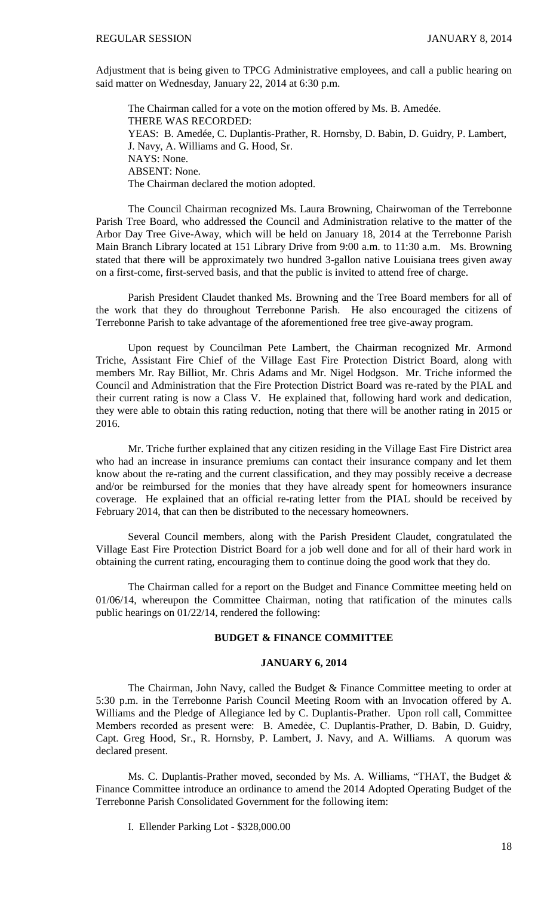Adjustment that is being given to TPCG Administrative employees, and call a public hearing on said matter on Wednesday, January 22, 2014 at 6:30 p.m.

The Chairman called for a vote on the motion offered by Ms. B. Amedée.
THERE WAS RECORDED:
YEAS: B. Amedée, C. Duplantis-Prather, R. Hornsby, D. Babin, D. Guidry, P. Lambert, J. Navy, A. Williams and G. Hood, Sr.
NAYS: None.
ABSENT: None.
The Chairman declared the motion adopted.

The Council Chairman recognized Ms. Laura Browning, Chairwoman of the Terrebonne Parish Tree Board, who addressed the Council and Administration relative to the matter of the Arbor Day Tree Give-Away, which will be held on January 18, 2014 at the Terrebonne Parish Main Branch Library located at 151 Library Drive from 9:00 a.m. to 11:30 a.m. Ms. Browning stated that there will be approximately two hundred 3-gallon native Louisiana trees given away on a first-come, first-served basis, and that the public is invited to attend free of charge.

Parish President Claudet thanked Ms. Browning and the Tree Board members for all of the work that they do throughout Terrebonne Parish. He also encouraged the citizens of Terrebonne Parish to take advantage of the aforementioned free tree give-away program.

Upon request by Councilman Pete Lambert, the Chairman recognized Mr. Armond Triche, Assistant Fire Chief of the Village East Fire Protection District Board, along with members Mr. Ray Billiot, Mr. Chris Adams and Mr. Nigel Hodgson. Mr. Triche informed the Council and Administration that the Fire Protection District Board was re-rated by the PIAL and their current rating is now a Class V. He explained that, following hard work and dedication, they were able to obtain this rating reduction, noting that there will be another rating in 2015 or 2016.

Mr. Triche further explained that any citizen residing in the Village East Fire District area who had an increase in insurance premiums can contact their insurance company and let them know about the re-rating and the current classification, and they may possibly receive a decrease and/or be reimbursed for the monies that they have already spent for homeowners insurance coverage. He explained that an official re-rating letter from the PIAL should be received by February 2014, that can then be distributed to the necessary homeowners.

Several Council members, along with the Parish President Claudet, congratulated the Village East Fire Protection District Board for a job well done and for all of their hard work in obtaining the current rating, encouraging them to continue doing the good work that they do.

The Chairman called for a report on the Budget and Finance Committee meeting held on 01/06/14, whereupon the Committee Chairman, noting that ratification of the minutes calls public hearings on 01/22/14, rendered the following:

## BUDGET & FINANCE COMMITTEE

## JANUARY 6, 2014

The Chairman, John Navy, called the Budget & Finance Committee meeting to order at 5:30 p.m. in the Terrebonne Parish Council Meeting Room with an Invocation offered by A. Williams and the Pledge of Allegiance led by C. Duplantis-Prather. Upon roll call, Committee Members recorded as present were: B. Amedẻe, C. Duplantis-Prather, D. Babin, D. Guidry, Capt. Greg Hood, Sr., R. Hornsby, P. Lambert, J. Navy, and A. Williams. A quorum was declared present.

Ms. C. Duplantis-Prather moved, seconded by Ms. A. Williams, "THAT, the Budget & Finance Committee introduce an ordinance to amend the 2014 Adopted Operating Budget of the Terrebonne Parish Consolidated Government for the following item:

I. Ellender Parking Lot - $328,000.00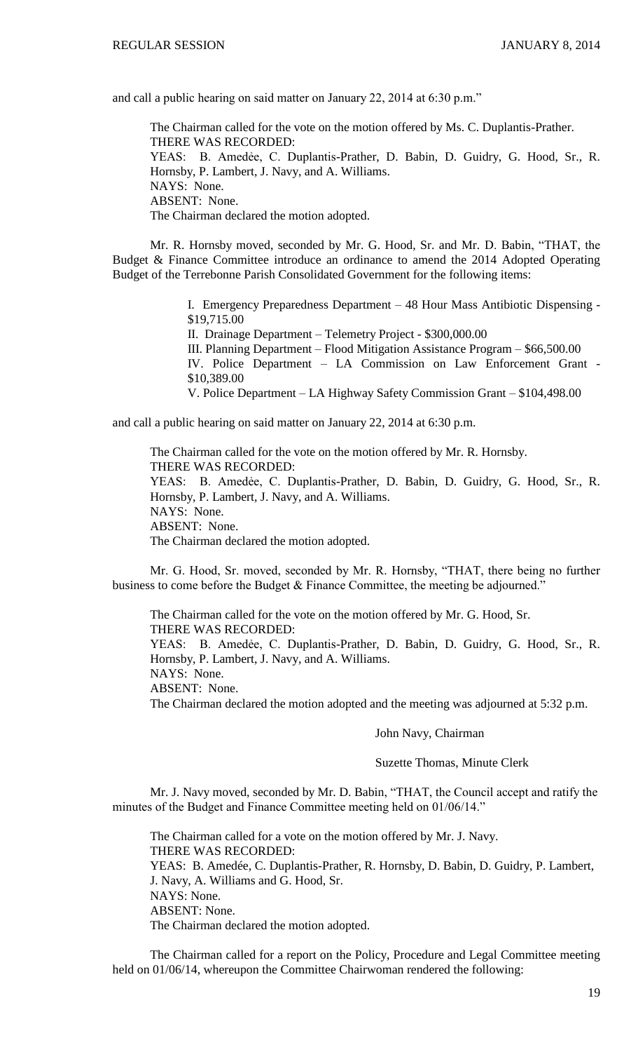and call a public hearing on said matter on January 22, 2014 at 6:30 p.m."

The Chairman called for the vote on the motion offered by Ms. C. Duplantis-Prather.
THERE WAS RECORDED:
YEAS: B. Amedée, C. Duplantis-Prather, D. Babin, D. Guidry, G. Hood, Sr., R. Hornsby, P. Lambert, J. Navy, and A. Williams.
NAYS: None.
ABSENT: None.
The Chairman declared the motion adopted.

Mr. R. Hornsby moved, seconded by Mr. G. Hood, Sr. and Mr. D. Babin, "THAT, the Budget & Finance Committee introduce an ordinance to amend the 2014 Adopted Operating Budget of the Terrebonne Parish Consolidated Government for the following items:

I. Emergency Preparedness Department – 48 Hour Mass Antibiotic Dispensing - $19,715.00
II. Drainage Department – Telemetry Project - $300,000.00
III. Planning Department – Flood Mitigation Assistance Program – $66,500.00
IV. Police Department – LA Commission on Law Enforcement Grant - $10,389.00
V. Police Department – LA Highway Safety Commission Grant – $104,498.00

and call a public hearing on said matter on January 22, 2014 at 6:30 p.m.

The Chairman called for the vote on the motion offered by Mr. R. Hornsby.
THERE WAS RECORDED:
YEAS: B. Amedée, C. Duplantis-Prather, D. Babin, D. Guidry, G. Hood, Sr., R. Hornsby, P. Lambert, J. Navy, and A. Williams.
NAYS: None.
ABSENT: None.
The Chairman declared the motion adopted.

Mr. G. Hood, Sr. moved, seconded by Mr. R. Hornsby, "THAT, there being no further business to come before the Budget & Finance Committee, the meeting be adjourned."

The Chairman called for the vote on the motion offered by Mr. G. Hood, Sr.
THERE WAS RECORDED:
YEAS: B. Amedée, C. Duplantis-Prather, D. Babin, D. Guidry, G. Hood, Sr., R. Hornsby, P. Lambert, J. Navy, and A. Williams.
NAYS: None.
ABSENT: None.
The Chairman declared the motion adopted and the meeting was adjourned at 5:32 p.m.

John Navy, Chairman

Suzette Thomas, Minute Clerk

Mr. J. Navy moved, seconded by Mr. D. Babin, "THAT, the Council accept and ratify the minutes of the Budget and Finance Committee meeting held on 01/06/14."

The Chairman called for a vote on the motion offered by Mr. J. Navy.
THERE WAS RECORDED:
YEAS: B. Amedée, C. Duplantis-Prather, R. Hornsby, D. Babin, D. Guidry, P. Lambert, J. Navy, A. Williams and G. Hood, Sr.
NAYS: None.
ABSENT: None.
The Chairman declared the motion adopted.

The Chairman called for a report on the Policy, Procedure and Legal Committee meeting held on 01/06/14, whereupon the Committee Chairwoman rendered the following: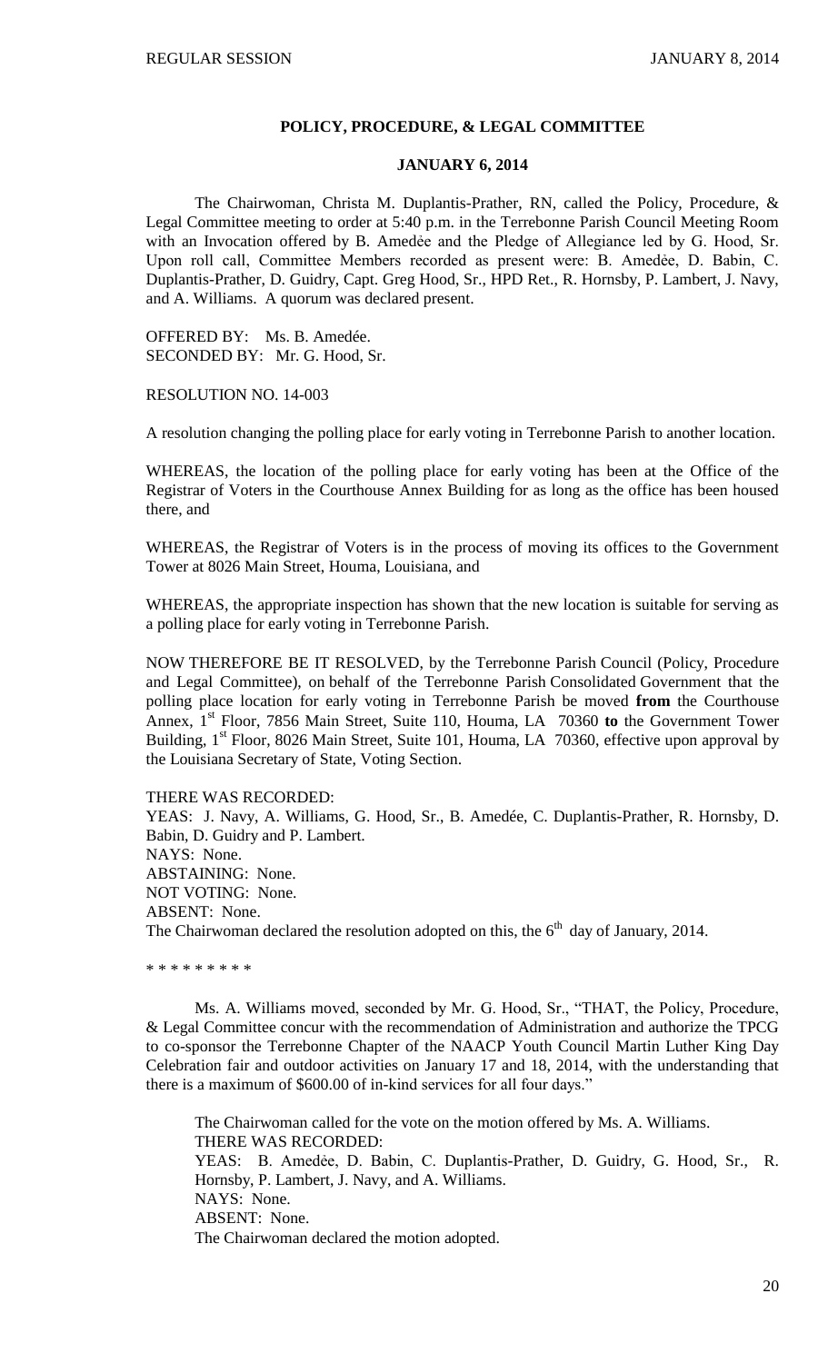## POLICY, PROCEDURE, & LEGAL COMMITTEE

### JANUARY 6, 2014

The Chairwoman, Christa M. Duplantis-Prather, RN, called the Policy, Procedure, & Legal Committee meeting to order at 5:40 p.m. in the Terrebonne Parish Council Meeting Room with an Invocation offered by B. Amedėe and the Pledge of Allegiance led by G. Hood, Sr. Upon roll call, Committee Members recorded as present were: B. Amedėe, D. Babin, C. Duplantis-Prather, D. Guidry, Capt. Greg Hood, Sr., HPD Ret., R. Hornsby, P. Lambert, J. Navy, and A. Williams. A quorum was declared present.

OFFERED BY: Ms. B. Amedée.
SECONDED BY: Mr. G. Hood, Sr.

RESOLUTION NO. 14-003

A resolution changing the polling place for early voting in Terrebonne Parish to another location.

WHEREAS, the location of the polling place for early voting has been at the Office of the Registrar of Voters in the Courthouse Annex Building for as long as the office has been housed there, and

WHEREAS, the Registrar of Voters is in the process of moving its offices to the Government Tower at 8026 Main Street, Houma, Louisiana, and

WHEREAS, the appropriate inspection has shown that the new location is suitable for serving as a polling place for early voting in Terrebonne Parish.

NOW THEREFORE BE IT RESOLVED, by the Terrebonne Parish Council (Policy, Procedure and Legal Committee), on behalf of the Terrebonne Parish Consolidated Government that the polling place location for early voting in Terrebonne Parish be moved **from** the Courthouse Annex, 1st Floor, 7856 Main Street, Suite 110, Houma, LA 70360 **to** the Government Tower Building, 1st Floor, 8026 Main Street, Suite 101, Houma, LA 70360, effective upon approval by the Louisiana Secretary of State, Voting Section.

THERE WAS RECORDED:
YEAS: J. Navy, A. Williams, G. Hood, Sr., B. Amedée, C. Duplantis-Prather, R. Hornsby, D. Babin, D. Guidry and P. Lambert.
NAYS: None.
ABSTAINING: None.
NOT VOTING: None.
ABSENT: None.
The Chairwoman declared the resolution adopted on this, the 6th day of January, 2014.

\* \* \* \* \* \* \* \* \*

Ms. A. Williams moved, seconded by Mr. G. Hood, Sr., "THAT, the Policy, Procedure, & Legal Committee concur with the recommendation of Administration and authorize the TPCG to co-sponsor the Terrebonne Chapter of the NAACP Youth Council Martin Luther King Day Celebration fair and outdoor activities on January 17 and 18, 2014, with the understanding that there is a maximum of $600.00 of in-kind services for all four days."

The Chairwoman called for the vote on the motion offered by Ms. A. Williams.
THERE WAS RECORDED:
YEAS: B. Amedée, D. Babin, C. Duplantis-Prather, D. Guidry, G. Hood, Sr., R. Hornsby, P. Lambert, J. Navy, and A. Williams.
NAYS: None.
ABSENT: None.
The Chairwoman declared the motion adopted.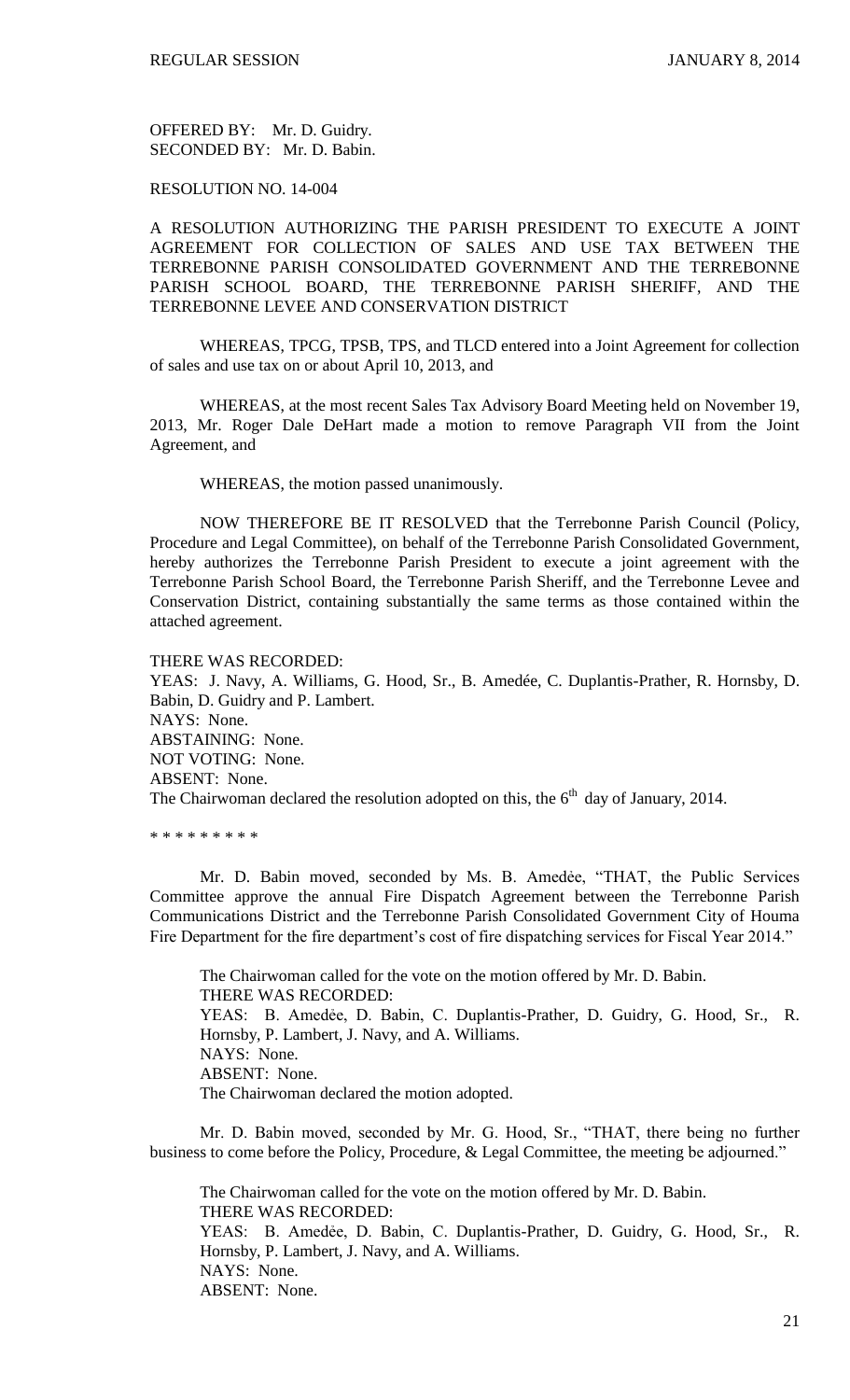OFFERED BY: Mr. D. Guidry.
SECONDED BY: Mr. D. Babin.

RESOLUTION NO. 14-004

A RESOLUTION AUTHORIZING THE PARISH PRESIDENT TO EXECUTE A JOINT AGREEMENT FOR COLLECTION OF SALES AND USE TAX BETWEEN THE TERREBONNE PARISH CONSOLIDATED GOVERNMENT AND THE TERREBONNE PARISH SCHOOL BOARD, THE TERREBONNE PARISH SHERIFF, AND THE TERREBONNE LEVEE AND CONSERVATION DISTRICT

WHEREAS, TPCG, TPSB, TPS, and TLCD entered into a Joint Agreement for collection of sales and use tax on or about April 10, 2013, and

WHEREAS, at the most recent Sales Tax Advisory Board Meeting held on November 19, 2013, Mr. Roger Dale DeHart made a motion to remove Paragraph VII from the Joint Agreement, and

WHEREAS, the motion passed unanimously.

NOW THEREFORE BE IT RESOLVED that the Terrebonne Parish Council (Policy, Procedure and Legal Committee), on behalf of the Terrebonne Parish Consolidated Government, hereby authorizes the Terrebonne Parish President to execute a joint agreement with the Terrebonne Parish School Board, the Terrebonne Parish Sheriff, and the Terrebonne Levee and Conservation District, containing substantially the same terms as those contained within the attached agreement.

THERE WAS RECORDED:
YEAS: J. Navy, A. Williams, G. Hood, Sr., B. Amedée, C. Duplantis-Prather, R. Hornsby, D. Babin, D. Guidry and P. Lambert.
NAYS: None.
ABSTAINING: None.
NOT VOTING: None.
ABSENT: None.
The Chairwoman declared the resolution adopted on this, the 6th day of January, 2014.

* * * * * * * * *

Mr. D. Babin moved, seconded by Ms. B. Amedẻe, "THAT, the Public Services Committee approve the annual Fire Dispatch Agreement between the Terrebonne Parish Communications District and the Terrebonne Parish Consolidated Government City of Houma Fire Department for the fire department's cost of fire dispatching services for Fiscal Year 2014."

The Chairwoman called for the vote on the motion offered by Mr. D. Babin.
THERE WAS RECORDED:
YEAS: B. Amedẻe, D. Babin, C. Duplantis-Prather, D. Guidry, G. Hood, Sr., R. Hornsby, P. Lambert, J. Navy, and A. Williams.
NAYS: None.
ABSENT: None.
The Chairwoman declared the motion adopted.

Mr. D. Babin moved, seconded by Mr. G. Hood, Sr., "THAT, there being no further business to come before the Policy, Procedure, & Legal Committee, the meeting be adjourned."

The Chairwoman called for the vote on the motion offered by Mr. D. Babin.
THERE WAS RECORDED:
YEAS: B. Amedẻe, D. Babin, C. Duplantis-Prather, D. Guidry, G. Hood, Sr., R. Hornsby, P. Lambert, J. Navy, and A. Williams.
NAYS: None.
ABSENT: None.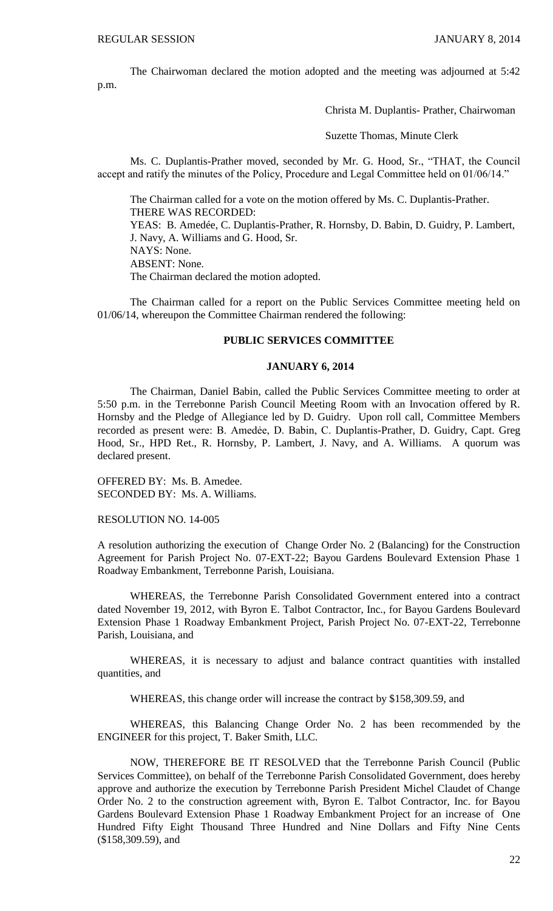The Chairwoman declared the motion adopted and the meeting was adjourned at 5:42 p.m.

Christa M. Duplantis- Prather, Chairwoman

Suzette Thomas, Minute Clerk

Ms. C. Duplantis-Prather moved, seconded by Mr. G. Hood, Sr., "THAT, the Council accept and ratify the minutes of the Policy, Procedure and Legal Committee held on 01/06/14."

The Chairman called for a vote on the motion offered by Ms. C. Duplantis-Prather.
THERE WAS RECORDED:
YEAS: B. Amedée, C. Duplantis-Prather, R. Hornsby, D. Babin, D. Guidry, P. Lambert, J. Navy, A. Williams and G. Hood, Sr.
NAYS: None.
ABSENT: None.
The Chairman declared the motion adopted.

The Chairman called for a report on the Public Services Committee meeting held on 01/06/14, whereupon the Committee Chairman rendered the following:

**PUBLIC SERVICES COMMITTEE**

**JANUARY 6, 2014**

The Chairman, Daniel Babin, called the Public Services Committee meeting to order at 5:50 p.m. in the Terrebonne Parish Council Meeting Room with an Invocation offered by R. Hornsby and the Pledge of Allegiance led by D. Guidry. Upon roll call, Committee Members recorded as present were: B. Amedèe, D. Babin, C. Duplantis-Prather, D. Guidry, Capt. Greg Hood, Sr., HPD Ret., R. Hornsby, P. Lambert, J. Navy, and A. Williams. A quorum was declared present.

OFFERED BY: Ms. B. Amedee.
SECONDED BY: Ms. A. Williams.

RESOLUTION NO. 14-005

A resolution authorizing the execution of Change Order No. 2 (Balancing) for the Construction Agreement for Parish Project No. 07-EXT-22; Bayou Gardens Boulevard Extension Phase 1 Roadway Embankment, Terrebonne Parish, Louisiana.

WHEREAS, the Terrebonne Parish Consolidated Government entered into a contract dated November 19, 2012, with Byron E. Talbot Contractor, Inc., for Bayou Gardens Boulevard Extension Phase 1 Roadway Embankment Project, Parish Project No. 07-EXT-22, Terrebonne Parish, Louisiana, and

WHEREAS, it is necessary to adjust and balance contract quantities with installed quantities, and

WHEREAS, this change order will increase the contract by $158,309.59, and

WHEREAS, this Balancing Change Order No. 2 has been recommended by the ENGINEER for this project, T. Baker Smith, LLC.

NOW, THEREFORE BE IT RESOLVED that the Terrebonne Parish Council (Public Services Committee), on behalf of the Terrebonne Parish Consolidated Government, does hereby approve and authorize the execution by Terrebonne Parish President Michel Claudet of Change Order No. 2 to the construction agreement with, Byron E. Talbot Contractor, Inc. for Bayou Gardens Boulevard Extension Phase 1 Roadway Embankment Project for an increase of One Hundred Fifty Eight Thousand Three Hundred and Nine Dollars and Fifty Nine Cents ($158,309.59), and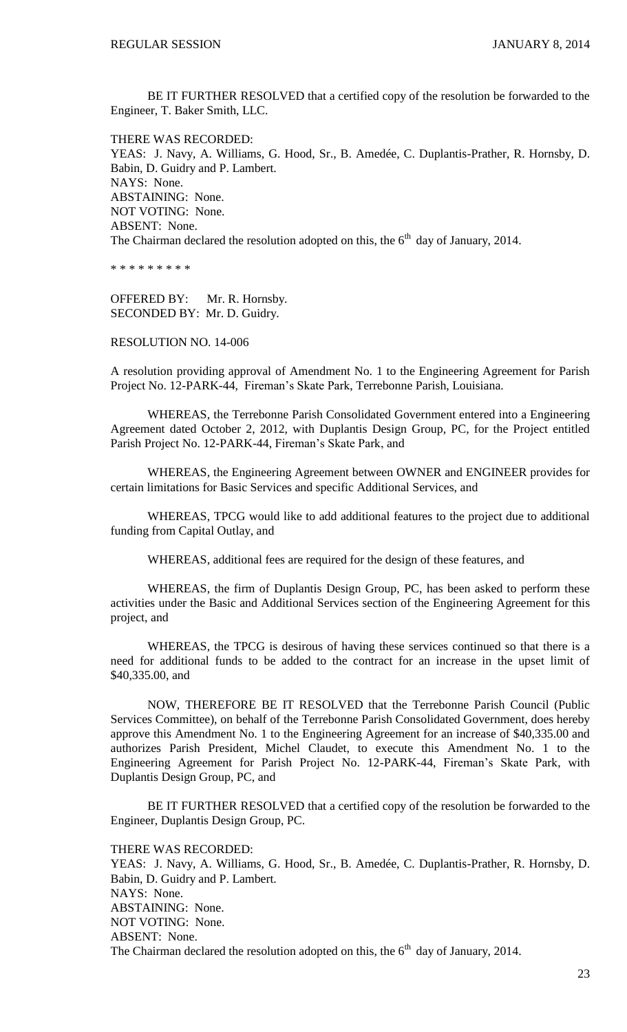BE IT FURTHER RESOLVED that a certified copy of the resolution be forwarded to the Engineer, T. Baker Smith, LLC.

THERE WAS RECORDED:
YEAS: J. Navy, A. Williams, G. Hood, Sr., B. Amedée, C. Duplantis-Prather, R. Hornsby, D. Babin, D. Guidry and P. Lambert.
NAYS: None.
ABSTAINING: None.
NOT VOTING: None.
ABSENT: None.
The Chairman declared the resolution adopted on this, the 6th day of January, 2014.

\* \* \* \* \* \* \* \* \*

OFFERED BY: Mr. R. Hornsby.
SECONDED BY: Mr. D. Guidry.

RESOLUTION NO. 14-006

A resolution providing approval of Amendment No. 1 to the Engineering Agreement for Parish Project No. 12-PARK-44, Fireman's Skate Park, Terrebonne Parish, Louisiana.

WHEREAS, the Terrebonne Parish Consolidated Government entered into a Engineering Agreement dated October 2, 2012, with Duplantis Design Group, PC, for the Project entitled Parish Project No. 12-PARK-44, Fireman's Skate Park, and

WHEREAS, the Engineering Agreement between OWNER and ENGINEER provides for certain limitations for Basic Services and specific Additional Services, and

WHEREAS, TPCG would like to add additional features to the project due to additional funding from Capital Outlay, and

WHEREAS, additional fees are required for the design of these features, and

WHEREAS, the firm of Duplantis Design Group, PC, has been asked to perform these activities under the Basic and Additional Services section of the Engineering Agreement for this project, and

WHEREAS, the TPCG is desirous of having these services continued so that there is a need for additional funds to be added to the contract for an increase in the upset limit of $40,335.00, and

NOW, THEREFORE BE IT RESOLVED that the Terrebonne Parish Council (Public Services Committee), on behalf of the Terrebonne Parish Consolidated Government, does hereby approve this Amendment No. 1 to the Engineering Agreement for an increase of $40,335.00 and authorizes Parish President, Michel Claudet, to execute this Amendment No. 1 to the Engineering Agreement for Parish Project No. 12-PARK-44, Fireman's Skate Park, with Duplantis Design Group, PC, and

BE IT FURTHER RESOLVED that a certified copy of the resolution be forwarded to the Engineer, Duplantis Design Group, PC.

THERE WAS RECORDED:
YEAS: J. Navy, A. Williams, G. Hood, Sr., B. Amedée, C. Duplantis-Prather, R. Hornsby, D. Babin, D. Guidry and P. Lambert.
NAYS: None.
ABSTAINING: None.
NOT VOTING: None.
ABSENT: None.
The Chairman declared the resolution adopted on this, the 6th day of January, 2014.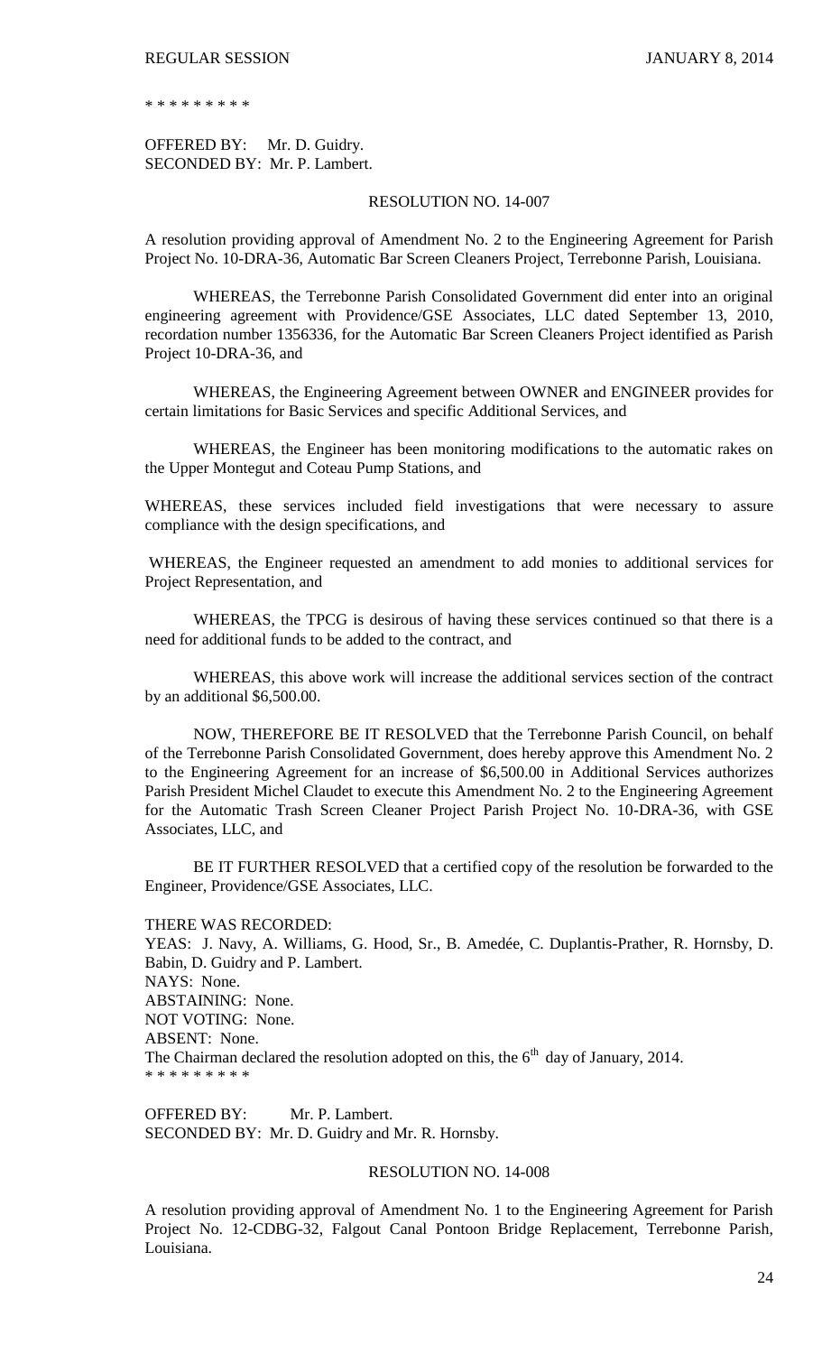\* \* \* \* \* \* \* \* \*

OFFERED BY: Mr. D. Guidry.
SECONDED BY: Mr. P. Lambert.

RESOLUTION NO. 14-007

A resolution providing approval of Amendment No. 2 to the Engineering Agreement for Parish Project No. 10-DRA-36, Automatic Bar Screen Cleaners Project, Terrebonne Parish, Louisiana.

WHEREAS, the Terrebonne Parish Consolidated Government did enter into an original engineering agreement with Providence/GSE Associates, LLC dated September 13, 2010, recordation number 1356336, for the Automatic Bar Screen Cleaners Project identified as Parish Project 10-DRA-36, and

WHEREAS, the Engineering Agreement between OWNER and ENGINEER provides for certain limitations for Basic Services and specific Additional Services, and

WHEREAS, the Engineer has been monitoring modifications to the automatic rakes on the Upper Montegut and Coteau Pump Stations, and

WHEREAS, these services included field investigations that were necessary to assure compliance with the design specifications, and

WHEREAS, the Engineer requested an amendment to add monies to additional services for Project Representation, and

WHEREAS, the TPCG is desirous of having these services continued so that there is a need for additional funds to be added to the contract, and

WHEREAS, this above work will increase the additional services section of the contract by an additional $6,500.00.

NOW, THEREFORE BE IT RESOLVED that the Terrebonne Parish Council, on behalf of the Terrebonne Parish Consolidated Government, does hereby approve this Amendment No. 2 to the Engineering Agreement for an increase of $6,500.00 in Additional Services authorizes Parish President Michel Claudet to execute this Amendment No. 2 to the Engineering Agreement for the Automatic Trash Screen Cleaner Project Parish Project No. 10-DRA-36, with GSE Associates, LLC, and

BE IT FURTHER RESOLVED that a certified copy of the resolution be forwarded to the Engineer, Providence/GSE Associates, LLC.

THERE WAS RECORDED:
YEAS: J. Navy, A. Williams, G. Hood, Sr., B. Amedée, C. Duplantis-Prather, R. Hornsby, D. Babin, D. Guidry and P. Lambert.
NAYS: None.
ABSTAINING: None.
NOT VOTING: None.
ABSENT: None.
The Chairman declared the resolution adopted on this, the 6th day of January, 2014.
\* \* \* \* \* \* \* \* \*

OFFERED BY: Mr. P. Lambert.
SECONDED BY: Mr. D. Guidry and Mr. R. Hornsby.

RESOLUTION NO. 14-008

A resolution providing approval of Amendment No. 1 to the Engineering Agreement for Parish Project No. 12-CDBG-32, Falgout Canal Pontoon Bridge Replacement, Terrebonne Parish, Louisiana.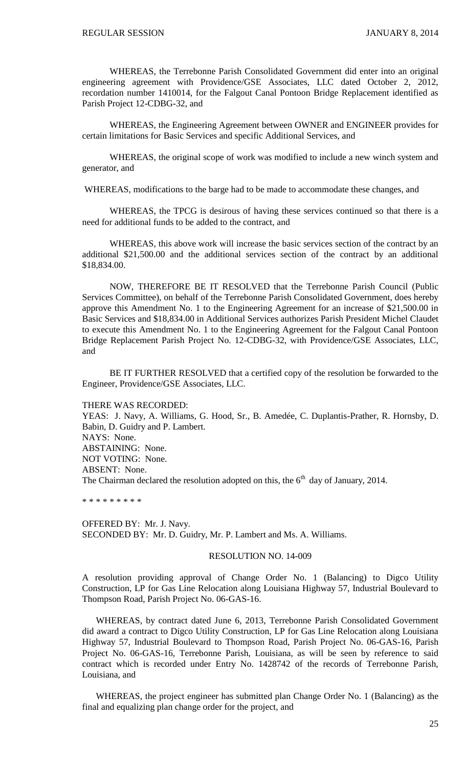WHEREAS, the Terrebonne Parish Consolidated Government did enter into an original engineering agreement with Providence/GSE Associates, LLC dated October 2, 2012, recordation number 1410014, for the Falgout Canal Pontoon Bridge Replacement identified as Parish Project 12-CDBG-32, and

WHEREAS, the Engineering Agreement between OWNER and ENGINEER provides for certain limitations for Basic Services and specific Additional Services, and

WHEREAS, the original scope of work was modified to include a new winch system and generator, and

WHEREAS, modifications to the barge had to be made to accommodate these changes, and

WHEREAS, the TPCG is desirous of having these services continued so that there is a need for additional funds to be added to the contract, and

WHEREAS, this above work will increase the basic services section of the contract by an additional $21,500.00 and the additional services section of the contract by an additional $18,834.00.

NOW, THEREFORE BE IT RESOLVED that the Terrebonne Parish Council (Public Services Committee), on behalf of the Terrebonne Parish Consolidated Government, does hereby approve this Amendment No. 1 to the Engineering Agreement for an increase of $21,500.00 in Basic Services and $18,834.00 in Additional Services authorizes Parish President Michel Claudet to execute this Amendment No. 1 to the Engineering Agreement for the Falgout Canal Pontoon Bridge Replacement Parish Project No. 12-CDBG-32, with Providence/GSE Associates, LLC, and

BE IT FURTHER RESOLVED that a certified copy of the resolution be forwarded to the Engineer, Providence/GSE Associates, LLC.

THERE WAS RECORDED:
YEAS: J. Navy, A. Williams, G. Hood, Sr., B. Amedée, C. Duplantis-Prather, R. Hornsby, D. Babin, D. Guidry and P. Lambert.
NAYS: None.
ABSTAINING: None.
NOT VOTING: None.
ABSENT: None.
The Chairman declared the resolution adopted on this, the 6th day of January, 2014.

\* \* \* \* \* \* \* \* \*

OFFERED BY: Mr. J. Navy.
SECONDED BY: Mr. D. Guidry, Mr. P. Lambert and Ms. A. Williams.

RESOLUTION NO. 14-009

A resolution providing approval of Change Order No. 1 (Balancing) to Digco Utility Construction, LP for Gas Line Relocation along Louisiana Highway 57, Industrial Boulevard to Thompson Road, Parish Project No. 06-GAS-16.

WHEREAS, by contract dated June 6, 2013, Terrebonne Parish Consolidated Government did award a contract to Digco Utility Construction, LP for Gas Line Relocation along Louisiana Highway 57, Industrial Boulevard to Thompson Road, Parish Project No. 06-GAS-16, Parish Project No. 06-GAS-16, Terrebonne Parish, Louisiana, as will be seen by reference to said contract which is recorded under Entry No. 1428742 of the records of Terrebonne Parish, Louisiana, and

WHEREAS, the project engineer has submitted plan Change Order No. 1 (Balancing) as the final and equalizing plan change order for the project, and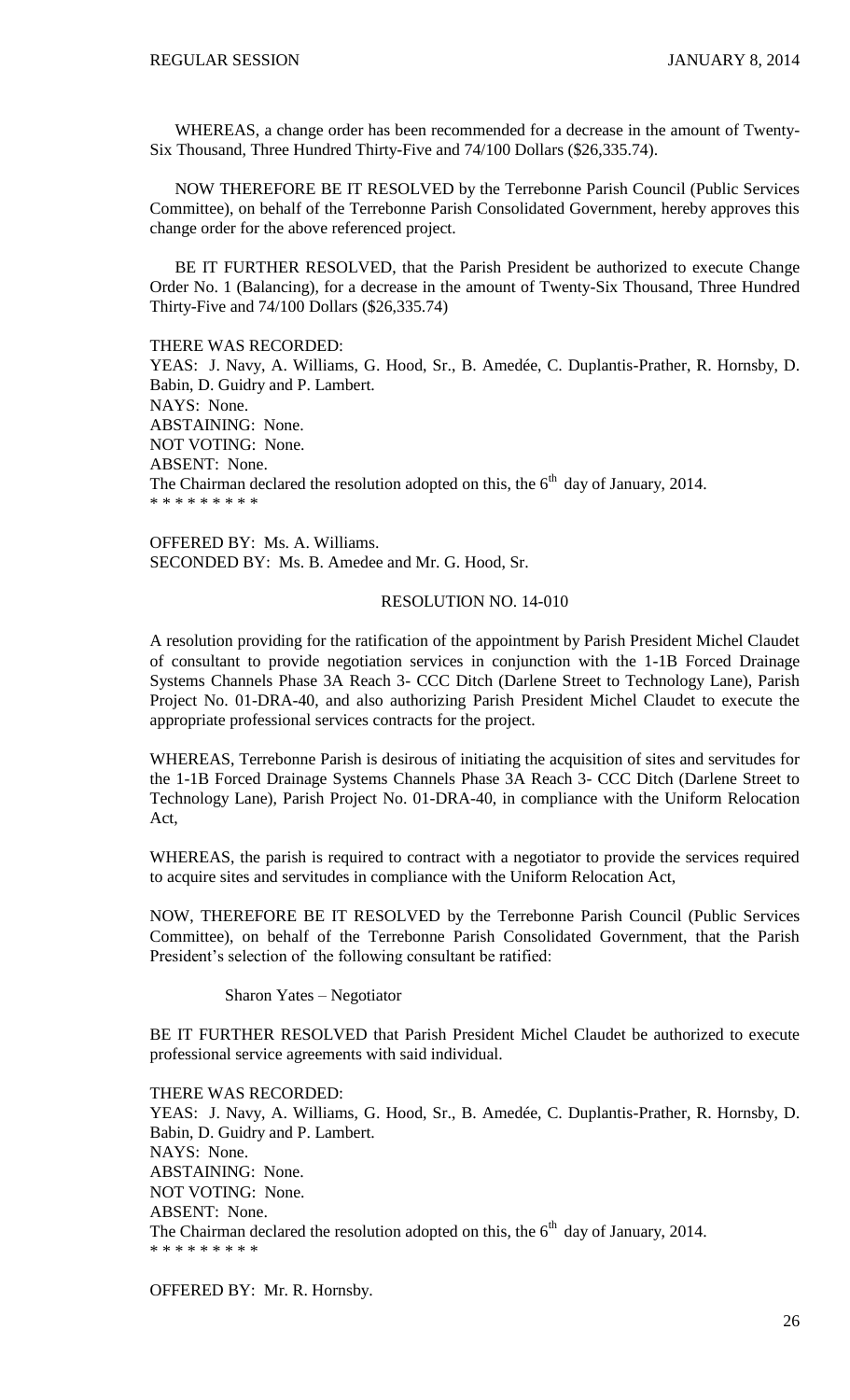WHEREAS, a change order has been recommended for a decrease in the amount of Twenty-Six Thousand, Three Hundred Thirty-Five and 74/100 Dollars ($26,335.74).

NOW THEREFORE BE IT RESOLVED by the Terrebonne Parish Council (Public Services Committee), on behalf of the Terrebonne Parish Consolidated Government, hereby approves this change order for the above referenced project.

BE IT FURTHER RESOLVED, that the Parish President be authorized to execute Change Order No. 1 (Balancing), for a decrease in the amount of Twenty-Six Thousand, Three Hundred Thirty-Five and 74/100 Dollars ($26,335.74)

THERE WAS RECORDED:
YEAS: J. Navy, A. Williams, G. Hood, Sr., B. Amedée, C. Duplantis-Prather, R. Hornsby, D. Babin, D. Guidry and P. Lambert.
NAYS: None.
ABSTAINING: None.
NOT VOTING: None.
ABSENT: None.
The Chairman declared the resolution adopted on this, the 6th day of January, 2014.
* * * * * * * * *

OFFERED BY: Ms. A. Williams.
SECONDED BY: Ms. B. Amedee and Mr. G. Hood, Sr.

RESOLUTION NO. 14-010

A resolution providing for the ratification of the appointment by Parish President Michel Claudet of consultant to provide negotiation services in conjunction with the 1-1B Forced Drainage Systems Channels Phase 3A Reach 3- CCC Ditch (Darlene Street to Technology Lane), Parish Project No. 01-DRA-40, and also authorizing Parish President Michel Claudet to execute the appropriate professional services contracts for the project.

WHEREAS, Terrebonne Parish is desirous of initiating the acquisition of sites and servitudes for the 1-1B Forced Drainage Systems Channels Phase 3A Reach 3- CCC Ditch (Darlene Street to Technology Lane), Parish Project No. 01-DRA-40, in compliance with the Uniform Relocation Act,

WHEREAS, the parish is required to contract with a negotiator to provide the services required to acquire sites and servitudes in compliance with the Uniform Relocation Act,

NOW, THEREFORE BE IT RESOLVED by the Terrebonne Parish Council (Public Services Committee), on behalf of the Terrebonne Parish Consolidated Government, that the Parish President's selection of the following consultant be ratified:

Sharon Yates – Negotiator

BE IT FURTHER RESOLVED that Parish President Michel Claudet be authorized to execute professional service agreements with said individual.

THERE WAS RECORDED:
YEAS: J. Navy, A. Williams, G. Hood, Sr., B. Amedée, C. Duplantis-Prather, R. Hornsby, D. Babin, D. Guidry and P. Lambert.
NAYS: None.
ABSTAINING: None.
NOT VOTING: None.
ABSENT: None.
The Chairman declared the resolution adopted on this, the 6th day of January, 2014.
* * * * * * * * *

OFFERED BY: Mr. R. Hornsby.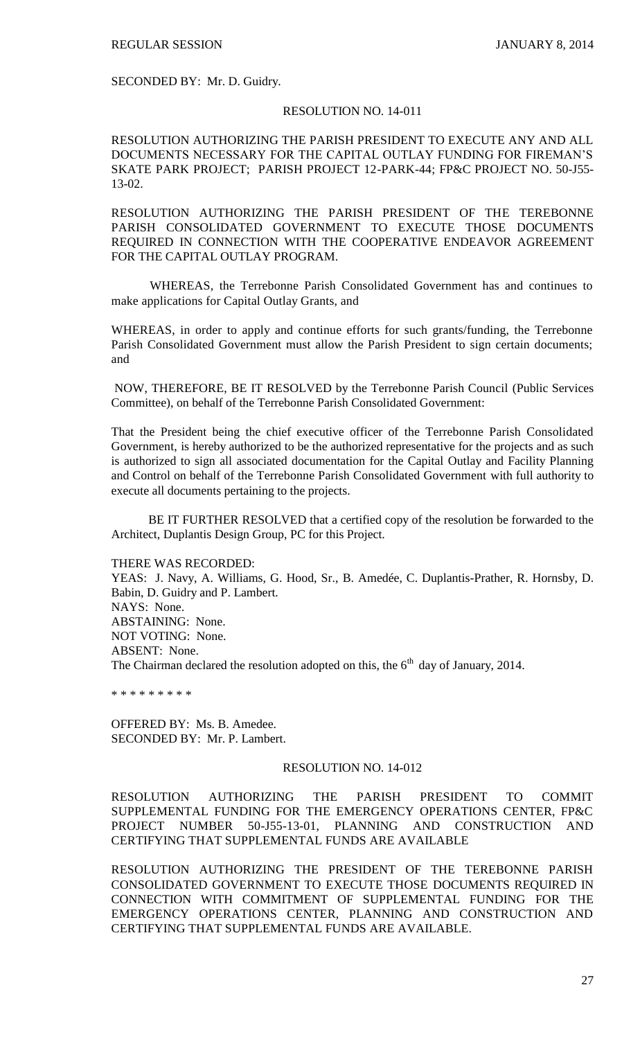SECONDED BY: Mr. D. Guidry.

RESOLUTION NO. 14-011

RESOLUTION AUTHORIZING THE PARISH PRESIDENT TO EXECUTE ANY AND ALL DOCUMENTS NECESSARY FOR THE CAPITAL OUTLAY FUNDING FOR FIREMAN'S SKATE PARK PROJECT; PARISH PROJECT 12-PARK-44; FP&C PROJECT NO. 50-J55-13-02.

RESOLUTION AUTHORIZING THE PARISH PRESIDENT OF THE TEREBONNE PARISH CONSOLIDATED GOVERNMENT TO EXECUTE THOSE DOCUMENTS REQUIRED IN CONNECTION WITH THE COOPERATIVE ENDEAVOR AGREEMENT FOR THE CAPITAL OUTLAY PROGRAM.

WHEREAS, the Terrebonne Parish Consolidated Government has and continues to make applications for Capital Outlay Grants, and

WHEREAS, in order to apply and continue efforts for such grants/funding, the Terrebonne Parish Consolidated Government must allow the Parish President to sign certain documents; and

NOW, THEREFORE, BE IT RESOLVED by the Terrebonne Parish Council (Public Services Committee), on behalf of the Terrebonne Parish Consolidated Government:

That the President being the chief executive officer of the Terrebonne Parish Consolidated Government, is hereby authorized to be the authorized representative for the projects and as such is authorized to sign all associated documentation for the Capital Outlay and Facility Planning and Control on behalf of the Terrebonne Parish Consolidated Government with full authority to execute all documents pertaining to the projects.

BE IT FURTHER RESOLVED that a certified copy of the resolution be forwarded to the Architect, Duplantis Design Group, PC for this Project.

THERE WAS RECORDED:
YEAS: J. Navy, A. Williams, G. Hood, Sr., B. Amedée, C. Duplantis-Prather, R. Hornsby, D. Babin, D. Guidry and P. Lambert.
NAYS: None.
ABSTAINING: None.
NOT VOTING: None.
ABSENT: None.
The Chairman declared the resolution adopted on this, the 6th day of January, 2014.

* * * * * * * * *

OFFERED BY: Ms. B. Amedee.
SECONDED BY: Mr. P. Lambert.

RESOLUTION NO. 14-012

RESOLUTION AUTHORIZING THE PARISH PRESIDENT TO COMMIT SUPPLEMENTAL FUNDING FOR THE EMERGENCY OPERATIONS CENTER, FP&C PROJECT NUMBER 50-J55-13-01, PLANNING AND CONSTRUCTION AND CERTIFYING THAT SUPPLEMENTAL FUNDS ARE AVAILABLE

RESOLUTION AUTHORIZING THE PRESIDENT OF THE TEREBONNE PARISH CONSOLIDATED GOVERNMENT TO EXECUTE THOSE DOCUMENTS REQUIRED IN CONNECTION WITH COMMITMENT OF SUPPLEMENTAL FUNDING FOR THE EMERGENCY OPERATIONS CENTER, PLANNING AND CONSTRUCTION AND CERTIFYING THAT SUPPLEMENTAL FUNDS ARE AVAILABLE.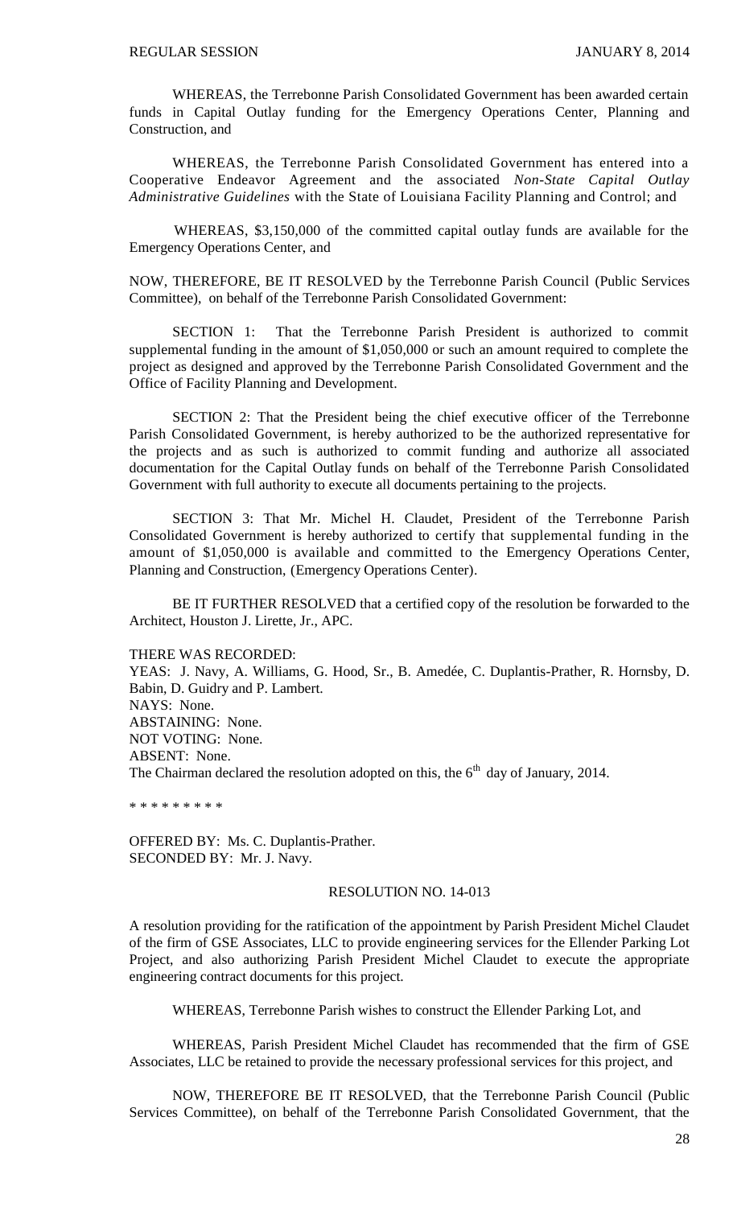WHEREAS, the Terrebonne Parish Consolidated Government has been awarded certain funds in Capital Outlay funding for the Emergency Operations Center, Planning and Construction, and

WHEREAS, the Terrebonne Parish Consolidated Government has entered into a Cooperative Endeavor Agreement and the associated *Non-State Capital Outlay Administrative Guidelines* with the State of Louisiana Facility Planning and Control; and

WHEREAS, $3,150,000 of the committed capital outlay funds are available for the Emergency Operations Center, and

NOW, THEREFORE, BE IT RESOLVED by the Terrebonne Parish Council (Public Services Committee), on behalf of the Terrebonne Parish Consolidated Government:

SECTION 1: That the Terrebonne Parish President is authorized to commit supplemental funding in the amount of $1,050,000 or such an amount required to complete the project as designed and approved by the Terrebonne Parish Consolidated Government and the Office of Facility Planning and Development.

SECTION 2: That the President being the chief executive officer of the Terrebonne Parish Consolidated Government, is hereby authorized to be the authorized representative for the projects and as such is authorized to commit funding and authorize all associated documentation for the Capital Outlay funds on behalf of the Terrebonne Parish Consolidated Government with full authority to execute all documents pertaining to the projects.

SECTION 3: That Mr. Michel H. Claudet, President of the Terrebonne Parish Consolidated Government is hereby authorized to certify that supplemental funding in the amount of $1,050,000 is available and committed to the Emergency Operations Center, Planning and Construction, (Emergency Operations Center).

BE IT FURTHER RESOLVED that a certified copy of the resolution be forwarded to the Architect, Houston J. Lirette, Jr., APC.

THERE WAS RECORDED:
YEAS: J. Navy, A. Williams, G. Hood, Sr., B. Amedée, C. Duplantis-Prather, R. Hornsby, D. Babin, D. Guidry and P. Lambert.
NAYS: None.
ABSTAINING: None.
NOT VOTING: None.
ABSENT: None.
The Chairman declared the resolution adopted on this, the 6th day of January, 2014.

* * * * * * * * *

OFFERED BY: Ms. C. Duplantis-Prather.
SECONDED BY: Mr. J. Navy.

RESOLUTION NO. 14-013

A resolution providing for the ratification of the appointment by Parish President Michel Claudet of the firm of GSE Associates, LLC to provide engineering services for the Ellender Parking Lot Project, and also authorizing Parish President Michel Claudet to execute the appropriate engineering contract documents for this project.

WHEREAS, Terrebonne Parish wishes to construct the Ellender Parking Lot, and

WHEREAS, Parish President Michel Claudet has recommended that the firm of GSE Associates, LLC be retained to provide the necessary professional services for this project, and

NOW, THEREFORE BE IT RESOLVED, that the Terrebonne Parish Council (Public Services Committee), on behalf of the Terrebonne Parish Consolidated Government, that the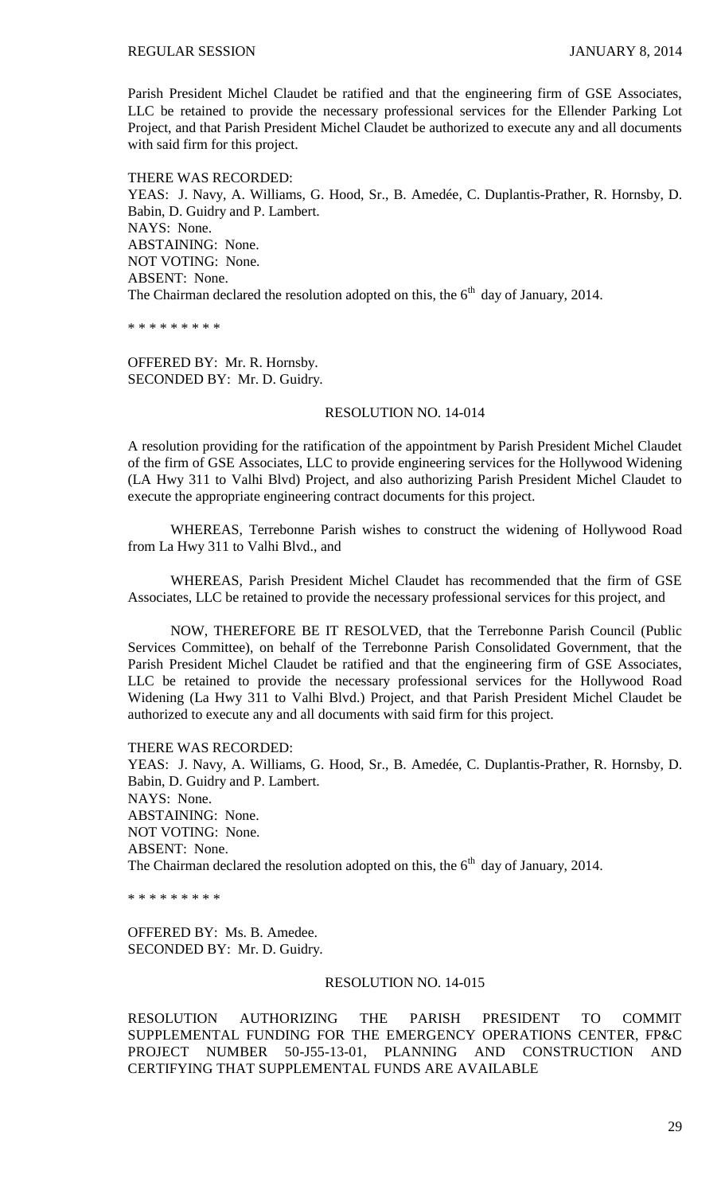Parish President Michel Claudet be ratified and that the engineering firm of GSE Associates, LLC be retained to provide the necessary professional services for the Ellender Parking Lot Project, and that Parish President Michel Claudet be authorized to execute any and all documents with said firm for this project.

THERE WAS RECORDED:
YEAS: J. Navy, A. Williams, G. Hood, Sr., B. Amedée, C. Duplantis-Prather, R. Hornsby, D. Babin, D. Guidry and P. Lambert.
NAYS: None.
ABSTAINING: None.
NOT VOTING: None.
ABSENT: None.
The Chairman declared the resolution adopted on this, the 6th day of January, 2014.

\* \* \* \* \* \* \* \* \*

OFFERED BY: Mr. R. Hornsby.
SECONDED BY: Mr. D. Guidry.

RESOLUTION NO. 14-014

A resolution providing for the ratification of the appointment by Parish President Michel Claudet of the firm of GSE Associates, LLC to provide engineering services for the Hollywood Widening (LA Hwy 311 to Valhi Blvd) Project, and also authorizing Parish President Michel Claudet to execute the appropriate engineering contract documents for this project.

WHEREAS, Terrebonne Parish wishes to construct the widening of Hollywood Road from La Hwy 311 to Valhi Blvd., and

WHEREAS, Parish President Michel Claudet has recommended that the firm of GSE Associates, LLC be retained to provide the necessary professional services for this project, and

NOW, THEREFORE BE IT RESOLVED, that the Terrebonne Parish Council (Public Services Committee), on behalf of the Terrebonne Parish Consolidated Government, that the Parish President Michel Claudet be ratified and that the engineering firm of GSE Associates, LLC be retained to provide the necessary professional services for the Hollywood Road Widening (La Hwy 311 to Valhi Blvd.) Project, and that Parish President Michel Claudet be authorized to execute any and all documents with said firm for this project.

THERE WAS RECORDED:
YEAS: J. Navy, A. Williams, G. Hood, Sr., B. Amedée, C. Duplantis-Prather, R. Hornsby, D. Babin, D. Guidry and P. Lambert.
NAYS: None.
ABSTAINING: None.
NOT VOTING: None.
ABSENT: None.
The Chairman declared the resolution adopted on this, the 6th day of January, 2014.

\* \* \* \* \* \* \* \* \*

OFFERED BY: Ms. B. Amedee.
SECONDED BY: Mr. D. Guidry.

RESOLUTION NO. 14-015

RESOLUTION AUTHORIZING THE PARISH PRESIDENT TO COMMIT SUPPLEMENTAL FUNDING FOR THE EMERGENCY OPERATIONS CENTER, FP&C PROJECT NUMBER 50-J55-13-01, PLANNING AND CONSTRUCTION AND CERTIFYING THAT SUPPLEMENTAL FUNDS ARE AVAILABLE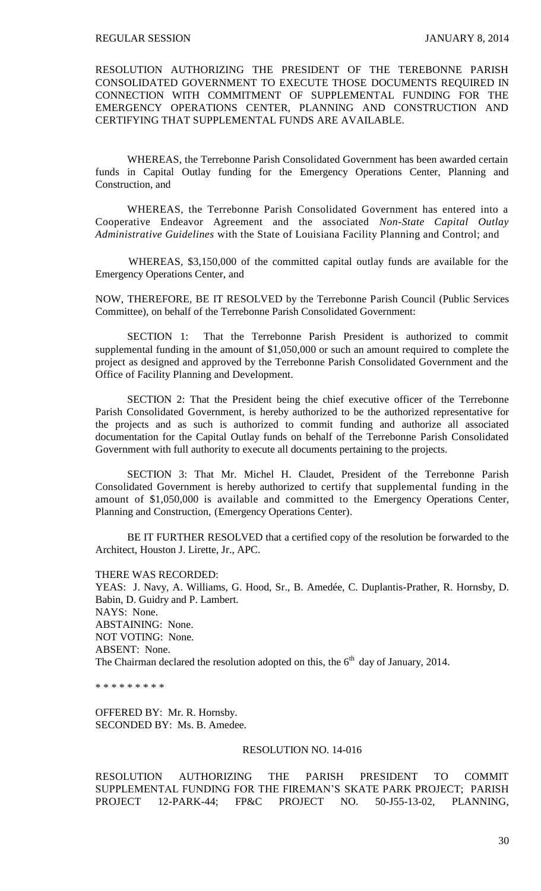RESOLUTION AUTHORIZING THE PRESIDENT OF THE TEREBONNE PARISH CONSOLIDATED GOVERNMENT TO EXECUTE THOSE DOCUMENTS REQUIRED IN CONNECTION WITH COMMITMENT OF SUPPLEMENTAL FUNDING FOR THE EMERGENCY OPERATIONS CENTER, PLANNING AND CONSTRUCTION AND CERTIFYING THAT SUPPLEMENTAL FUNDS ARE AVAILABLE.

WHEREAS, the Terrebonne Parish Consolidated Government has been awarded certain funds in Capital Outlay funding for the Emergency Operations Center, Planning and Construction, and

WHEREAS, the Terrebonne Parish Consolidated Government has entered into a Cooperative Endeavor Agreement and the associated *Non-State Capital Outlay Administrative Guidelines* with the State of Louisiana Facility Planning and Control; and

WHEREAS, $3,150,000 of the committed capital outlay funds are available for the Emergency Operations Center, and

NOW, THEREFORE, BE IT RESOLVED by the Terrebonne Parish Council (Public Services Committee), on behalf of the Terrebonne Parish Consolidated Government:

SECTION 1: That the Terrebonne Parish President is authorized to commit supplemental funding in the amount of $1,050,000 or such an amount required to complete the project as designed and approved by the Terrebonne Parish Consolidated Government and the Office of Facility Planning and Development.

SECTION 2: That the President being the chief executive officer of the Terrebonne Parish Consolidated Government, is hereby authorized to be the authorized representative for the projects and as such is authorized to commit funding and authorize all associated documentation for the Capital Outlay funds on behalf of the Terrebonne Parish Consolidated Government with full authority to execute all documents pertaining to the projects.

SECTION 3: That Mr. Michel H. Claudet, President of the Terrebonne Parish Consolidated Government is hereby authorized to certify that supplemental funding in the amount of $1,050,000 is available and committed to the Emergency Operations Center, Planning and Construction, (Emergency Operations Center).

BE IT FURTHER RESOLVED that a certified copy of the resolution be forwarded to the Architect, Houston J. Lirette, Jr., APC.

THERE WAS RECORDED:
YEAS: J. Navy, A. Williams, G. Hood, Sr., B. Amedée, C. Duplantis-Prather, R. Hornsby, D. Babin, D. Guidry and P. Lambert.
NAYS: None.
ABSTAINING: None.
NOT VOTING: None.
ABSENT: None.
The Chairman declared the resolution adopted on this, the 6th day of January, 2014.

* * * * * * * * *

OFFERED BY: Mr. R. Hornsby.
SECONDED BY: Ms. B. Amedee.

RESOLUTION NO. 14-016

RESOLUTION AUTHORIZING THE PARISH PRESIDENT TO COMMIT SUPPLEMENTAL FUNDING FOR THE FIREMAN'S SKATE PARK PROJECT; PARISH PROJECT 12-PARK-44; FP&C PROJECT NO. 50-J55-13-02, PLANNING,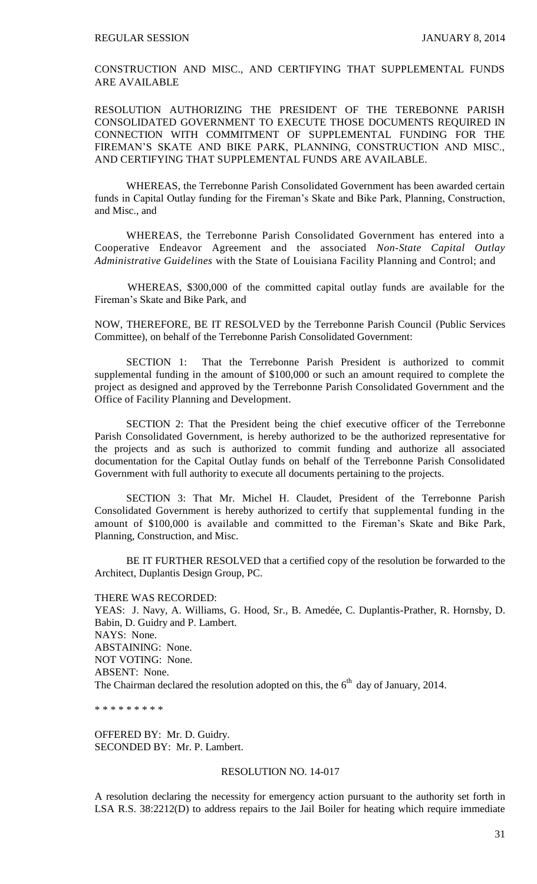CONSTRUCTION AND MISC., AND CERTIFYING THAT SUPPLEMENTAL FUNDS ARE AVAILABLE

RESOLUTION AUTHORIZING THE PRESIDENT OF THE TEREBONNE PARISH CONSOLIDATED GOVERNMENT TO EXECUTE THOSE DOCUMENTS REQUIRED IN CONNECTION WITH COMMITMENT OF SUPPLEMENTAL FUNDING FOR THE FIREMAN'S SKATE AND BIKE PARK, PLANNING, CONSTRUCTION AND MISC., AND CERTIFYING THAT SUPPLEMENTAL FUNDS ARE AVAILABLE.

WHEREAS, the Terrebonne Parish Consolidated Government has been awarded certain funds in Capital Outlay funding for the Fireman's Skate and Bike Park, Planning, Construction, and Misc., and

WHEREAS, the Terrebonne Parish Consolidated Government has entered into a Cooperative Endeavor Agreement and the associated *Non-State Capital Outlay Administrative Guidelines* with the State of Louisiana Facility Planning and Control; and

WHEREAS, $300,000 of the committed capital outlay funds are available for the Fireman's Skate and Bike Park, and

NOW, THEREFORE, BE IT RESOLVED by the Terrebonne Parish Council (Public Services Committee), on behalf of the Terrebonne Parish Consolidated Government:

SECTION 1: That the Terrebonne Parish President is authorized to commit supplemental funding in the amount of $100,000 or such an amount required to complete the project as designed and approved by the Terrebonne Parish Consolidated Government and the Office of Facility Planning and Development.

SECTION 2: That the President being the chief executive officer of the Terrebonne Parish Consolidated Government, is hereby authorized to be the authorized representative for the projects and as such is authorized to commit funding and authorize all associated documentation for the Capital Outlay funds on behalf of the Terrebonne Parish Consolidated Government with full authority to execute all documents pertaining to the projects.

SECTION 3: That Mr. Michel H. Claudet, President of the Terrebonne Parish Consolidated Government is hereby authorized to certify that supplemental funding in the amount of $100,000 is available and committed to the Fireman's Skate and Bike Park, Planning, Construction, and Misc.

BE IT FURTHER RESOLVED that a certified copy of the resolution be forwarded to the Architect, Duplantis Design Group, PC.

THERE WAS RECORDED:
YEAS: J. Navy, A. Williams, G. Hood, Sr., B. Amedée, C. Duplantis-Prather, R. Hornsby, D. Babin, D. Guidry and P. Lambert.
NAYS: None.
ABSTAINING: None.
NOT VOTING: None.
ABSENT: None.
The Chairman declared the resolution adopted on this, the 6th day of January, 2014.

\* \* \* \* \* \* \* \* \*

OFFERED BY: Mr. D. Guidry.
SECONDED BY: Mr. P. Lambert.

RESOLUTION NO. 14-017

A resolution declaring the necessity for emergency action pursuant to the authority set forth in LSA R.S. 38:2212(D) to address repairs to the Jail Boiler for heating which require immediate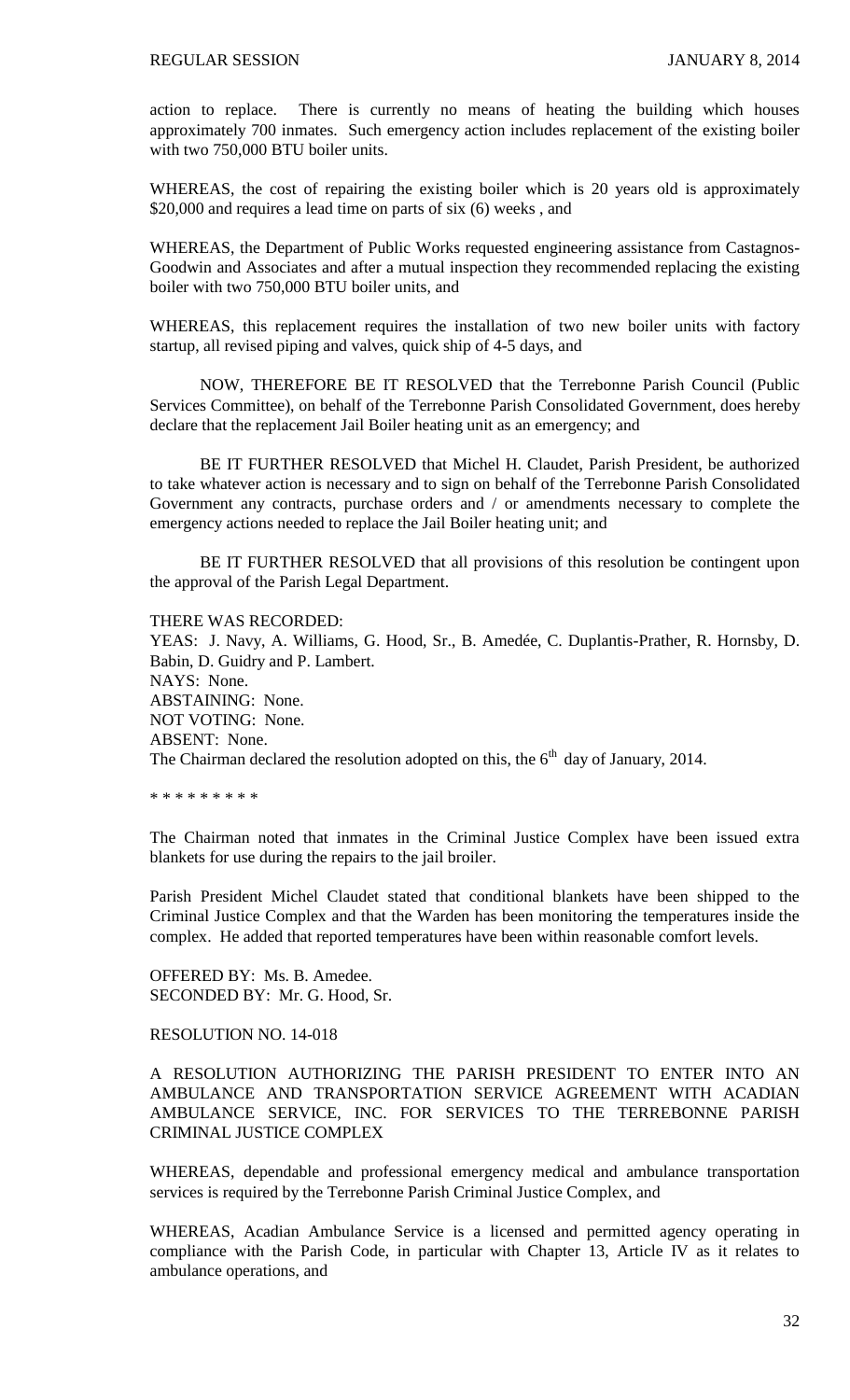action to replace. There is currently no means of heating the building which houses approximately 700 inmates. Such emergency action includes replacement of the existing boiler with two 750,000 BTU boiler units.

WHEREAS, the cost of repairing the existing boiler which is 20 years old is approximately $20,000 and requires a lead time on parts of six (6) weeks , and

WHEREAS, the Department of Public Works requested engineering assistance from Castagnos-Goodwin and Associates and after a mutual inspection they recommended replacing the existing boiler with two 750,000 BTU boiler units, and

WHEREAS, this replacement requires the installation of two new boiler units with factory startup, all revised piping and valves, quick ship of 4-5 days, and

NOW, THEREFORE BE IT RESOLVED that the Terrebonne Parish Council (Public Services Committee), on behalf of the Terrebonne Parish Consolidated Government, does hereby declare that the replacement Jail Boiler heating unit as an emergency; and

BE IT FURTHER RESOLVED that Michel H. Claudet, Parish President, be authorized to take whatever action is necessary and to sign on behalf of the Terrebonne Parish Consolidated Government any contracts, purchase orders and / or amendments necessary to complete the emergency actions needed to replace the Jail Boiler heating unit; and

BE IT FURTHER RESOLVED that all provisions of this resolution be contingent upon the approval of the Parish Legal Department.

THERE WAS RECORDED:
YEAS: J. Navy, A. Williams, G. Hood, Sr., B. Amedée, C. Duplantis-Prather, R. Hornsby, D. Babin, D. Guidry and P. Lambert.
NAYS: None.
ABSTAINING: None.
NOT VOTING: None.
ABSENT: None.
The Chairman declared the resolution adopted on this, the 6th day of January, 2014.

* * * * * * * * *

The Chairman noted that inmates in the Criminal Justice Complex have been issued extra blankets for use during the repairs to the jail broiler.

Parish President Michel Claudet stated that conditional blankets have been shipped to the Criminal Justice Complex and that the Warden has been monitoring the temperatures inside the complex. He added that reported temperatures have been within reasonable comfort levels.

OFFERED BY: Ms. B. Amedee.
SECONDED BY: Mr. G. Hood, Sr.

RESOLUTION NO. 14-018

A RESOLUTION AUTHORIZING THE PARISH PRESIDENT TO ENTER INTO AN AMBULANCE AND TRANSPORTATION SERVICE AGREEMENT WITH ACADIAN AMBULANCE SERVICE, INC. FOR SERVICES TO THE TERREBONNE PARISH CRIMINAL JUSTICE COMPLEX

WHEREAS, dependable and professional emergency medical and ambulance transportation services is required by the Terrebonne Parish Criminal Justice Complex, and

WHEREAS, Acadian Ambulance Service is a licensed and permitted agency operating in compliance with the Parish Code, in particular with Chapter 13, Article IV as it relates to ambulance operations, and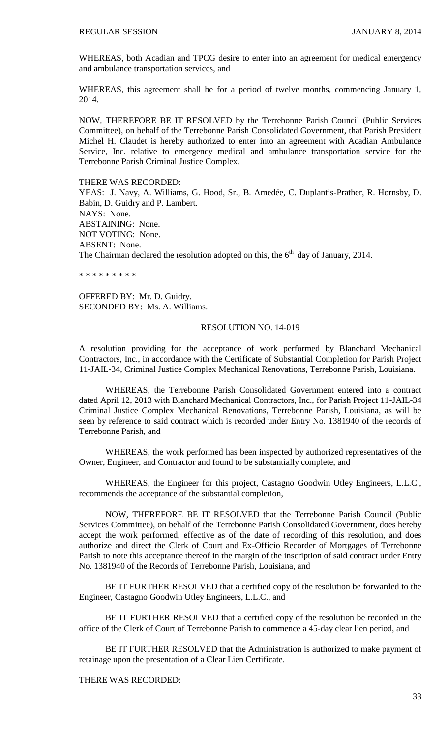WHEREAS, both Acadian and TPCG desire to enter into an agreement for medical emergency and ambulance transportation services, and

WHEREAS, this agreement shall be for a period of twelve months, commencing January 1, 2014.

NOW, THEREFORE BE IT RESOLVED by the Terrebonne Parish Council (Public Services Committee), on behalf of the Terrebonne Parish Consolidated Government, that Parish President Michel H. Claudet is hereby authorized to enter into an agreement with Acadian Ambulance Service, Inc. relative to emergency medical and ambulance transportation service for the Terrebonne Parish Criminal Justice Complex.

THERE WAS RECORDED:
YEAS: J. Navy, A. Williams, G. Hood, Sr., B. Amedée, C. Duplantis-Prather, R. Hornsby, D. Babin, D. Guidry and P. Lambert.
NAYS: None.
ABSTAINING: None.
NOT VOTING: None.
ABSENT: None.
The Chairman declared the resolution adopted on this, the 6th day of January, 2014.

* * * * * * * * *

OFFERED BY: Mr. D. Guidry.
SECONDED BY: Ms. A. Williams.

RESOLUTION NO. 14-019

A resolution providing for the acceptance of work performed by Blanchard Mechanical Contractors, Inc., in accordance with the Certificate of Substantial Completion for Parish Project 11-JAIL-34, Criminal Justice Complex Mechanical Renovations, Terrebonne Parish, Louisiana.

WHEREAS, the Terrebonne Parish Consolidated Government entered into a contract dated April 12, 2013 with Blanchard Mechanical Contractors, Inc., for Parish Project 11-JAIL-34 Criminal Justice Complex Mechanical Renovations, Terrebonne Parish, Louisiana, as will be seen by reference to said contract which is recorded under Entry No. 1381940 of the records of Terrebonne Parish, and

WHEREAS, the work performed has been inspected by authorized representatives of the Owner, Engineer, and Contractor and found to be substantially complete, and

WHEREAS, the Engineer for this project, Castagno Goodwin Utley Engineers, L.L.C., recommends the acceptance of the substantial completion,

NOW, THEREFORE BE IT RESOLVED that the Terrebonne Parish Council (Public Services Committee), on behalf of the Terrebonne Parish Consolidated Government, does hereby accept the work performed, effective as of the date of recording of this resolution, and does authorize and direct the Clerk of Court and Ex-Officio Recorder of Mortgages of Terrebonne Parish to note this acceptance thereof in the margin of the inscription of said contract under Entry No. 1381940 of the Records of Terrebonne Parish, Louisiana, and

BE IT FURTHER RESOLVED that a certified copy of the resolution be forwarded to the Engineer, Castagno Goodwin Utley Engineers, L.L.C., and

BE IT FURTHER RESOLVED that a certified copy of the resolution be recorded in the office of the Clerk of Court of Terrebonne Parish to commence a 45-day clear lien period, and

BE IT FURTHER RESOLVED that the Administration is authorized to make payment of retainage upon the presentation of a Clear Lien Certificate.

THERE WAS RECORDED: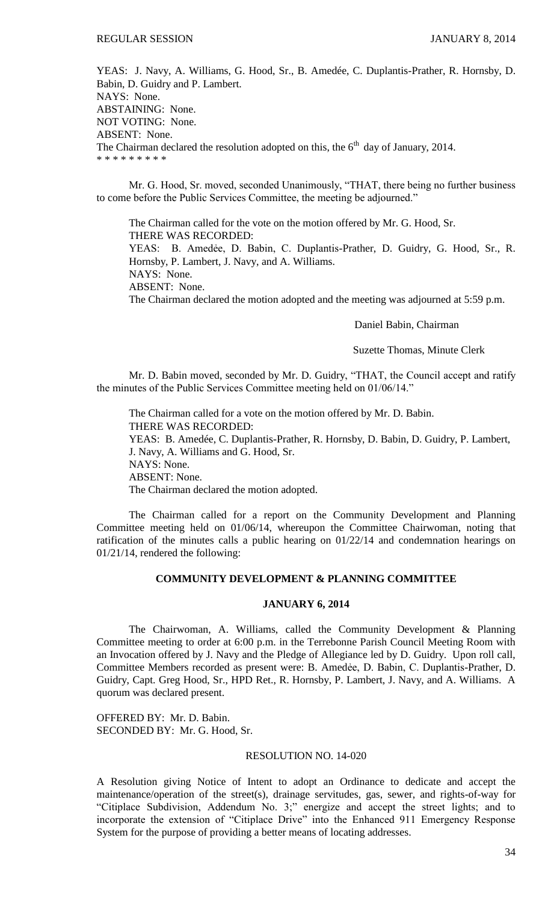YEAS: J. Navy, A. Williams, G. Hood, Sr., B. Amedée, C. Duplantis-Prather, R. Hornsby, D. Babin, D. Guidry and P. Lambert.
NAYS: None.
ABSTAINING: None.
NOT VOTING: None.
ABSENT: None.
The Chairman declared the resolution adopted on this, the 6th day of January, 2014.
\* \* \* \* \* \* \* \* \*

Mr. G. Hood, Sr. moved, seconded Unanimously, "THAT, there being no further business to come before the Public Services Committee, the meeting be adjourned."

The Chairman called for the vote on the motion offered by Mr. G. Hood, Sr.
THERE WAS RECORDED:
YEAS: B. Amedѐe, D. Babin, C. Duplantis-Prather, D. Guidry, G. Hood, Sr., R. Hornsby, P. Lambert, J. Navy, and A. Williams.
NAYS: None.
ABSENT: None.
The Chairman declared the motion adopted and the meeting was adjourned at 5:59 p.m.

Daniel Babin, Chairman

Suzette Thomas, Minute Clerk

Mr. D. Babin moved, seconded by Mr. D. Guidry, "THAT, the Council accept and ratify the minutes of the Public Services Committee meeting held on 01/06/14."

The Chairman called for a vote on the motion offered by Mr. D. Babin.
THERE WAS RECORDED:
YEAS: B. Amedée, C. Duplantis-Prather, R. Hornsby, D. Babin, D. Guidry, P. Lambert, J. Navy, A. Williams and G. Hood, Sr.
NAYS: None.
ABSENT: None.
The Chairman declared the motion adopted.

The Chairman called for a report on the Community Development and Planning Committee meeting held on 01/06/14, whereupon the Committee Chairwoman, noting that ratification of the minutes calls a public hearing on 01/22/14 and condemnation hearings on 01/21/14, rendered the following:

## COMMUNITY DEVELOPMENT & PLANNING COMMITTEE

## JANUARY 6, 2014

The Chairwoman, A. Williams, called the Community Development & Planning Committee meeting to order at 6:00 p.m. in the Terrebonne Parish Council Meeting Room with an Invocation offered by J. Navy and the Pledge of Allegiance led by D. Guidry. Upon roll call, Committee Members recorded as present were: B. Amedѐe, D. Babin, C. Duplantis-Prather, D. Guidry, Capt. Greg Hood, Sr., HPD Ret., R. Hornsby, P. Lambert, J. Navy, and A. Williams. A quorum was declared present.

OFFERED BY: Mr. D. Babin.
SECONDED BY: Mr. G. Hood, Sr.

RESOLUTION NO. 14-020

A Resolution giving Notice of Intent to adopt an Ordinance to dedicate and accept the maintenance/operation of the street(s), drainage servitudes, gas, sewer, and rights-of-way for "Citiplace Subdivision, Addendum No. 3;" energize and accept the street lights; and to incorporate the extension of "Citiplace Drive" into the Enhanced 911 Emergency Response System for the purpose of providing a better means of locating addresses.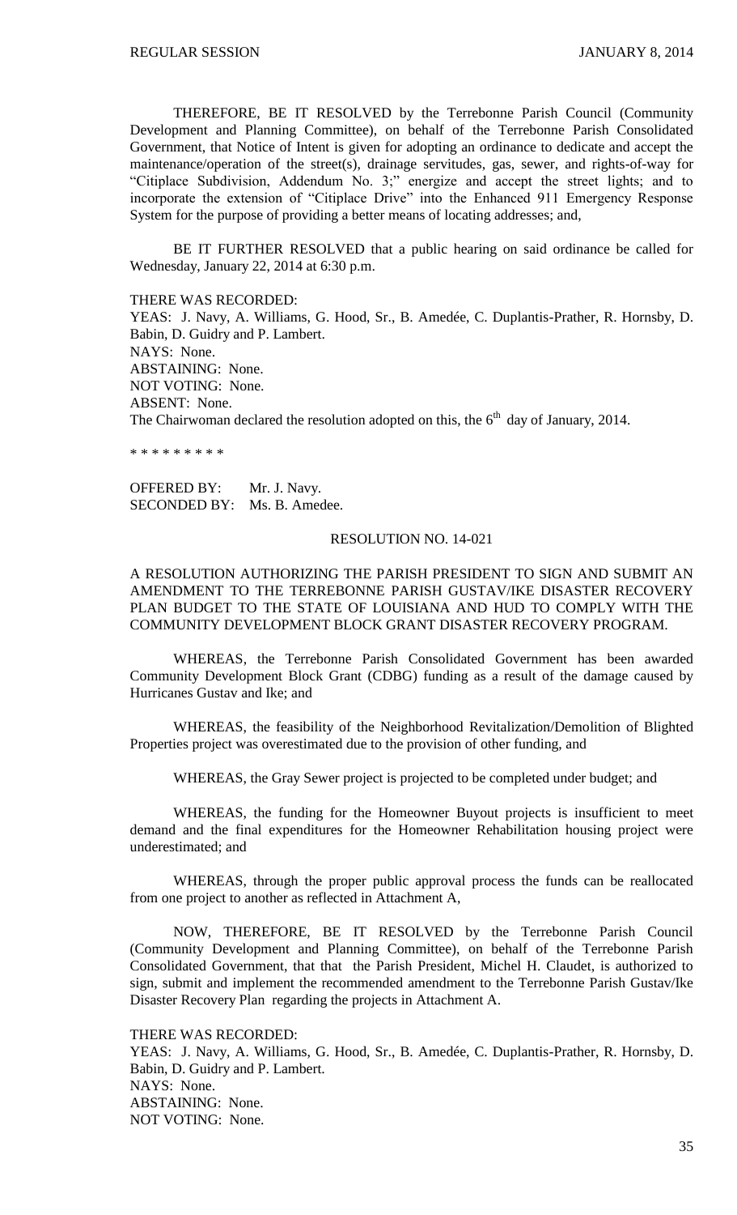THEREFORE, BE IT RESOLVED by the Terrebonne Parish Council (Community Development and Planning Committee), on behalf of the Terrebonne Parish Consolidated Government, that Notice of Intent is given for adopting an ordinance to dedicate and accept the maintenance/operation of the street(s), drainage servitudes, gas, sewer, and rights-of-way for "Citiplace Subdivision, Addendum No. 3;" energize and accept the street lights; and to incorporate the extension of "Citiplace Drive" into the Enhanced 911 Emergency Response System for the purpose of providing a better means of locating addresses; and,

BE IT FURTHER RESOLVED that a public hearing on said ordinance be called for Wednesday, January 22, 2014 at 6:30 p.m.

THERE WAS RECORDED:
YEAS: J. Navy, A. Williams, G. Hood, Sr., B. Amedée, C. Duplantis-Prather, R. Hornsby, D. Babin, D. Guidry and P. Lambert.
NAYS: None.
ABSTAINING: None.
NOT VOTING: None.
ABSENT: None.
The Chairwoman declared the resolution adopted on this, the 6th day of January, 2014.

\* \* \* \* \* \* \* \* \*

OFFERED BY: Mr. J. Navy.
SECONDED BY: Ms. B. Amedee.

RESOLUTION NO. 14-021

A RESOLUTION AUTHORIZING THE PARISH PRESIDENT TO SIGN AND SUBMIT AN AMENDMENT TO THE TERREBONNE PARISH GUSTAV/IKE DISASTER RECOVERY PLAN BUDGET TO THE STATE OF LOUISIANA AND HUD TO COMPLY WITH THE COMMUNITY DEVELOPMENT BLOCK GRANT DISASTER RECOVERY PROGRAM.

WHEREAS, the Terrebonne Parish Consolidated Government has been awarded Community Development Block Grant (CDBG) funding as a result of the damage caused by Hurricanes Gustav and Ike; and

WHEREAS, the feasibility of the Neighborhood Revitalization/Demolition of Blighted Properties project was overestimated due to the provision of other funding, and

WHEREAS, the Gray Sewer project is projected to be completed under budget; and

WHEREAS, the funding for the Homeowner Buyout projects is insufficient to meet demand and the final expenditures for the Homeowner Rehabilitation housing project were underestimated; and

WHEREAS, through the proper public approval process the funds can be reallocated from one project to another as reflected in Attachment A,

NOW, THEREFORE, BE IT RESOLVED by the Terrebonne Parish Council (Community Development and Planning Committee), on behalf of the Terrebonne Parish Consolidated Government, that that the Parish President, Michel H. Claudet, is authorized to sign, submit and implement the recommended amendment to the Terrebonne Parish Gustav/Ike Disaster Recovery Plan regarding the projects in Attachment A.

THERE WAS RECORDED:
YEAS: J. Navy, A. Williams, G. Hood, Sr., B. Amedée, C. Duplantis-Prather, R. Hornsby, D. Babin, D. Guidry and P. Lambert.
NAYS: None.
ABSTAINING: None.
NOT VOTING: None.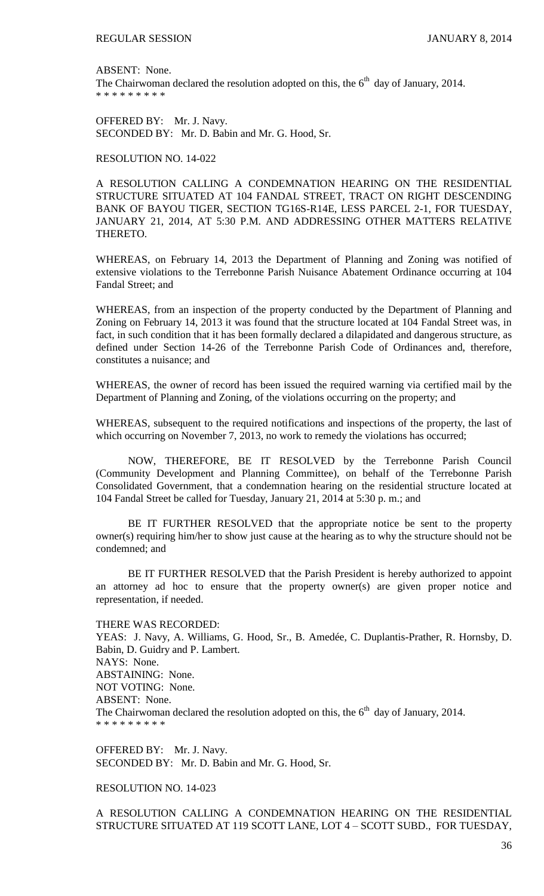ABSENT: None.
The Chairwoman declared the resolution adopted on this, the 6th day of January, 2014.
* * * * * * * * *

OFFERED BY: Mr. J. Navy.
SECONDED BY: Mr. D. Babin and Mr. G. Hood, Sr.

RESOLUTION NO. 14-022

A RESOLUTION CALLING A CONDEMNATION HEARING ON THE RESIDENTIAL STRUCTURE SITUATED AT 104 FANDAL STREET, TRACT ON RIGHT DESCENDING BANK OF BAYOU TIGER, SECTION TG16S-R14E, LESS PARCEL 2-1, FOR TUESDAY, JANUARY 21, 2014, AT 5:30 P.M. AND ADDRESSING OTHER MATTERS RELATIVE THERETO.

WHEREAS, on February 14, 2013 the Department of Planning and Zoning was notified of extensive violations to the Terrebonne Parish Nuisance Abatement Ordinance occurring at 104 Fandal Street; and

WHEREAS, from an inspection of the property conducted by the Department of Planning and Zoning on February 14, 2013 it was found that the structure located at 104 Fandal Street was, in fact, in such condition that it has been formally declared a dilapidated and dangerous structure, as defined under Section 14-26 of the Terrebonne Parish Code of Ordinances and, therefore, constitutes a nuisance; and

WHEREAS, the owner of record has been issued the required warning via certified mail by the Department of Planning and Zoning, of the violations occurring on the property; and

WHEREAS, subsequent to the required notifications and inspections of the property, the last of which occurring on November 7, 2013, no work to remedy the violations has occurred;

NOW, THEREFORE, BE IT RESOLVED by the Terrebonne Parish Council (Community Development and Planning Committee), on behalf of the Terrebonne Parish Consolidated Government, that a condemnation hearing on the residential structure located at 104 Fandal Street be called for Tuesday, January 21, 2014 at 5:30 p. m.; and

BE IT FURTHER RESOLVED that the appropriate notice be sent to the property owner(s) requiring him/her to show just cause at the hearing as to why the structure should not be condemned; and

BE IT FURTHER RESOLVED that the Parish President is hereby authorized to appoint an attorney ad hoc to ensure that the property owner(s) are given proper notice and representation, if needed.

THERE WAS RECORDED:
YEAS: J. Navy, A. Williams, G. Hood, Sr., B. Amedée, C. Duplantis-Prather, R. Hornsby, D. Babin, D. Guidry and P. Lambert.
NAYS: None.
ABSTAINING: None.
NOT VOTING: None.
ABSENT: None.
The Chairwoman declared the resolution adopted on this, the 6th day of January, 2014.
* * * * * * * * *

OFFERED BY: Mr. J. Navy.
SECONDED BY: Mr. D. Babin and Mr. G. Hood, Sr.

RESOLUTION NO. 14-023

A RESOLUTION CALLING A CONDEMNATION HEARING ON THE RESIDENTIAL STRUCTURE SITUATED AT 119 SCOTT LANE, LOT 4 – SCOTT SUBD., FOR TUESDAY,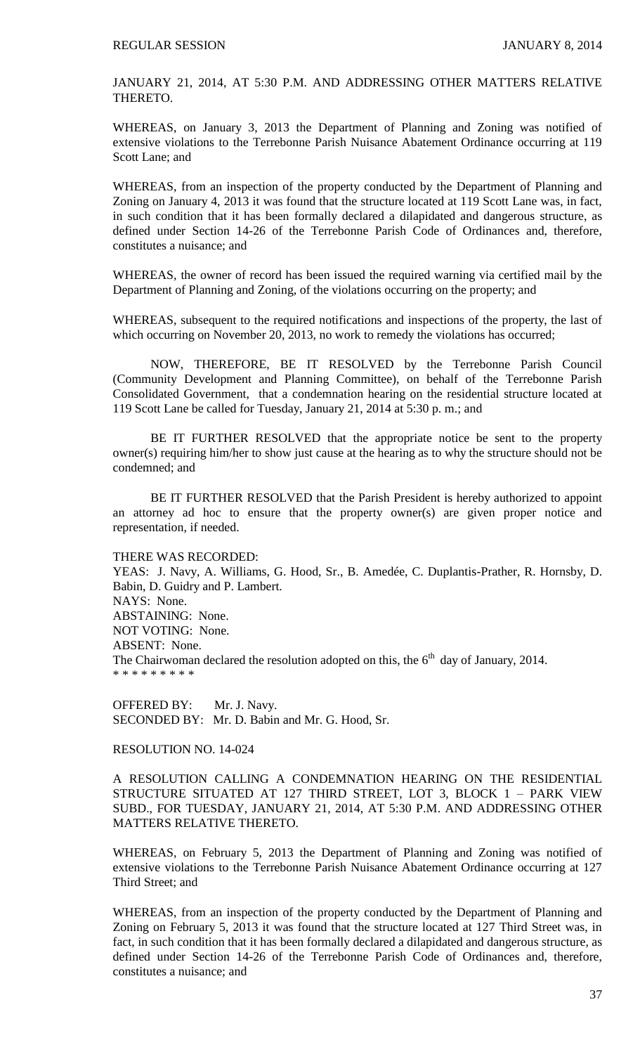JANUARY 21, 2014, AT 5:30 P.M. AND ADDRESSING OTHER MATTERS RELATIVE THERETO.

WHEREAS, on January 3, 2013 the Department of Planning and Zoning was notified of extensive violations to the Terrebonne Parish Nuisance Abatement Ordinance occurring at 119 Scott Lane; and

WHEREAS, from an inspection of the property conducted by the Department of Planning and Zoning on January 4, 2013 it was found that the structure located at 119 Scott Lane was, in fact, in such condition that it has been formally declared a dilapidated and dangerous structure, as defined under Section 14-26 of the Terrebonne Parish Code of Ordinances and, therefore, constitutes a nuisance; and

WHEREAS, the owner of record has been issued the required warning via certified mail by the Department of Planning and Zoning, of the violations occurring on the property; and

WHEREAS, subsequent to the required notifications and inspections of the property, the last of which occurring on November 20, 2013, no work to remedy the violations has occurred;

NOW, THEREFORE, BE IT RESOLVED by the Terrebonne Parish Council (Community Development and Planning Committee), on behalf of the Terrebonne Parish Consolidated Government, that a condemnation hearing on the residential structure located at 119 Scott Lane be called for Tuesday, January 21, 2014 at 5:30 p. m.; and

BE IT FURTHER RESOLVED that the appropriate notice be sent to the property owner(s) requiring him/her to show just cause at the hearing as to why the structure should not be condemned; and

BE IT FURTHER RESOLVED that the Parish President is hereby authorized to appoint an attorney ad hoc to ensure that the property owner(s) are given proper notice and representation, if needed.

THERE WAS RECORDED:
YEAS: J. Navy, A. Williams, G. Hood, Sr., B. Amedée, C. Duplantis-Prather, R. Hornsby, D. Babin, D. Guidry and P. Lambert.
NAYS: None.
ABSTAINING: None.
NOT VOTING: None.
ABSENT: None.
The Chairwoman declared the resolution adopted on this, the 6th day of January, 2014.
* * * * * * * * *

OFFERED BY: Mr. J. Navy.
SECONDED BY: Mr. D. Babin and Mr. G. Hood, Sr.

RESOLUTION NO. 14-024

A RESOLUTION CALLING A CONDEMNATION HEARING ON THE RESIDENTIAL STRUCTURE SITUATED AT 127 THIRD STREET, LOT 3, BLOCK 1 – PARK VIEW SUBD., FOR TUESDAY, JANUARY 21, 2014, AT 5:30 P.M. AND ADDRESSING OTHER MATTERS RELATIVE THERETO.

WHEREAS, on February 5, 2013 the Department of Planning and Zoning was notified of extensive violations to the Terrebonne Parish Nuisance Abatement Ordinance occurring at 127 Third Street; and

WHEREAS, from an inspection of the property conducted by the Department of Planning and Zoning on February 5, 2013 it was found that the structure located at 127 Third Street was, in fact, in such condition that it has been formally declared a dilapidated and dangerous structure, as defined under Section 14-26 of the Terrebonne Parish Code of Ordinances and, therefore, constitutes a nuisance; and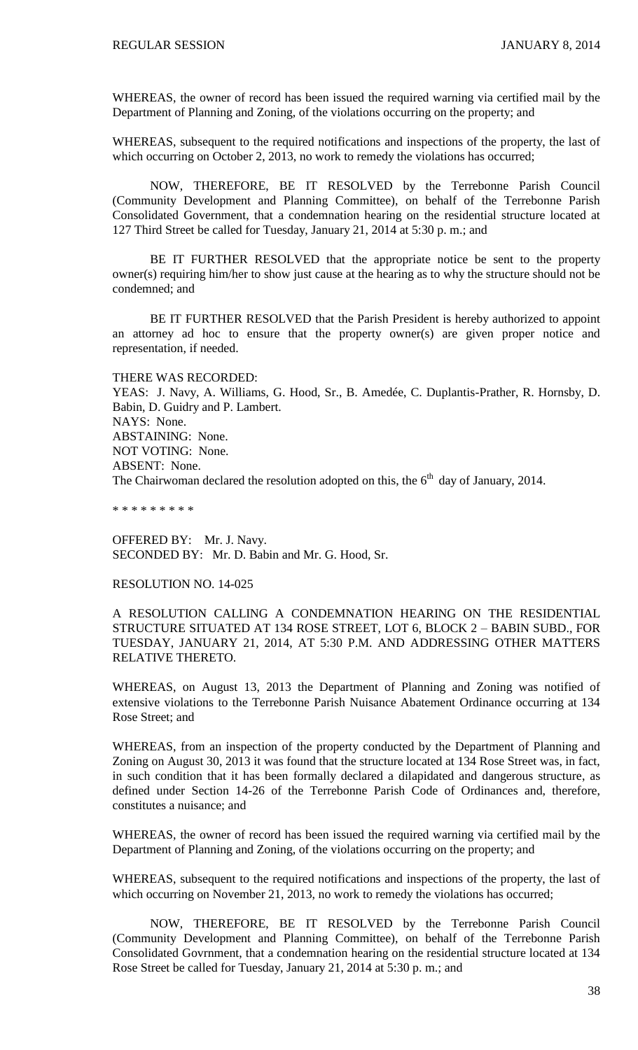WHEREAS, the owner of record has been issued the required warning via certified mail by the Department of Planning and Zoning, of the violations occurring on the property; and

WHEREAS, subsequent to the required notifications and inspections of the property, the last of which occurring on October 2, 2013, no work to remedy the violations has occurred;

NOW, THEREFORE, BE IT RESOLVED by the Terrebonne Parish Council (Community Development and Planning Committee), on behalf of the Terrebonne Parish Consolidated Government, that a condemnation hearing on the residential structure located at 127 Third Street be called for Tuesday, January 21, 2014 at 5:30 p. m.; and

BE IT FURTHER RESOLVED that the appropriate notice be sent to the property owner(s) requiring him/her to show just cause at the hearing as to why the structure should not be condemned; and

BE IT FURTHER RESOLVED that the Parish President is hereby authorized to appoint an attorney ad hoc to ensure that the property owner(s) are given proper notice and representation, if needed.

THERE WAS RECORDED:
YEAS: J. Navy, A. Williams, G. Hood, Sr., B. Amedée, C. Duplantis-Prather, R. Hornsby, D. Babin, D. Guidry and P. Lambert.
NAYS: None.
ABSTAINING: None.
NOT VOTING: None.
ABSENT: None.
The Chairwoman declared the resolution adopted on this, the 6th day of January, 2014.

\* \* \* \* \* \* \* \* \*

OFFERED BY: Mr. J. Navy.
SECONDED BY: Mr. D. Babin and Mr. G. Hood, Sr.

RESOLUTION NO. 14-025

A RESOLUTION CALLING A CONDEMNATION HEARING ON THE RESIDENTIAL STRUCTURE SITUATED AT 134 ROSE STREET, LOT 6, BLOCK 2 – BABIN SUBD., FOR TUESDAY, JANUARY 21, 2014, AT 5:30 P.M. AND ADDRESSING OTHER MATTERS RELATIVE THERETO.

WHEREAS, on August 13, 2013 the Department of Planning and Zoning was notified of extensive violations to the Terrebonne Parish Nuisance Abatement Ordinance occurring at 134 Rose Street; and

WHEREAS, from an inspection of the property conducted by the Department of Planning and Zoning on August 30, 2013 it was found that the structure located at 134 Rose Street was, in fact, in such condition that it has been formally declared a dilapidated and dangerous structure, as defined under Section 14-26 of the Terrebonne Parish Code of Ordinances and, therefore, constitutes a nuisance; and

WHEREAS, the owner of record has been issued the required warning via certified mail by the Department of Planning and Zoning, of the violations occurring on the property; and

WHEREAS, subsequent to the required notifications and inspections of the property, the last of which occurring on November 21, 2013, no work to remedy the violations has occurred;

NOW, THEREFORE, BE IT RESOLVED by the Terrebonne Parish Council (Community Development and Planning Committee), on behalf of the Terrebonne Parish Consolidated Govrnment, that a condemnation hearing on the residential structure located at 134 Rose Street be called for Tuesday, January 21, 2014 at 5:30 p. m.; and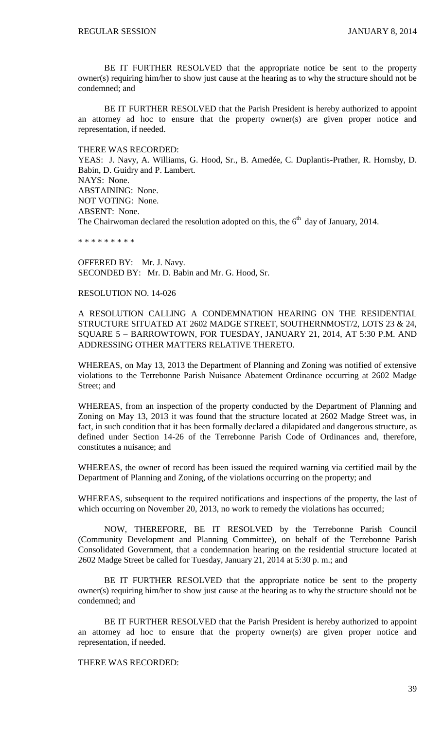BE IT FURTHER RESOLVED that the appropriate notice be sent to the property owner(s) requiring him/her to show just cause at the hearing as to why the structure should not be condemned; and

BE IT FURTHER RESOLVED that the Parish President is hereby authorized to appoint an attorney ad hoc to ensure that the property owner(s) are given proper notice and representation, if needed.

THERE WAS RECORDED:
YEAS: J. Navy, A. Williams, G. Hood, Sr., B. Amedée, C. Duplantis-Prather, R. Hornsby, D. Babin, D. Guidry and P. Lambert.
NAYS: None.
ABSTAINING: None.
NOT VOTING: None.
ABSENT: None.
The Chairwoman declared the resolution adopted on this, the 6th day of January, 2014.

* * * * * * * * *

OFFERED BY: Mr. J. Navy.
SECONDED BY: Mr. D. Babin and Mr. G. Hood, Sr.

RESOLUTION NO. 14-026

A RESOLUTION CALLING A CONDEMNATION HEARING ON THE RESIDENTIAL STRUCTURE SITUATED AT 2602 MADGE STREET, SOUTHERNMOST/2, LOTS 23 & 24, SQUARE 5 – BARROWTOWN, FOR TUESDAY, JANUARY 21, 2014, AT 5:30 P.M. AND ADDRESSING OTHER MATTERS RELATIVE THERETO.

WHEREAS, on May 13, 2013 the Department of Planning and Zoning was notified of extensive violations to the Terrebonne Parish Nuisance Abatement Ordinance occurring at 2602 Madge Street; and

WHEREAS, from an inspection of the property conducted by the Department of Planning and Zoning on May 13, 2013 it was found that the structure located at 2602 Madge Street was, in fact, in such condition that it has been formally declared a dilapidated and dangerous structure, as defined under Section 14-26 of the Terrebonne Parish Code of Ordinances and, therefore, constitutes a nuisance; and

WHEREAS, the owner of record has been issued the required warning via certified mail by the Department of Planning and Zoning, of the violations occurring on the property; and

WHEREAS, subsequent to the required notifications and inspections of the property, the last of which occurring on November 20, 2013, no work to remedy the violations has occurred;

NOW, THEREFORE, BE IT RESOLVED by the Terrebonne Parish Council (Community Development and Planning Committee), on behalf of the Terrebonne Parish Consolidated Government, that a condemnation hearing on the residential structure located at 2602 Madge Street be called for Tuesday, January 21, 2014 at 5:30 p. m.; and

BE IT FURTHER RESOLVED that the appropriate notice be sent to the property owner(s) requiring him/her to show just cause at the hearing as to why the structure should not be condemned; and

BE IT FURTHER RESOLVED that the Parish President is hereby authorized to appoint an attorney ad hoc to ensure that the property owner(s) are given proper notice and representation, if needed.

THERE WAS RECORDED: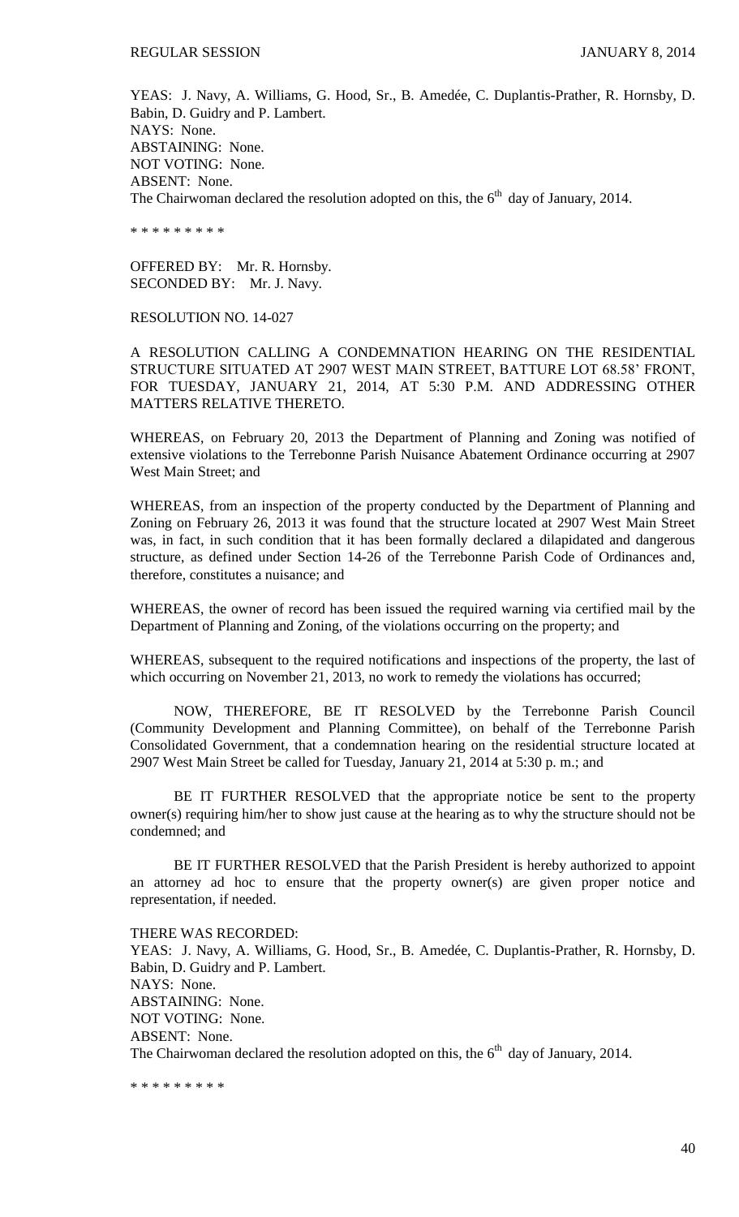YEAS: J. Navy, A. Williams, G. Hood, Sr., B. Amedée, C. Duplantis-Prather, R. Hornsby, D. Babin, D. Guidry and P. Lambert.
NAYS: None.
ABSTAINING: None.
NOT VOTING: None.
ABSENT: None.
The Chairwoman declared the resolution adopted on this, the 6th day of January, 2014.

\* \* \* \* \* \* \* \* \*

OFFERED BY: Mr. R. Hornsby.
SECONDED BY: Mr. J. Navy.

RESOLUTION NO. 14-027

A RESOLUTION CALLING A CONDEMNATION HEARING ON THE RESIDENTIAL STRUCTURE SITUATED AT 2907 WEST MAIN STREET, BATTURE LOT 68.58' FRONT, FOR TUESDAY, JANUARY 21, 2014, AT 5:30 P.M. AND ADDRESSING OTHER MATTERS RELATIVE THERETO.

WHEREAS, on February 20, 2013 the Department of Planning and Zoning was notified of extensive violations to the Terrebonne Parish Nuisance Abatement Ordinance occurring at 2907 West Main Street; and

WHEREAS, from an inspection of the property conducted by the Department of Planning and Zoning on February 26, 2013 it was found that the structure located at 2907 West Main Street was, in fact, in such condition that it has been formally declared a dilapidated and dangerous structure, as defined under Section 14-26 of the Terrebonne Parish Code of Ordinances and, therefore, constitutes a nuisance; and

WHEREAS, the owner of record has been issued the required warning via certified mail by the Department of Planning and Zoning, of the violations occurring on the property; and

WHEREAS, subsequent to the required notifications and inspections of the property, the last of which occurring on November 21, 2013, no work to remedy the violations has occurred;

NOW, THEREFORE, BE IT RESOLVED by the Terrebonne Parish Council (Community Development and Planning Committee), on behalf of the Terrebonne Parish Consolidated Government, that a condemnation hearing on the residential structure located at 2907 West Main Street be called for Tuesday, January 21, 2014 at 5:30 p. m.; and

BE IT FURTHER RESOLVED that the appropriate notice be sent to the property owner(s) requiring him/her to show just cause at the hearing as to why the structure should not be condemned; and

BE IT FURTHER RESOLVED that the Parish President is hereby authorized to appoint an attorney ad hoc to ensure that the property owner(s) are given proper notice and representation, if needed.

THERE WAS RECORDED:
YEAS: J. Navy, A. Williams, G. Hood, Sr., B. Amedée, C. Duplantis-Prather, R. Hornsby, D. Babin, D. Guidry and P. Lambert.
NAYS: None.
ABSTAINING: None.
NOT VOTING: None.
ABSENT: None.
The Chairwoman declared the resolution adopted on this, the 6th day of January, 2014.

\* \* \* \* \* \* \* \* \*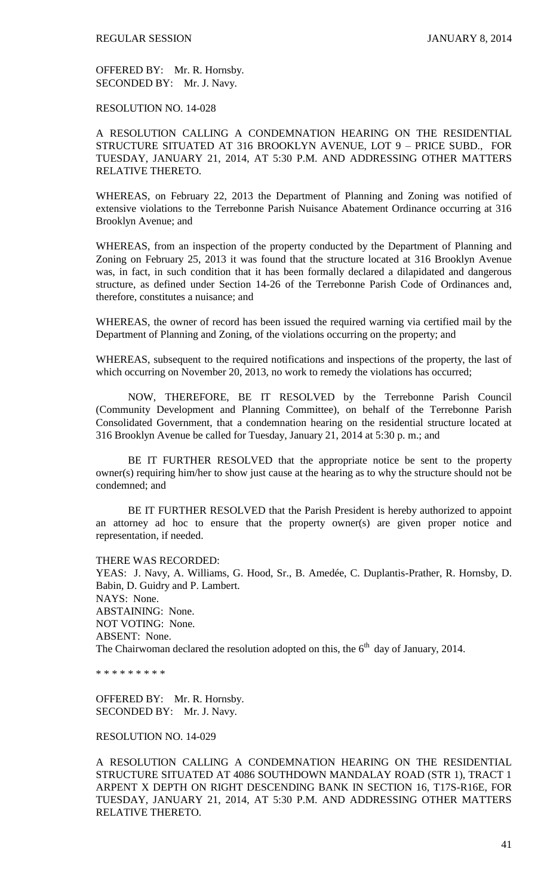OFFERED BY: Mr. R. Hornsby.
SECONDED BY: Mr. J. Navy.

RESOLUTION NO. 14-028

A RESOLUTION CALLING A CONDEMNATION HEARING ON THE RESIDENTIAL STRUCTURE SITUATED AT 316 BROOKLYN AVENUE, LOT 9 – PRICE SUBD., FOR TUESDAY, JANUARY 21, 2014, AT 5:30 P.M. AND ADDRESSING OTHER MATTERS RELATIVE THERETO.

WHEREAS, on February 22, 2013 the Department of Planning and Zoning was notified of extensive violations to the Terrebonne Parish Nuisance Abatement Ordinance occurring at 316 Brooklyn Avenue; and

WHEREAS, from an inspection of the property conducted by the Department of Planning and Zoning on February 25, 2013 it was found that the structure located at 316 Brooklyn Avenue was, in fact, in such condition that it has been formally declared a dilapidated and dangerous structure, as defined under Section 14-26 of the Terrebonne Parish Code of Ordinances and, therefore, constitutes a nuisance; and

WHEREAS, the owner of record has been issued the required warning via certified mail by the Department of Planning and Zoning, of the violations occurring on the property; and

WHEREAS, subsequent to the required notifications and inspections of the property, the last of which occurring on November 20, 2013, no work to remedy the violations has occurred;

NOW, THEREFORE, BE IT RESOLVED by the Terrebonne Parish Council (Community Development and Planning Committee), on behalf of the Terrebonne Parish Consolidated Government, that a condemnation hearing on the residential structure located at 316 Brooklyn Avenue be called for Tuesday, January 21, 2014 at 5:30 p. m.; and

BE IT FURTHER RESOLVED that the appropriate notice be sent to the property owner(s) requiring him/her to show just cause at the hearing as to why the structure should not be condemned; and

BE IT FURTHER RESOLVED that the Parish President is hereby authorized to appoint an attorney ad hoc to ensure that the property owner(s) are given proper notice and representation, if needed.

THERE WAS RECORDED:
YEAS: J. Navy, A. Williams, G. Hood, Sr., B. Amedée, C. Duplantis-Prather, R. Hornsby, D. Babin, D. Guidry and P. Lambert.
NAYS: None.
ABSTAINING: None.
NOT VOTING: None.
ABSENT: None.
The Chairwoman declared the resolution adopted on this, the 6th day of January, 2014.

\* \* \* \* \* \* \* \* \*

OFFERED BY: Mr. R. Hornsby.
SECONDED BY: Mr. J. Navy.

RESOLUTION NO. 14-029

A RESOLUTION CALLING A CONDEMNATION HEARING ON THE RESIDENTIAL STRUCTURE SITUATED AT 4086 SOUTHDOWN MANDALAY ROAD (STR 1), TRACT 1 ARPENT X DEPTH ON RIGHT DESCENDING BANK IN SECTION 16, T17S-R16E, FOR TUESDAY, JANUARY 21, 2014, AT 5:30 P.M. AND ADDRESSING OTHER MATTERS RELATIVE THERETO.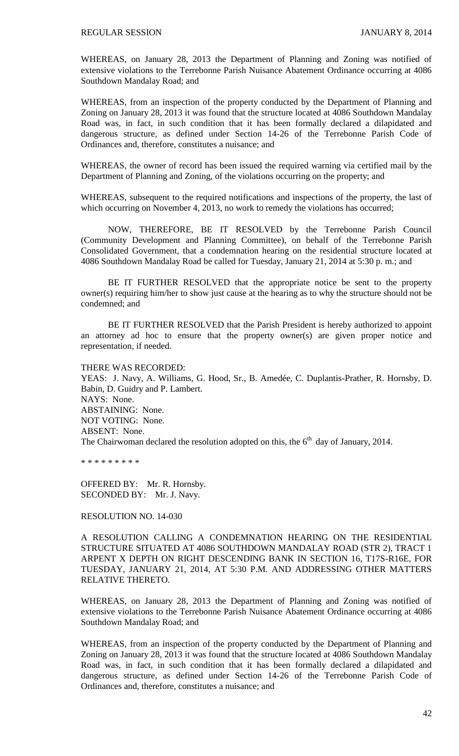WHEREAS, on January 28, 2013 the Department of Planning and Zoning was notified of extensive violations to the Terrebonne Parish Nuisance Abatement Ordinance occurring at 4086 Southdown Mandalay Road; and

WHEREAS, from an inspection of the property conducted by the Department of Planning and Zoning on January 28, 2013 it was found that the structure located at 4086 Southdown Mandalay Road was, in fact, in such condition that it has been formally declared a dilapidated and dangerous structure, as defined under Section 14-26 of the Terrebonne Parish Code of Ordinances and, therefore, constitutes a nuisance; and

WHEREAS, the owner of record has been issued the required warning via certified mail by the Department of Planning and Zoning, of the violations occurring on the property; and

WHEREAS, subsequent to the required notifications and inspections of the property, the last of which occurring on November 4, 2013, no work to remedy the violations has occurred;

NOW, THEREFORE, BE IT RESOLVED by the Terrebonne Parish Council (Community Development and Planning Committee), on behalf of the Terrebonne Parish Consolidated Government, that a condemnation hearing on the residential structure located at 4086 Southdown Mandalay Road be called for Tuesday, January 21, 2014 at 5:30 p. m.; and

BE IT FURTHER RESOLVED that the appropriate notice be sent to the property owner(s) requiring him/her to show just cause at the hearing as to why the structure should not be condemned; and

BE IT FURTHER RESOLVED that the Parish President is hereby authorized to appoint an attorney ad hoc to ensure that the property owner(s) are given proper notice and representation, if needed.

THERE WAS RECORDED:
YEAS: J. Navy, A. Williams, G. Hood, Sr., B. Amedée, C. Duplantis-Prather, R. Hornsby, D. Babin, D. Guidry and P. Lambert.
NAYS: None.
ABSTAINING: None.
NOT VOTING: None.
ABSENT: None.
The Chairwoman declared the resolution adopted on this, the 6th day of January, 2014.

* * * * * * * * *

OFFERED BY: Mr. R. Hornsby.
SECONDED BY: Mr. J. Navy.

RESOLUTION NO. 14-030

A RESOLUTION CALLING A CONDEMNATION HEARING ON THE RESIDENTIAL STRUCTURE SITUATED AT 4086 SOUTHDOWN MANDALAY ROAD (STR 2), TRACT 1 ARPENT X DEPTH ON RIGHT DESCENDING BANK IN SECTION 16, T17S-R16E, FOR TUESDAY, JANUARY 21, 2014, AT 5:30 P.M. AND ADDRESSING OTHER MATTERS RELATIVE THERETO.

WHEREAS, on January 28, 2013 the Department of Planning and Zoning was notified of extensive violations to the Terrebonne Parish Nuisance Abatement Ordinance occurring at 4086 Southdown Mandalay Road; and

WHEREAS, from an inspection of the property conducted by the Department of Planning and Zoning on January 28, 2013 it was found that the structure located at 4086 Southdown Mandalay Road was, in fact, in such condition that it has been formally declared a dilapidated and dangerous structure, as defined under Section 14-26 of the Terrebonne Parish Code of Ordinances and, therefore, constitutes a nuisance; and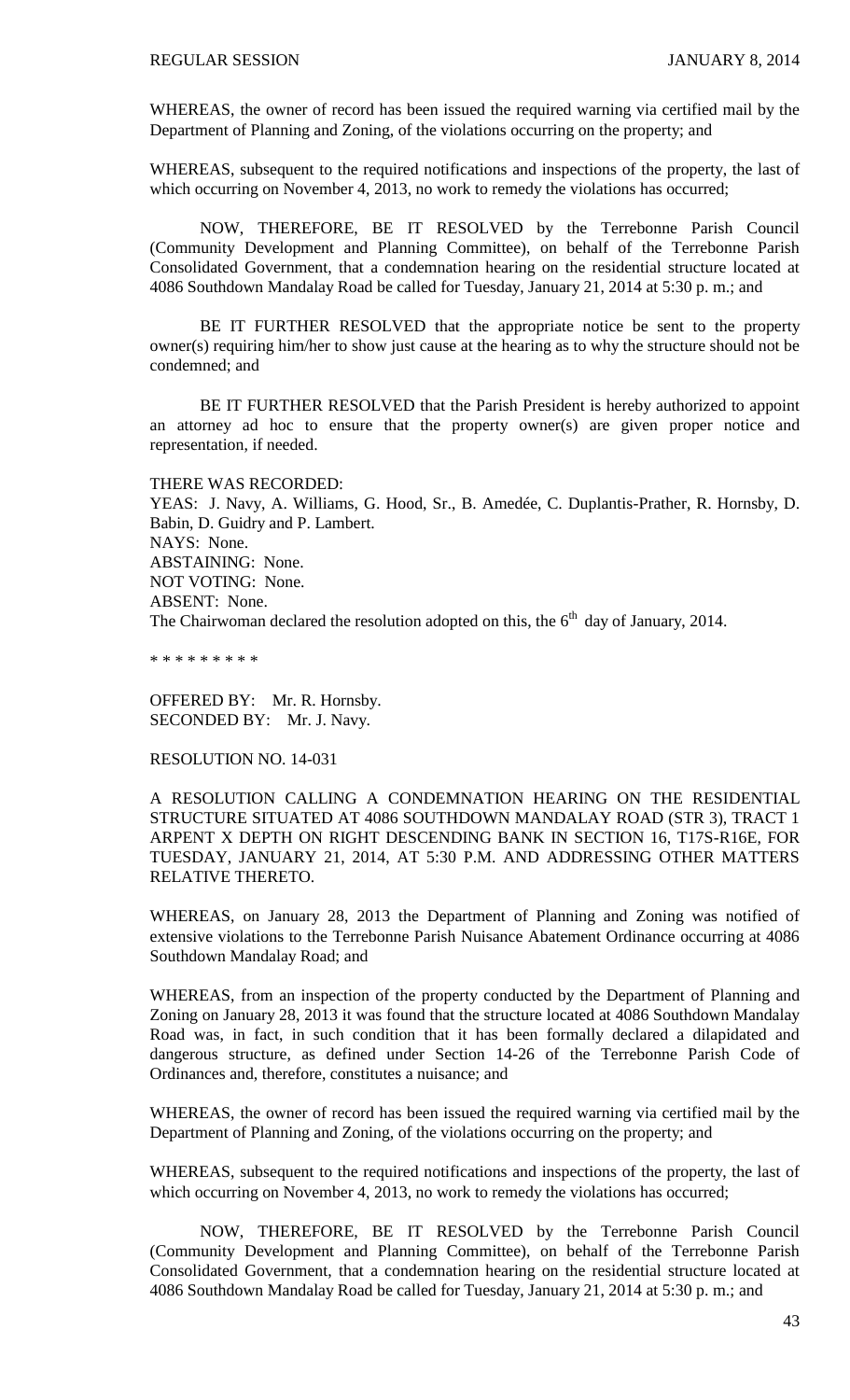WHEREAS, the owner of record has been issued the required warning via certified mail by the Department of Planning and Zoning, of the violations occurring on the property; and

WHEREAS, subsequent to the required notifications and inspections of the property, the last of which occurring on November 4, 2013, no work to remedy the violations has occurred;

NOW, THEREFORE, BE IT RESOLVED by the Terrebonne Parish Council (Community Development and Planning Committee), on behalf of the Terrebonne Parish Consolidated Government, that a condemnation hearing on the residential structure located at 4086 Southdown Mandalay Road be called for Tuesday, January 21, 2014 at 5:30 p. m.; and

BE IT FURTHER RESOLVED that the appropriate notice be sent to the property owner(s) requiring him/her to show just cause at the hearing as to why the structure should not be condemned; and

BE IT FURTHER RESOLVED that the Parish President is hereby authorized to appoint an attorney ad hoc to ensure that the property owner(s) are given proper notice and representation, if needed.

THERE WAS RECORDED:
YEAS: J. Navy, A. Williams, G. Hood, Sr., B. Amedée, C. Duplantis-Prather, R. Hornsby, D. Babin, D. Guidry and P. Lambert.
NAYS: None.
ABSTAINING: None.
NOT VOTING: None.
ABSENT: None.
The Chairwoman declared the resolution adopted on this, the 6th day of January, 2014.

* * * * * * * * *

OFFERED BY: Mr. R. Hornsby.
SECONDED BY: Mr. J. Navy.

RESOLUTION NO. 14-031

A RESOLUTION CALLING A CONDEMNATION HEARING ON THE RESIDENTIAL STRUCTURE SITUATED AT 4086 SOUTHDOWN MANDALAY ROAD (STR 3), TRACT 1 ARPENT X DEPTH ON RIGHT DESCENDING BANK IN SECTION 16, T17S-R16E, FOR TUESDAY, JANUARY 21, 2014, AT 5:30 P.M. AND ADDRESSING OTHER MATTERS RELATIVE THERETO.

WHEREAS, on January 28, 2013 the Department of Planning and Zoning was notified of extensive violations to the Terrebonne Parish Nuisance Abatement Ordinance occurring at 4086 Southdown Mandalay Road; and

WHEREAS, from an inspection of the property conducted by the Department of Planning and Zoning on January 28, 2013 it was found that the structure located at 4086 Southdown Mandalay Road was, in fact, in such condition that it has been formally declared a dilapidated and dangerous structure, as defined under Section 14-26 of the Terrebonne Parish Code of Ordinances and, therefore, constitutes a nuisance; and

WHEREAS, the owner of record has been issued the required warning via certified mail by the Department of Planning and Zoning, of the violations occurring on the property; and

WHEREAS, subsequent to the required notifications and inspections of the property, the last of which occurring on November 4, 2013, no work to remedy the violations has occurred;

NOW, THEREFORE, BE IT RESOLVED by the Terrebonne Parish Council (Community Development and Planning Committee), on behalf of the Terrebonne Parish Consolidated Government, that a condemnation hearing on the residential structure located at 4086 Southdown Mandalay Road be called for Tuesday, January 21, 2014 at 5:30 p. m.; and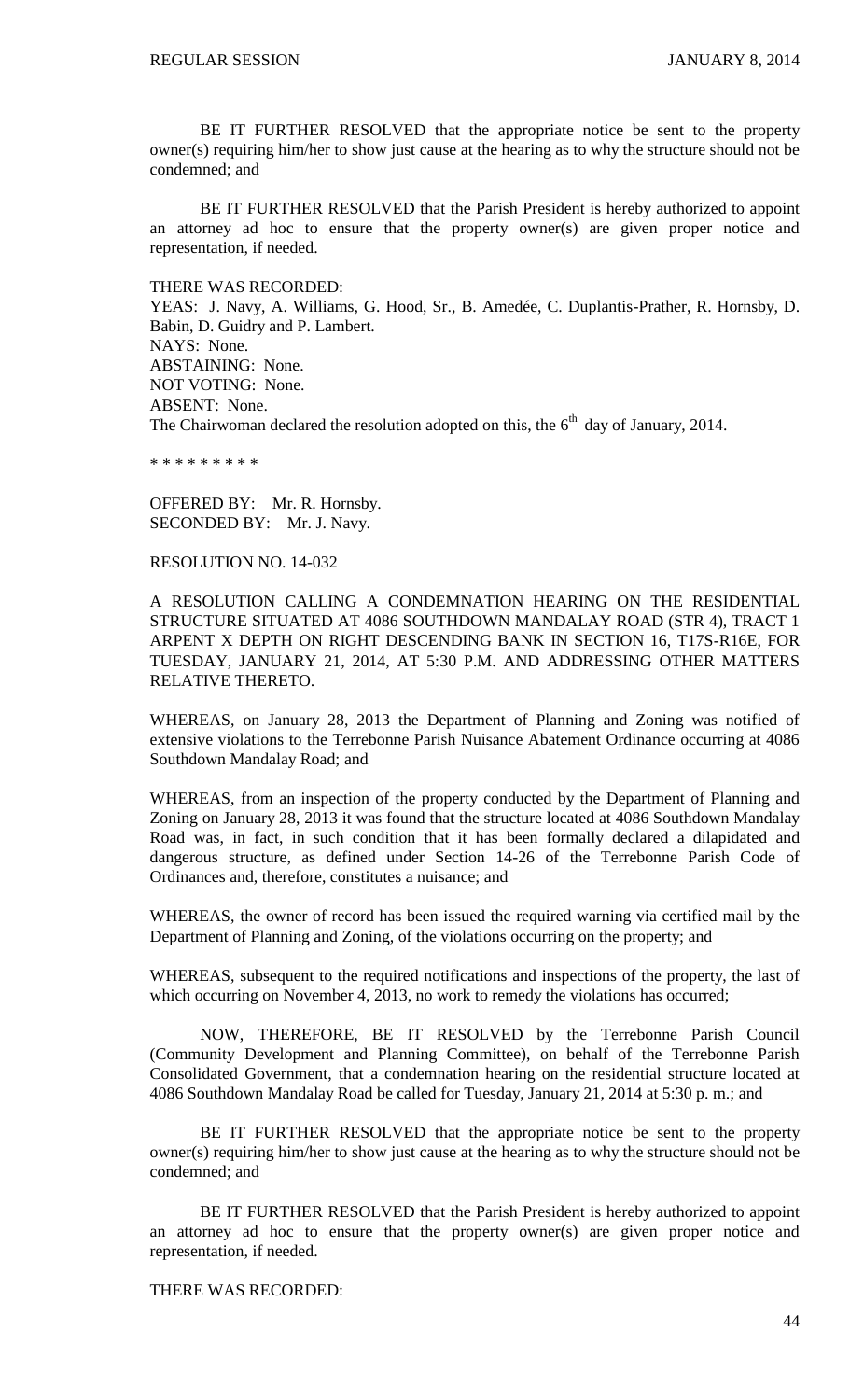BE IT FURTHER RESOLVED that the appropriate notice be sent to the property owner(s) requiring him/her to show just cause at the hearing as to why the structure should not be condemned; and

BE IT FURTHER RESOLVED that the Parish President is hereby authorized to appoint an attorney ad hoc to ensure that the property owner(s) are given proper notice and representation, if needed.

THERE WAS RECORDED:
YEAS: J. Navy, A. Williams, G. Hood, Sr., B. Amedée, C. Duplantis-Prather, R. Hornsby, D. Babin, D. Guidry and P. Lambert.
NAYS: None.
ABSTAINING: None.
NOT VOTING: None.
ABSENT: None.
The Chairwoman declared the resolution adopted on this, the 6th day of January, 2014.

\* \* \* \* \* \* \* \* \*

OFFERED BY: Mr. R. Hornsby.
SECONDED BY: Mr. J. Navy.

RESOLUTION NO. 14-032

A RESOLUTION CALLING A CONDEMNATION HEARING ON THE RESIDENTIAL STRUCTURE SITUATED AT 4086 SOUTHDOWN MANDALAY ROAD (STR 4), TRACT 1 ARPENT X DEPTH ON RIGHT DESCENDING BANK IN SECTION 16, T17S-R16E, FOR TUESDAY, JANUARY 21, 2014, AT 5:30 P.M. AND ADDRESSING OTHER MATTERS RELATIVE THERETO.

WHEREAS, on January 28, 2013 the Department of Planning and Zoning was notified of extensive violations to the Terrebonne Parish Nuisance Abatement Ordinance occurring at 4086 Southdown Mandalay Road; and

WHEREAS, from an inspection of the property conducted by the Department of Planning and Zoning on January 28, 2013 it was found that the structure located at 4086 Southdown Mandalay Road was, in fact, in such condition that it has been formally declared a dilapidated and dangerous structure, as defined under Section 14-26 of the Terrebonne Parish Code of Ordinances and, therefore, constitutes a nuisance; and

WHEREAS, the owner of record has been issued the required warning via certified mail by the Department of Planning and Zoning, of the violations occurring on the property; and

WHEREAS, subsequent to the required notifications and inspections of the property, the last of which occurring on November 4, 2013, no work to remedy the violations has occurred;

NOW, THEREFORE, BE IT RESOLVED by the Terrebonne Parish Council (Community Development and Planning Committee), on behalf of the Terrebonne Parish Consolidated Government, that a condemnation hearing on the residential structure located at 4086 Southdown Mandalay Road be called for Tuesday, January 21, 2014 at 5:30 p. m.; and

BE IT FURTHER RESOLVED that the appropriate notice be sent to the property owner(s) requiring him/her to show just cause at the hearing as to why the structure should not be condemned; and

BE IT FURTHER RESOLVED that the Parish President is hereby authorized to appoint an attorney ad hoc to ensure that the property owner(s) are given proper notice and representation, if needed.

THERE WAS RECORDED: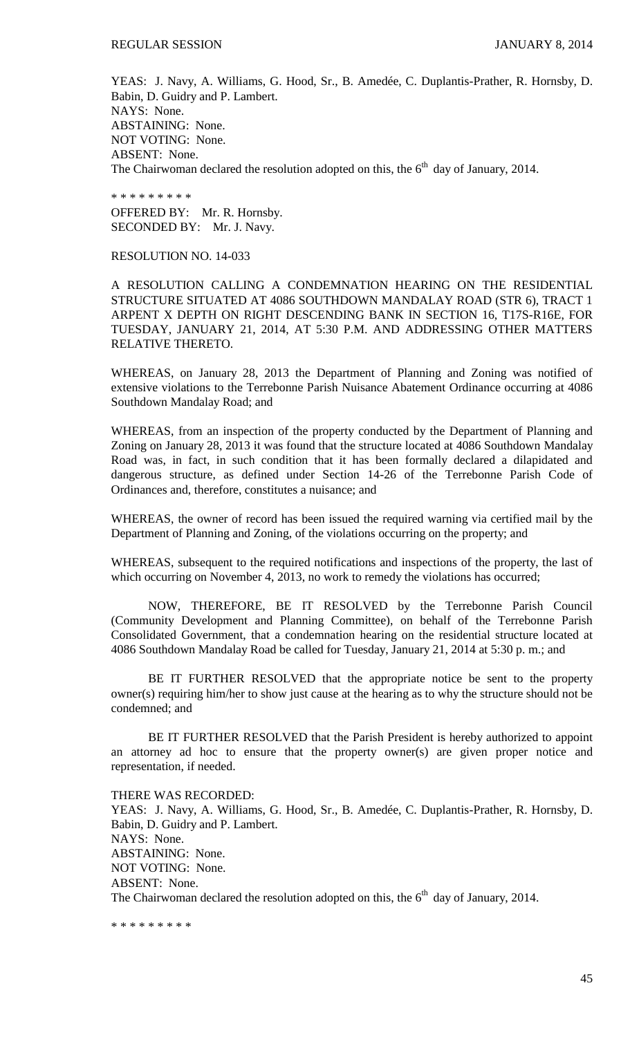YEAS: J. Navy, A. Williams, G. Hood, Sr., B. Amedée, C. Duplantis-Prather, R. Hornsby, D. Babin, D. Guidry and P. Lambert.
NAYS: None.
ABSTAINING: None.
NOT VOTING: None.
ABSENT: None.
The Chairwoman declared the resolution adopted on this, the 6th day of January, 2014.

\* \* \* \* \* \* \* \* \*

OFFERED BY: Mr. R. Hornsby.
SECONDED BY: Mr. J. Navy.

RESOLUTION NO. 14-033

A RESOLUTION CALLING A CONDEMNATION HEARING ON THE RESIDENTIAL STRUCTURE SITUATED AT 4086 SOUTHDOWN MANDALAY ROAD (STR 6), TRACT 1 ARPENT X DEPTH ON RIGHT DESCENDING BANK IN SECTION 16, T17S-R16E, FOR TUESDAY, JANUARY 21, 2014, AT 5:30 P.M. AND ADDRESSING OTHER MATTERS RELATIVE THERETO.

WHEREAS, on January 28, 2013 the Department of Planning and Zoning was notified of extensive violations to the Terrebonne Parish Nuisance Abatement Ordinance occurring at 4086 Southdown Mandalay Road; and

WHEREAS, from an inspection of the property conducted by the Department of Planning and Zoning on January 28, 2013 it was found that the structure located at 4086 Southdown Mandalay Road was, in fact, in such condition that it has been formally declared a dilapidated and dangerous structure, as defined under Section 14-26 of the Terrebonne Parish Code of Ordinances and, therefore, constitutes a nuisance; and

WHEREAS, the owner of record has been issued the required warning via certified mail by the Department of Planning and Zoning, of the violations occurring on the property; and

WHEREAS, subsequent to the required notifications and inspections of the property, the last of which occurring on November 4, 2013, no work to remedy the violations has occurred;

NOW, THEREFORE, BE IT RESOLVED by the Terrebonne Parish Council (Community Development and Planning Committee), on behalf of the Terrebonne Parish Consolidated Government, that a condemnation hearing on the residential structure located at 4086 Southdown Mandalay Road be called for Tuesday, January 21, 2014 at 5:30 p. m.; and

BE IT FURTHER RESOLVED that the appropriate notice be sent to the property owner(s) requiring him/her to show just cause at the hearing as to why the structure should not be condemned; and

BE IT FURTHER RESOLVED that the Parish President is hereby authorized to appoint an attorney ad hoc to ensure that the property owner(s) are given proper notice and representation, if needed.

THERE WAS RECORDED:
YEAS: J. Navy, A. Williams, G. Hood, Sr., B. Amedée, C. Duplantis-Prather, R. Hornsby, D. Babin, D. Guidry and P. Lambert.
NAYS: None.
ABSTAINING: None.
NOT VOTING: None.
ABSENT: None.
The Chairwoman declared the resolution adopted on this, the 6th day of January, 2014.

\* \* \* \* \* \* \* \* \*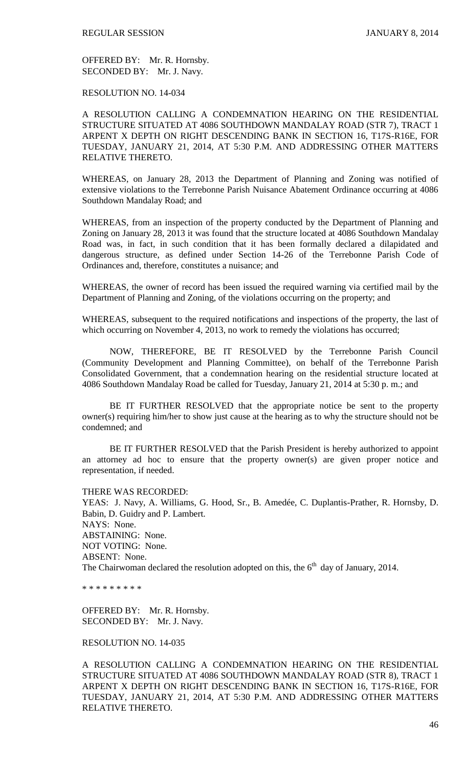OFFERED BY: Mr. R. Hornsby.
SECONDED BY: Mr. J. Navy.

RESOLUTION NO. 14-034

A RESOLUTION CALLING A CONDEMNATION HEARING ON THE RESIDENTIAL STRUCTURE SITUATED AT 4086 SOUTHDOWN MANDALAY ROAD (STR 7), TRACT 1 ARPENT X DEPTH ON RIGHT DESCENDING BANK IN SECTION 16, T17S-R16E, FOR TUESDAY, JANUARY 21, 2014, AT 5:30 P.M. AND ADDRESSING OTHER MATTERS RELATIVE THERETO.

WHEREAS, on January 28, 2013 the Department of Planning and Zoning was notified of extensive violations to the Terrebonne Parish Nuisance Abatement Ordinance occurring at 4086 Southdown Mandalay Road; and

WHEREAS, from an inspection of the property conducted by the Department of Planning and Zoning on January 28, 2013 it was found that the structure located at 4086 Southdown Mandalay Road was, in fact, in such condition that it has been formally declared a dilapidated and dangerous structure, as defined under Section 14-26 of the Terrebonne Parish Code of Ordinances and, therefore, constitutes a nuisance; and

WHEREAS, the owner of record has been issued the required warning via certified mail by the Department of Planning and Zoning, of the violations occurring on the property; and

WHEREAS, subsequent to the required notifications and inspections of the property, the last of which occurring on November 4, 2013, no work to remedy the violations has occurred;

NOW, THEREFORE, BE IT RESOLVED by the Terrebonne Parish Council (Community Development and Planning Committee), on behalf of the Terrebonne Parish Consolidated Government, that a condemnation hearing on the residential structure located at 4086 Southdown Mandalay Road be called for Tuesday, January 21, 2014 at 5:30 p. m.; and

BE IT FURTHER RESOLVED that the appropriate notice be sent to the property owner(s) requiring him/her to show just cause at the hearing as to why the structure should not be condemned; and

BE IT FURTHER RESOLVED that the Parish President is hereby authorized to appoint an attorney ad hoc to ensure that the property owner(s) are given proper notice and representation, if needed.

THERE WAS RECORDED:
YEAS: J. Navy, A. Williams, G. Hood, Sr., B. Amedée, C. Duplantis-Prather, R. Hornsby, D. Babin, D. Guidry and P. Lambert.
NAYS: None.
ABSTAINING: None.
NOT VOTING: None.
ABSENT: None.
The Chairwoman declared the resolution adopted on this, the 6th day of January, 2014.

\* \* \* \* \* \* \* \* \*

OFFERED BY: Mr. R. Hornsby.
SECONDED BY: Mr. J. Navy.

RESOLUTION NO. 14-035

A RESOLUTION CALLING A CONDEMNATION HEARING ON THE RESIDENTIAL STRUCTURE SITUATED AT 4086 SOUTHDOWN MANDALAY ROAD (STR 8), TRACT 1 ARPENT X DEPTH ON RIGHT DESCENDING BANK IN SECTION 16, T17S-R16E, FOR TUESDAY, JANUARY 21, 2014, AT 5:30 P.M. AND ADDRESSING OTHER MATTERS RELATIVE THERETO.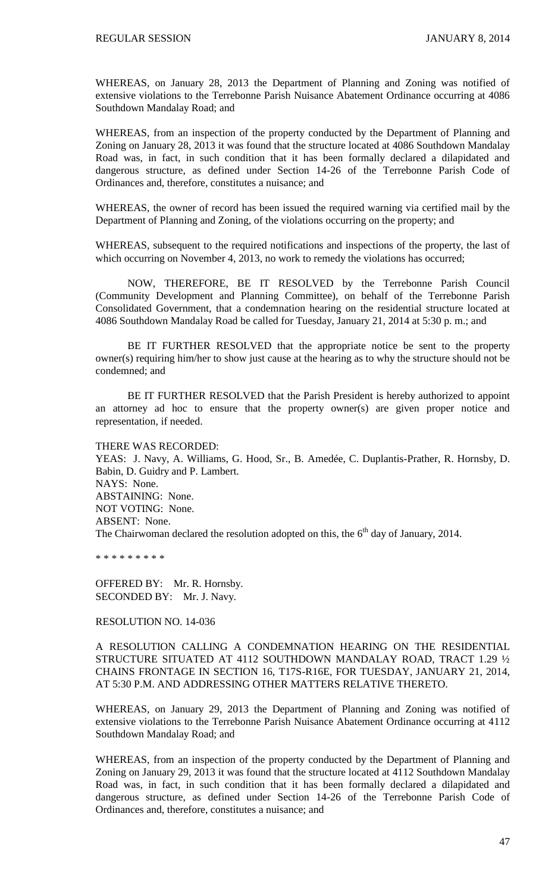WHEREAS, on January 28, 2013 the Department of Planning and Zoning was notified of extensive violations to the Terrebonne Parish Nuisance Abatement Ordinance occurring at 4086 Southdown Mandalay Road; and

WHEREAS, from an inspection of the property conducted by the Department of Planning and Zoning on January 28, 2013 it was found that the structure located at 4086 Southdown Mandalay Road was, in fact, in such condition that it has been formally declared a dilapidated and dangerous structure, as defined under Section 14-26 of the Terrebonne Parish Code of Ordinances and, therefore, constitutes a nuisance; and

WHEREAS, the owner of record has been issued the required warning via certified mail by the Department of Planning and Zoning, of the violations occurring on the property; and

WHEREAS, subsequent to the required notifications and inspections of the property, the last of which occurring on November 4, 2013, no work to remedy the violations has occurred;

NOW, THEREFORE, BE IT RESOLVED by the Terrebonne Parish Council (Community Development and Planning Committee), on behalf of the Terrebonne Parish Consolidated Government, that a condemnation hearing on the residential structure located at 4086 Southdown Mandalay Road be called for Tuesday, January 21, 2014 at 5:30 p. m.; and

BE IT FURTHER RESOLVED that the appropriate notice be sent to the property owner(s) requiring him/her to show just cause at the hearing as to why the structure should not be condemned; and

BE IT FURTHER RESOLVED that the Parish President is hereby authorized to appoint an attorney ad hoc to ensure that the property owner(s) are given proper notice and representation, if needed.

THERE WAS RECORDED:
YEAS: J. Navy, A. Williams, G. Hood, Sr., B. Amedée, C. Duplantis-Prather, R. Hornsby, D. Babin, D. Guidry and P. Lambert.
NAYS: None.
ABSTAINING: None.
NOT VOTING: None.
ABSENT: None.
The Chairwoman declared the resolution adopted on this, the 6th day of January, 2014.

* * * * * * * * *

OFFERED BY: Mr. R. Hornsby.
SECONDED BY: Mr. J. Navy.

RESOLUTION NO. 14-036

A RESOLUTION CALLING A CONDEMNATION HEARING ON THE RESIDENTIAL STRUCTURE SITUATED AT 4112 SOUTHDOWN MANDALAY ROAD, TRACT 1.29 ½ CHAINS FRONTAGE IN SECTION 16, T17S-R16E, FOR TUESDAY, JANUARY 21, 2014, AT 5:30 P.M. AND ADDRESSING OTHER MATTERS RELATIVE THERETO.

WHEREAS, on January 29, 2013 the Department of Planning and Zoning was notified of extensive violations to the Terrebonne Parish Nuisance Abatement Ordinance occurring at 4112 Southdown Mandalay Road; and

WHEREAS, from an inspection of the property conducted by the Department of Planning and Zoning on January 29, 2013 it was found that the structure located at 4112 Southdown Mandalay Road was, in fact, in such condition that it has been formally declared a dilapidated and dangerous structure, as defined under Section 14-26 of the Terrebonne Parish Code of Ordinances and, therefore, constitutes a nuisance; and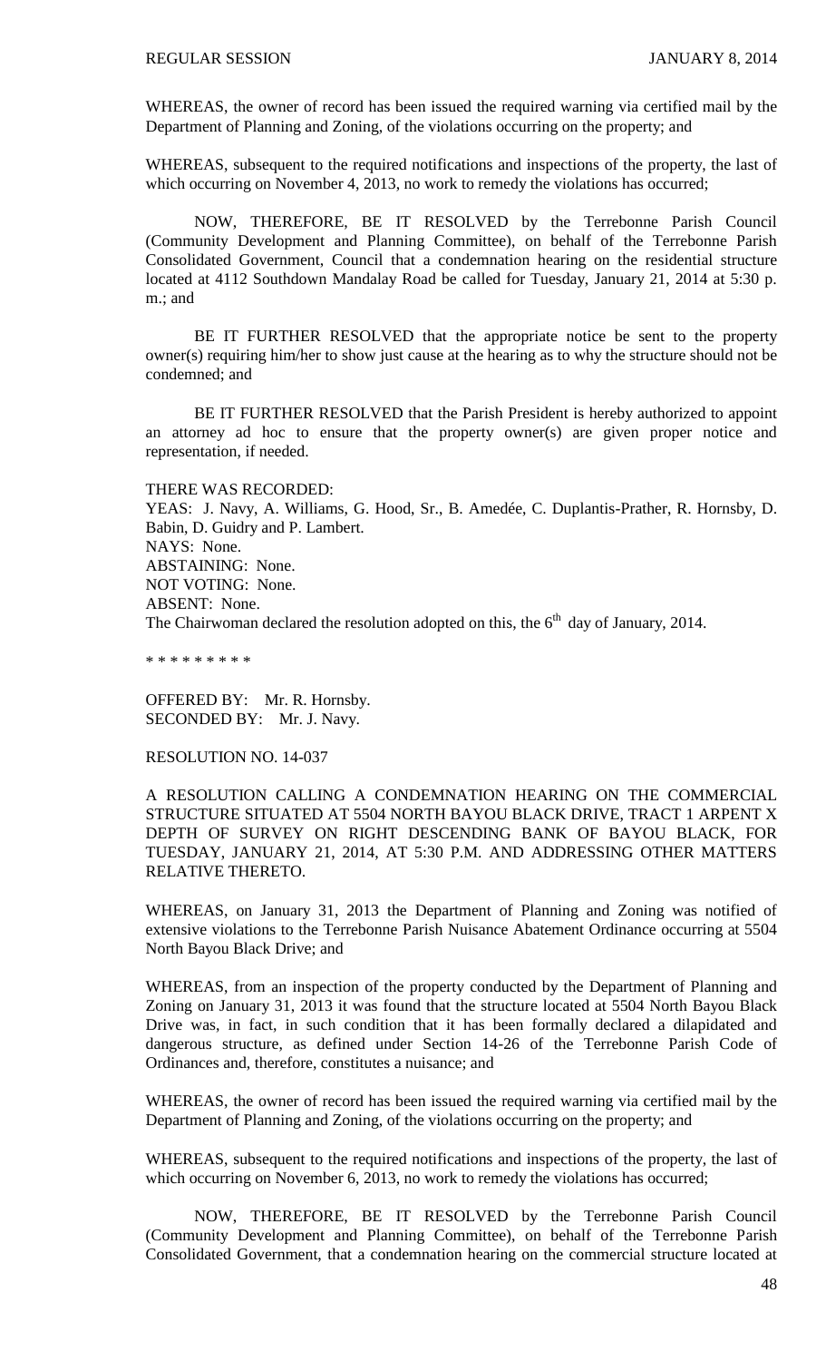WHEREAS, the owner of record has been issued the required warning via certified mail by the Department of Planning and Zoning, of the violations occurring on the property; and

WHEREAS, subsequent to the required notifications and inspections of the property, the last of which occurring on November 4, 2013, no work to remedy the violations has occurred;

NOW, THEREFORE, BE IT RESOLVED by the Terrebonne Parish Council (Community Development and Planning Committee), on behalf of the Terrebonne Parish Consolidated Government, Council that a condemnation hearing on the residential structure located at 4112 Southdown Mandalay Road be called for Tuesday, January 21, 2014 at 5:30 p. m.; and

BE IT FURTHER RESOLVED that the appropriate notice be sent to the property owner(s) requiring him/her to show just cause at the hearing as to why the structure should not be condemned; and

BE IT FURTHER RESOLVED that the Parish President is hereby authorized to appoint an attorney ad hoc to ensure that the property owner(s) are given proper notice and representation, if needed.

THERE WAS RECORDED:
YEAS: J. Navy, A. Williams, G. Hood, Sr., B. Amedée, C. Duplantis-Prather, R. Hornsby, D. Babin, D. Guidry and P. Lambert.
NAYS: None.
ABSTAINING: None.
NOT VOTING: None.
ABSENT: None.
The Chairwoman declared the resolution adopted on this, the 6th day of January, 2014.

\* \* \* \* \* \* \* \* \*

OFFERED BY: Mr. R. Hornsby.
SECONDED BY: Mr. J. Navy.

RESOLUTION NO. 14-037

A RESOLUTION CALLING A CONDEMNATION HEARING ON THE COMMERCIAL STRUCTURE SITUATED AT 5504 NORTH BAYOU BLACK DRIVE, TRACT 1 ARPENT X DEPTH OF SURVEY ON RIGHT DESCENDING BANK OF BAYOU BLACK, FOR TUESDAY, JANUARY 21, 2014, AT 5:30 P.M. AND ADDRESSING OTHER MATTERS RELATIVE THERETO.

WHEREAS, on January 31, 2013 the Department of Planning and Zoning was notified of extensive violations to the Terrebonne Parish Nuisance Abatement Ordinance occurring at 5504 North Bayou Black Drive; and

WHEREAS, from an inspection of the property conducted by the Department of Planning and Zoning on January 31, 2013 it was found that the structure located at 5504 North Bayou Black Drive was, in fact, in such condition that it has been formally declared a dilapidated and dangerous structure, as defined under Section 14-26 of the Terrebonne Parish Code of Ordinances and, therefore, constitutes a nuisance; and

WHEREAS, the owner of record has been issued the required warning via certified mail by the Department of Planning and Zoning, of the violations occurring on the property; and

WHEREAS, subsequent to the required notifications and inspections of the property, the last of which occurring on November 6, 2013, no work to remedy the violations has occurred;

NOW, THEREFORE, BE IT RESOLVED by the Terrebonne Parish Council (Community Development and Planning Committee), on behalf of the Terrebonne Parish Consolidated Government, that a condemnation hearing on the commercial structure located at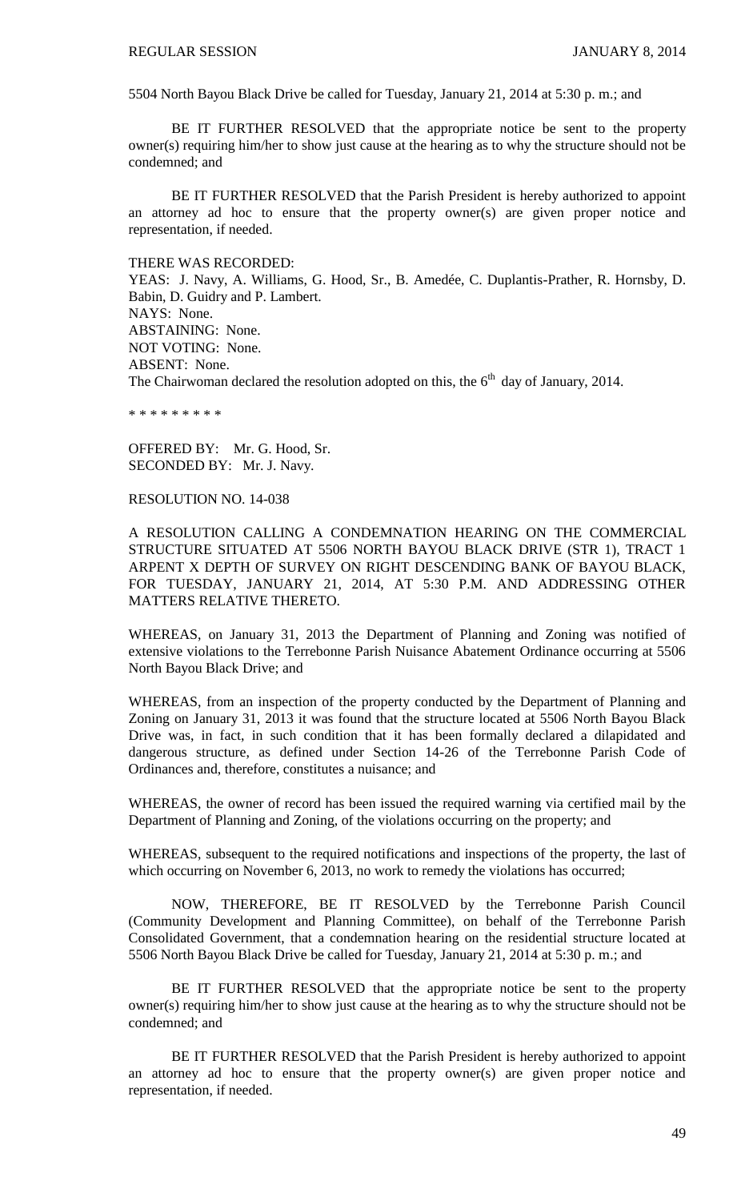5504 North Bayou Black Drive be called for Tuesday, January 21, 2014 at 5:30 p. m.; and

BE IT FURTHER RESOLVED that the appropriate notice be sent to the property owner(s) requiring him/her to show just cause at the hearing as to why the structure should not be condemned; and

BE IT FURTHER RESOLVED that the Parish President is hereby authorized to appoint an attorney ad hoc to ensure that the property owner(s) are given proper notice and representation, if needed.

THERE WAS RECORDED:
YEAS: J. Navy, A. Williams, G. Hood, Sr., B. Amedée, C. Duplantis-Prather, R. Hornsby, D. Babin, D. Guidry and P. Lambert.
NAYS: None.
ABSTAINING: None.
NOT VOTING: None.
ABSENT: None.
The Chairwoman declared the resolution adopted on this, the 6th day of January, 2014.

\* \* \* \* \* \* \* \* \*

OFFERED BY: Mr. G. Hood, Sr.
SECONDED BY: Mr. J. Navy.

RESOLUTION NO. 14-038

A RESOLUTION CALLING A CONDEMNATION HEARING ON THE COMMERCIAL STRUCTURE SITUATED AT 5506 NORTH BAYOU BLACK DRIVE (STR 1), TRACT 1 ARPENT X DEPTH OF SURVEY ON RIGHT DESCENDING BANK OF BAYOU BLACK, FOR TUESDAY, JANUARY 21, 2014, AT 5:30 P.M. AND ADDRESSING OTHER MATTERS RELATIVE THERETO.

WHEREAS, on January 31, 2013 the Department of Planning and Zoning was notified of extensive violations to the Terrebonne Parish Nuisance Abatement Ordinance occurring at 5506 North Bayou Black Drive; and

WHEREAS, from an inspection of the property conducted by the Department of Planning and Zoning on January 31, 2013 it was found that the structure located at 5506 North Bayou Black Drive was, in fact, in such condition that it has been formally declared a dilapidated and dangerous structure, as defined under Section 14-26 of the Terrebonne Parish Code of Ordinances and, therefore, constitutes a nuisance; and

WHEREAS, the owner of record has been issued the required warning via certified mail by the Department of Planning and Zoning, of the violations occurring on the property; and

WHEREAS, subsequent to the required notifications and inspections of the property, the last of which occurring on November 6, 2013, no work to remedy the violations has occurred;

NOW, THEREFORE, BE IT RESOLVED by the Terrebonne Parish Council (Community Development and Planning Committee), on behalf of the Terrebonne Parish Consolidated Government, that a condemnation hearing on the residential structure located at 5506 North Bayou Black Drive be called for Tuesday, January 21, 2014 at 5:30 p. m.; and

BE IT FURTHER RESOLVED that the appropriate notice be sent to the property owner(s) requiring him/her to show just cause at the hearing as to why the structure should not be condemned; and

BE IT FURTHER RESOLVED that the Parish President is hereby authorized to appoint an attorney ad hoc to ensure that the property owner(s) are given proper notice and representation, if needed.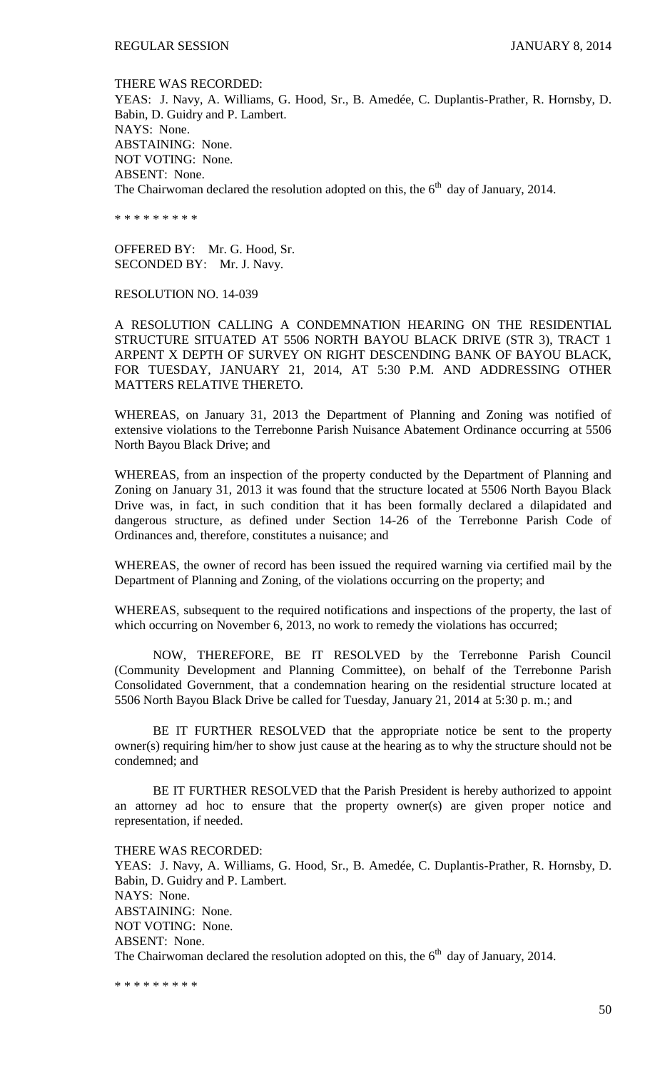THERE WAS RECORDED:
YEAS: J. Navy, A. Williams, G. Hood, Sr., B. Amedée, C. Duplantis-Prather, R. Hornsby, D. Babin, D. Guidry and P. Lambert.
NAYS: None.
ABSTAINING: None.
NOT VOTING: None.
ABSENT: None.
The Chairwoman declared the resolution adopted on this, the 6th day of January, 2014.

\* \* \* \* \* \* \* \* \*

OFFERED BY: Mr. G. Hood, Sr.
SECONDED BY: Mr. J. Navy.

RESOLUTION NO. 14-039

A RESOLUTION CALLING A CONDEMNATION HEARING ON THE RESIDENTIAL STRUCTURE SITUATED AT 5506 NORTH BAYOU BLACK DRIVE (STR 3), TRACT 1 ARPENT X DEPTH OF SURVEY ON RIGHT DESCENDING BANK OF BAYOU BLACK, FOR TUESDAY, JANUARY 21, 2014, AT 5:30 P.M. AND ADDRESSING OTHER MATTERS RELATIVE THERETO.

WHEREAS, on January 31, 2013 the Department of Planning and Zoning was notified of extensive violations to the Terrebonne Parish Nuisance Abatement Ordinance occurring at 5506 North Bayou Black Drive; and

WHEREAS, from an inspection of the property conducted by the Department of Planning and Zoning on January 31, 2013 it was found that the structure located at 5506 North Bayou Black Drive was, in fact, in such condition that it has been formally declared a dilapidated and dangerous structure, as defined under Section 14-26 of the Terrebonne Parish Code of Ordinances and, therefore, constitutes a nuisance; and

WHEREAS, the owner of record has been issued the required warning via certified mail by the Department of Planning and Zoning, of the violations occurring on the property; and

WHEREAS, subsequent to the required notifications and inspections of the property, the last of which occurring on November 6, 2013, no work to remedy the violations has occurred;

NOW, THEREFORE, BE IT RESOLVED by the Terrebonne Parish Council (Community Development and Planning Committee), on behalf of the Terrebonne Parish Consolidated Government, that a condemnation hearing on the residential structure located at 5506 North Bayou Black Drive be called for Tuesday, January 21, 2014 at 5:30 p. m.; and

BE IT FURTHER RESOLVED that the appropriate notice be sent to the property owner(s) requiring him/her to show just cause at the hearing as to why the structure should not be condemned; and

BE IT FURTHER RESOLVED that the Parish President is hereby authorized to appoint an attorney ad hoc to ensure that the property owner(s) are given proper notice and representation, if needed.

THERE WAS RECORDED:
YEAS: J. Navy, A. Williams, G. Hood, Sr., B. Amedée, C. Duplantis-Prather, R. Hornsby, D. Babin, D. Guidry and P. Lambert.
NAYS: None.
ABSTAINING: None.
NOT VOTING: None.
ABSENT: None.
The Chairwoman declared the resolution adopted on this, the 6th day of January, 2014.

\* \* \* \* \* \* \* \* \*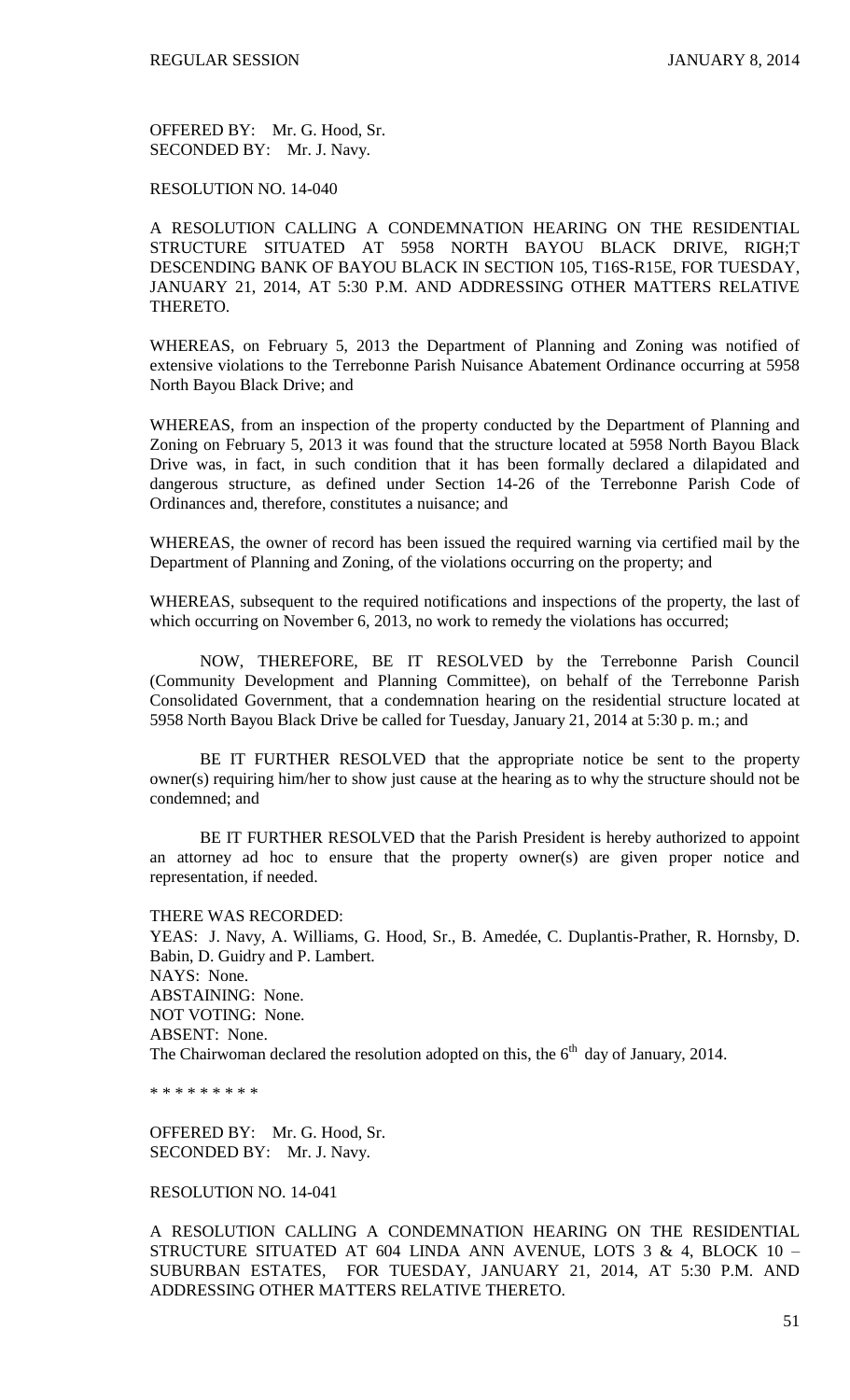OFFERED BY: Mr. G. Hood, Sr.
SECONDED BY: Mr. J. Navy.

RESOLUTION NO. 14-040

A RESOLUTION CALLING A CONDEMNATION HEARING ON THE RESIDENTIAL STRUCTURE SITUATED AT 5958 NORTH BAYOU BLACK DRIVE, RIGH;T DESCENDING BANK OF BAYOU BLACK IN SECTION 105, T16S-R15E, FOR TUESDAY, JANUARY 21, 2014, AT 5:30 P.M. AND ADDRESSING OTHER MATTERS RELATIVE THERETO.

WHEREAS, on February 5, 2013 the Department of Planning and Zoning was notified of extensive violations to the Terrebonne Parish Nuisance Abatement Ordinance occurring at 5958 North Bayou Black Drive; and

WHEREAS, from an inspection of the property conducted by the Department of Planning and Zoning on February 5, 2013 it was found that the structure located at 5958 North Bayou Black Drive was, in fact, in such condition that it has been formally declared a dilapidated and dangerous structure, as defined under Section 14-26 of the Terrebonne Parish Code of Ordinances and, therefore, constitutes a nuisance; and

WHEREAS, the owner of record has been issued the required warning via certified mail by the Department of Planning and Zoning, of the violations occurring on the property; and

WHEREAS, subsequent to the required notifications and inspections of the property, the last of which occurring on November 6, 2013, no work to remedy the violations has occurred;

NOW, THEREFORE, BE IT RESOLVED by the Terrebonne Parish Council (Community Development and Planning Committee), on behalf of the Terrebonne Parish Consolidated Government, that a condemnation hearing on the residential structure located at 5958 North Bayou Black Drive be called for Tuesday, January 21, 2014 at 5:30 p. m.; and

BE IT FURTHER RESOLVED that the appropriate notice be sent to the property owner(s) requiring him/her to show just cause at the hearing as to why the structure should not be condemned; and

BE IT FURTHER RESOLVED that the Parish President is hereby authorized to appoint an attorney ad hoc to ensure that the property owner(s) are given proper notice and representation, if needed.

THERE WAS RECORDED:
YEAS: J. Navy, A. Williams, G. Hood, Sr., B. Amedée, C. Duplantis-Prather, R. Hornsby, D. Babin, D. Guidry and P. Lambert.
NAYS: None.
ABSTAINING: None.
NOT VOTING: None.
ABSENT: None.
The Chairwoman declared the resolution adopted on this, the 6th day of January, 2014.

* * * * * * * * *

OFFERED BY: Mr. G. Hood, Sr.
SECONDED BY: Mr. J. Navy.

RESOLUTION NO. 14-041

A RESOLUTION CALLING A CONDEMNATION HEARING ON THE RESIDENTIAL STRUCTURE SITUATED AT 604 LINDA ANN AVENUE, LOTS 3 & 4, BLOCK 10 – SUBURBAN ESTATES, FOR TUESDAY, JANUARY 21, 2014, AT 5:30 P.M. AND ADDRESSING OTHER MATTERS RELATIVE THERETO.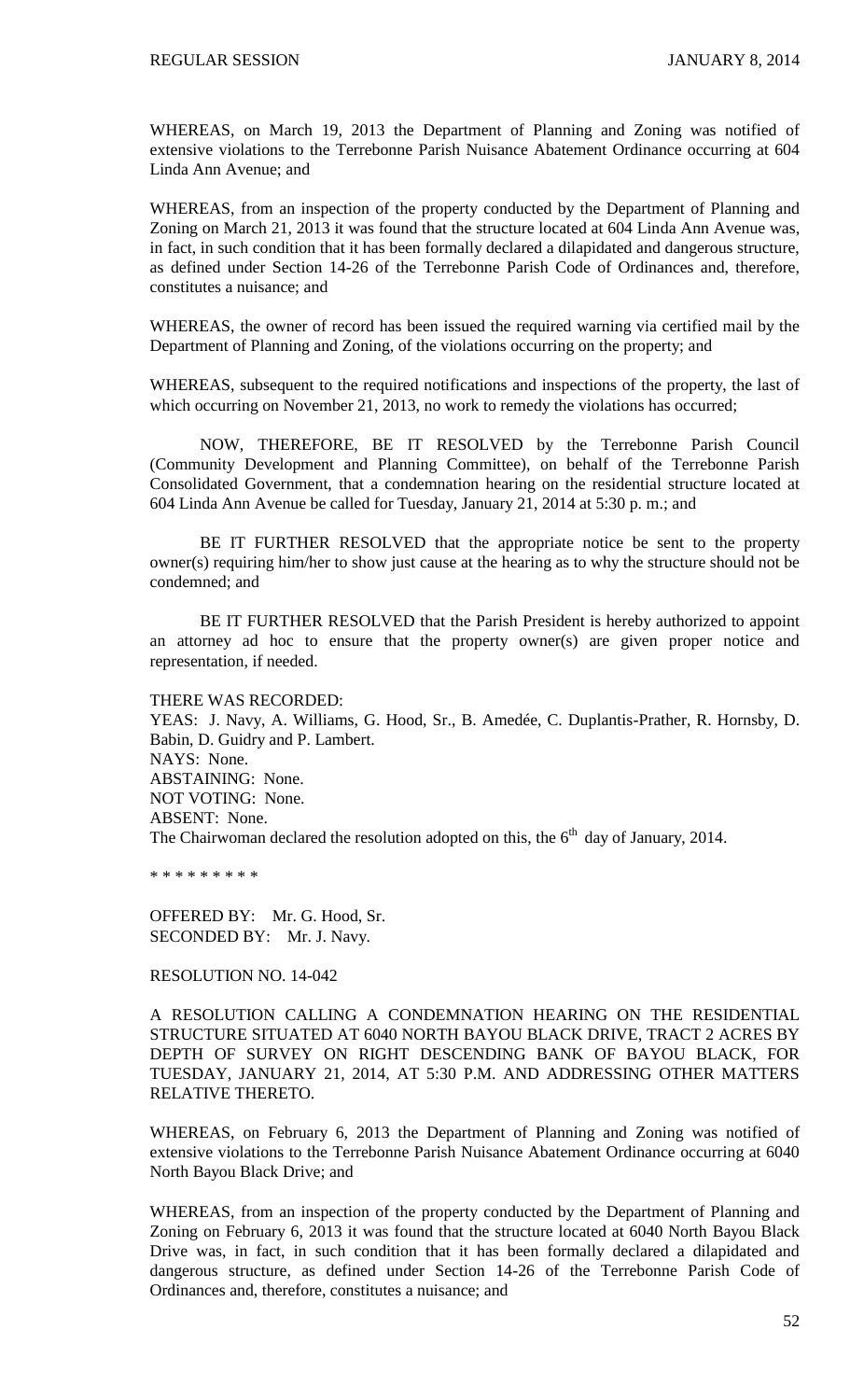WHEREAS, on March 19, 2013 the Department of Planning and Zoning was notified of extensive violations to the Terrebonne Parish Nuisance Abatement Ordinance occurring at 604 Linda Ann Avenue; and

WHEREAS, from an inspection of the property conducted by the Department of Planning and Zoning on March 21, 2013 it was found that the structure located at 604 Linda Ann Avenue was, in fact, in such condition that it has been formally declared a dilapidated and dangerous structure, as defined under Section 14-26 of the Terrebonne Parish Code of Ordinances and, therefore, constitutes a nuisance; and

WHEREAS, the owner of record has been issued the required warning via certified mail by the Department of Planning and Zoning, of the violations occurring on the property; and

WHEREAS, subsequent to the required notifications and inspections of the property, the last of which occurring on November 21, 2013, no work to remedy the violations has occurred;

NOW, THEREFORE, BE IT RESOLVED by the Terrebonne Parish Council (Community Development and Planning Committee), on behalf of the Terrebonne Parish Consolidated Government, that a condemnation hearing on the residential structure located at 604 Linda Ann Avenue be called for Tuesday, January 21, 2014 at 5:30 p. m.; and

BE IT FURTHER RESOLVED that the appropriate notice be sent to the property owner(s) requiring him/her to show just cause at the hearing as to why the structure should not be condemned; and

BE IT FURTHER RESOLVED that the Parish President is hereby authorized to appoint an attorney ad hoc to ensure that the property owner(s) are given proper notice and representation, if needed.

THERE WAS RECORDED:
YEAS: J. Navy, A. Williams, G. Hood, Sr., B. Amedée, C. Duplantis-Prather, R. Hornsby, D. Babin, D. Guidry and P. Lambert.
NAYS: None.
ABSTAINING: None.
NOT VOTING: None.
ABSENT: None.
The Chairwoman declared the resolution adopted on this, the 6th day of January, 2014.

* * * * * * * * *

OFFERED BY: Mr. G. Hood, Sr.
SECONDED BY: Mr. J. Navy.

RESOLUTION NO. 14-042

A RESOLUTION CALLING A CONDEMNATION HEARING ON THE RESIDENTIAL STRUCTURE SITUATED AT 6040 NORTH BAYOU BLACK DRIVE, TRACT 2 ACRES BY DEPTH OF SURVEY ON RIGHT DESCENDING BANK OF BAYOU BLACK, FOR TUESDAY, JANUARY 21, 2014, AT 5:30 P.M. AND ADDRESSING OTHER MATTERS RELATIVE THERETO.

WHEREAS, on February 6, 2013 the Department of Planning and Zoning was notified of extensive violations to the Terrebonne Parish Nuisance Abatement Ordinance occurring at 6040 North Bayou Black Drive; and

WHEREAS, from an inspection of the property conducted by the Department of Planning and Zoning on February 6, 2013 it was found that the structure located at 6040 North Bayou Black Drive was, in fact, in such condition that it has been formally declared a dilapidated and dangerous structure, as defined under Section 14-26 of the Terrebonne Parish Code of Ordinances and, therefore, constitutes a nuisance; and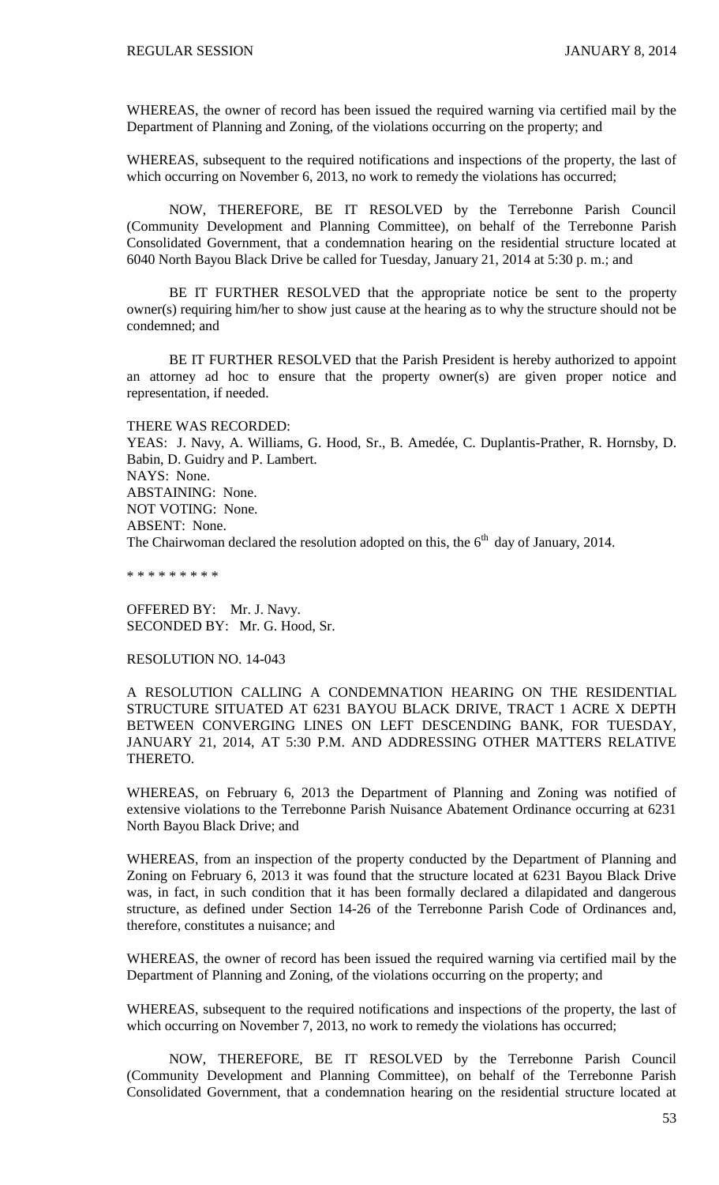WHEREAS, the owner of record has been issued the required warning via certified mail by the Department of Planning and Zoning, of the violations occurring on the property; and

WHEREAS, subsequent to the required notifications and inspections of the property, the last of which occurring on November 6, 2013, no work to remedy the violations has occurred;

NOW, THEREFORE, BE IT RESOLVED by the Terrebonne Parish Council (Community Development and Planning Committee), on behalf of the Terrebonne Parish Consolidated Government, that a condemnation hearing on the residential structure located at 6040 North Bayou Black Drive be called for Tuesday, January 21, 2014 at 5:30 p. m.; and

BE IT FURTHER RESOLVED that the appropriate notice be sent to the property owner(s) requiring him/her to show just cause at the hearing as to why the structure should not be condemned; and

BE IT FURTHER RESOLVED that the Parish President is hereby authorized to appoint an attorney ad hoc to ensure that the property owner(s) are given proper notice and representation, if needed.

THERE WAS RECORDED:
YEAS: J. Navy, A. Williams, G. Hood, Sr., B. Amedée, C. Duplantis-Prather, R. Hornsby, D. Babin, D. Guidry and P. Lambert.
NAYS: None.
ABSTAINING: None.
NOT VOTING: None.
ABSENT: None.
The Chairwoman declared the resolution adopted on this, the 6th day of January, 2014.

\* \* \* \* \* \* \* \* \*

OFFERED BY: Mr. J. Navy.
SECONDED BY: Mr. G. Hood, Sr.

RESOLUTION NO. 14-043

A RESOLUTION CALLING A CONDEMNATION HEARING ON THE RESIDENTIAL STRUCTURE SITUATED AT 6231 BAYOU BLACK DRIVE, TRACT 1 ACRE X DEPTH BETWEEN CONVERGING LINES ON LEFT DESCENDING BANK, FOR TUESDAY, JANUARY 21, 2014, AT 5:30 P.M. AND ADDRESSING OTHER MATTERS RELATIVE THERETO.

WHEREAS, on February 6, 2013 the Department of Planning and Zoning was notified of extensive violations to the Terrebonne Parish Nuisance Abatement Ordinance occurring at 6231 North Bayou Black Drive; and

WHEREAS, from an inspection of the property conducted by the Department of Planning and Zoning on February 6, 2013 it was found that the structure located at 6231 Bayou Black Drive was, in fact, in such condition that it has been formally declared a dilapidated and dangerous structure, as defined under Section 14-26 of the Terrebonne Parish Code of Ordinances and, therefore, constitutes a nuisance; and

WHEREAS, the owner of record has been issued the required warning via certified mail by the Department of Planning and Zoning, of the violations occurring on the property; and

WHEREAS, subsequent to the required notifications and inspections of the property, the last of which occurring on November 7, 2013, no work to remedy the violations has occurred;

NOW, THEREFORE, BE IT RESOLVED by the Terrebonne Parish Council (Community Development and Planning Committee), on behalf of the Terrebonne Parish Consolidated Government, that a condemnation hearing on the residential structure located at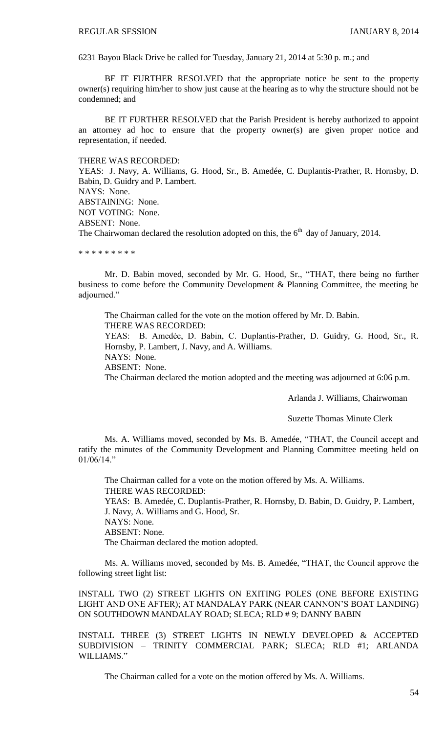6231 Bayou Black Drive be called for Tuesday, January 21, 2014 at 5:30 p. m.; and

BE IT FURTHER RESOLVED that the appropriate notice be sent to the property owner(s) requiring him/her to show just cause at the hearing as to why the structure should not be condemned; and

BE IT FURTHER RESOLVED that the Parish President is hereby authorized to appoint an attorney ad hoc to ensure that the property owner(s) are given proper notice and representation, if needed.

THERE WAS RECORDED:
YEAS: J. Navy, A. Williams, G. Hood, Sr., B. Amedée, C. Duplantis-Prather, R. Hornsby, D. Babin, D. Guidry and P. Lambert.
NAYS: None.
ABSTAINING: None.
NOT VOTING: None.
ABSENT: None.
The Chairwoman declared the resolution adopted on this, the 6th day of January, 2014.

* * * * * * * * *

Mr. D. Babin moved, seconded by Mr. G. Hood, Sr., "THAT, there being no further business to come before the Community Development & Planning Committee, the meeting be adjourned."

The Chairman called for the vote on the motion offered by Mr. D. Babin.
THERE WAS RECORDED:
YEAS: B. Amedẻe, D. Babin, C. Duplantis-Prather, D. Guidry, G. Hood, Sr., R. Hornsby, P. Lambert, J. Navy, and A. Williams.
NAYS: None.
ABSENT: None.
The Chairman declared the motion adopted and the meeting was adjourned at 6:06 p.m.

Arlanda J. Williams, Chairwoman

Suzette Thomas Minute Clerk

Ms. A. Williams moved, seconded by Ms. B. Amedée, "THAT, the Council accept and ratify the minutes of the Community Development and Planning Committee meeting held on 01/06/14."

The Chairman called for a vote on the motion offered by Ms. A. Williams.
THERE WAS RECORDED:
YEAS: B. Amedée, C. Duplantis-Prather, R. Hornsby, D. Babin, D. Guidry, P. Lambert, J. Navy, A. Williams and G. Hood, Sr.
NAYS: None.
ABSENT: None.
The Chairman declared the motion adopted.

Ms. A. Williams moved, seconded by Ms. B. Amedée, "THAT, the Council approve the following street light list:

INSTALL TWO (2) STREET LIGHTS ON EXITING POLES (ONE BEFORE EXISTING LIGHT AND ONE AFTER); AT MANDALAY PARK (NEAR CANNON'S BOAT LANDING) ON SOUTHDOWN MANDALAY ROAD; SLECA; RLD # 9; DANNY BABIN

INSTALL THREE (3) STREET LIGHTS IN NEWLY DEVELOPED & ACCEPTED SUBDIVISION – TRINITY COMMERCIAL PARK; SLECA; RLD #1; ARLANDA WILLIAMS."

The Chairman called for a vote on the motion offered by Ms. A. Williams.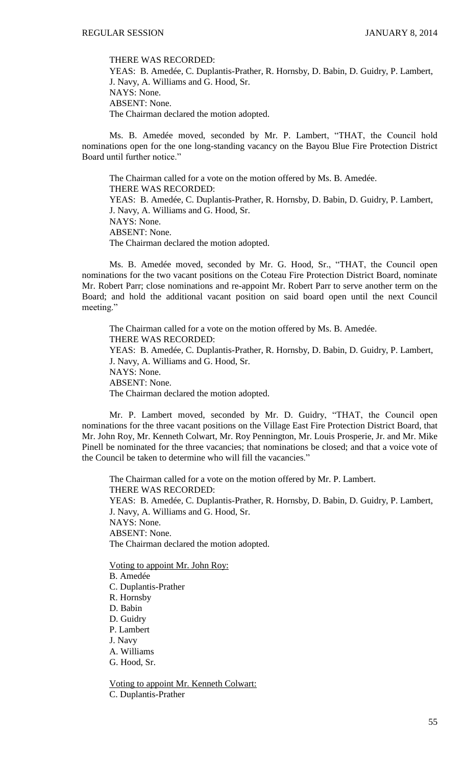THERE WAS RECORDED:
YEAS: B. Amedée, C. Duplantis-Prather, R. Hornsby, D. Babin, D. Guidry, P. Lambert, J. Navy, A. Williams and G. Hood, Sr.
NAYS: None.
ABSENT: None.
The Chairman declared the motion adopted.

Ms. B. Amedée moved, seconded by Mr. P. Lambert, "THAT, the Council hold nominations open for the one long-standing vacancy on the Bayou Blue Fire Protection District Board until further notice."

The Chairman called for a vote on the motion offered by Ms. B. Amedée.
THERE WAS RECORDED:
YEAS: B. Amedée, C. Duplantis-Prather, R. Hornsby, D. Babin, D. Guidry, P. Lambert, J. Navy, A. Williams and G. Hood, Sr.
NAYS: None.
ABSENT: None.
The Chairman declared the motion adopted.

Ms. B. Amedée moved, seconded by Mr. G. Hood, Sr., "THAT, the Council open nominations for the two vacant positions on the Coteau Fire Protection District Board, nominate Mr. Robert Parr; close nominations and re-appoint Mr. Robert Parr to serve another term on the Board; and hold the additional vacant position on said board open until the next Council meeting."

The Chairman called for a vote on the motion offered by Ms. B. Amedée.
THERE WAS RECORDED:
YEAS: B. Amedée, C. Duplantis-Prather, R. Hornsby, D. Babin, D. Guidry, P. Lambert, J. Navy, A. Williams and G. Hood, Sr.
NAYS: None.
ABSENT: None.
The Chairman declared the motion adopted.

Mr. P. Lambert moved, seconded by Mr. D. Guidry, "THAT, the Council open nominations for the three vacant positions on the Village East Fire Protection District Board, that Mr. John Roy, Mr. Kenneth Colwart, Mr. Roy Pennington, Mr. Louis Prosperie, Jr. and Mr. Mike Pinell be nominated for the three vacancies; that nominations be closed; and that a voice vote of the Council be taken to determine who will fill the vacancies."

The Chairman called for a vote on the motion offered by Mr. P. Lambert.
THERE WAS RECORDED:
YEAS: B. Amedée, C. Duplantis-Prather, R. Hornsby, D. Babin, D. Guidry, P. Lambert, J. Navy, A. Williams and G. Hood, Sr.
NAYS: None.
ABSENT: None.
The Chairman declared the motion adopted.

Voting to appoint Mr. John Roy:
B. Amedée
C. Duplantis-Prather
R. Hornsby
D. Babin
D. Guidry
P. Lambert
J. Navy
A. Williams
G. Hood, Sr.

Voting to appoint Mr. Kenneth Colwart:
C. Duplantis-Prather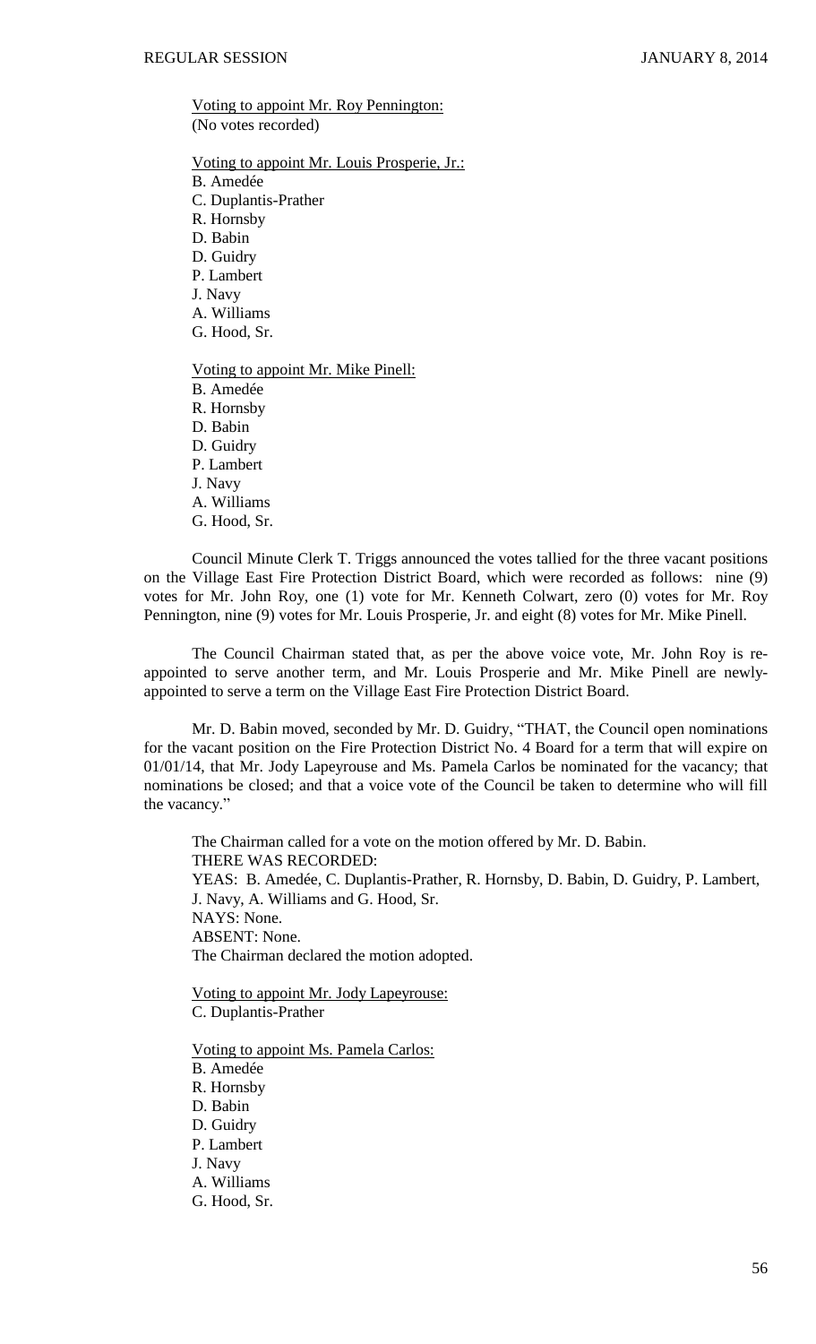Voting to appoint Mr. Roy Pennington:
(No votes recorded)

Voting to appoint Mr. Louis Prosperie, Jr.:
B. Amedée
C. Duplantis-Prather
R. Hornsby
D. Babin
D. Guidry
P. Lambert
J. Navy
A. Williams
G. Hood, Sr.

Voting to appoint Mr. Mike Pinell:
B. Amedée
R. Hornsby
D. Babin
D. Guidry
P. Lambert
J. Navy
A. Williams
G. Hood, Sr.

Council Minute Clerk T. Triggs announced the votes tallied for the three vacant positions on the Village East Fire Protection District Board, which were recorded as follows: nine (9) votes for Mr. John Roy, one (1) vote for Mr. Kenneth Colwart, zero (0) votes for Mr. Roy Pennington, nine (9) votes for Mr. Louis Prosperie, Jr. and eight (8) votes for Mr. Mike Pinell.

The Council Chairman stated that, as per the above voice vote, Mr. John Roy is re-appointed to serve another term, and Mr. Louis Prosperie and Mr. Mike Pinell are newly-appointed to serve a term on the Village East Fire Protection District Board.

Mr. D. Babin moved, seconded by Mr. D. Guidry, "THAT, the Council open nominations for the vacant position on the Fire Protection District No. 4 Board for a term that will expire on 01/01/14, that Mr. Jody Lapeyrouse and Ms. Pamela Carlos be nominated for the vacancy; that nominations be closed; and that a voice vote of the Council be taken to determine who will fill the vacancy."

The Chairman called for a vote on the motion offered by Mr. D. Babin.
THERE WAS RECORDED:
YEAS: B. Amedée, C. Duplantis-Prather, R. Hornsby, D. Babin, D. Guidry, P. Lambert, J. Navy, A. Williams and G. Hood, Sr.
NAYS: None.
ABSENT: None.
The Chairman declared the motion adopted.

Voting to appoint Mr. Jody Lapeyrouse:
C. Duplantis-Prather

Voting to appoint Ms. Pamela Carlos:
B. Amedée
R. Hornsby
D. Babin
D. Guidry
P. Lambert
J. Navy
A. Williams
G. Hood, Sr.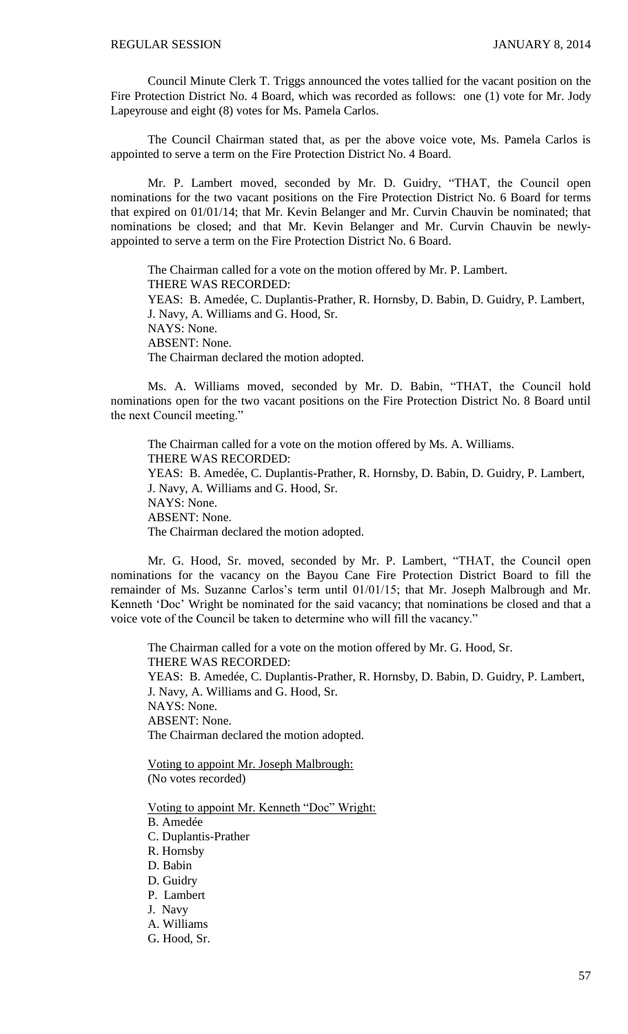Council Minute Clerk T. Triggs announced the votes tallied for the vacant position on the Fire Protection District No. 4 Board, which was recorded as follows: one (1) vote for Mr. Jody Lapeyrouse and eight (8) votes for Ms. Pamela Carlos.

The Council Chairman stated that, as per the above voice vote, Ms. Pamela Carlos is appointed to serve a term on the Fire Protection District No. 4 Board.

Mr. P. Lambert moved, seconded by Mr. D. Guidry, "THAT, the Council open nominations for the two vacant positions on the Fire Protection District No. 6 Board for terms that expired on 01/01/14; that Mr. Kevin Belanger and Mr. Curvin Chauvin be nominated; that nominations be closed; and that Mr. Kevin Belanger and Mr. Curvin Chauvin be newly-appointed to serve a term on the Fire Protection District No. 6 Board.

The Chairman called for a vote on the motion offered by Mr. P. Lambert.
THERE WAS RECORDED:
YEAS: B. Amedée, C. Duplantis-Prather, R. Hornsby, D. Babin, D. Guidry, P. Lambert, J. Navy, A. Williams and G. Hood, Sr.
NAYS: None.
ABSENT: None.
The Chairman declared the motion adopted.

Ms. A. Williams moved, seconded by Mr. D. Babin, "THAT, the Council hold nominations open for the two vacant positions on the Fire Protection District No. 8 Board until the next Council meeting."

The Chairman called for a vote on the motion offered by Ms. A. Williams.
THERE WAS RECORDED:
YEAS: B. Amedée, C. Duplantis-Prather, R. Hornsby, D. Babin, D. Guidry, P. Lambert, J. Navy, A. Williams and G. Hood, Sr.
NAYS: None.
ABSENT: None.
The Chairman declared the motion adopted.

Mr. G. Hood, Sr. moved, seconded by Mr. P. Lambert, "THAT, the Council open nominations for the vacancy on the Bayou Cane Fire Protection District Board to fill the remainder of Ms. Suzanne Carlos's term until 01/01/15; that Mr. Joseph Malbrough and Mr. Kenneth 'Doc' Wright be nominated for the said vacancy; that nominations be closed and that a voice vote of the Council be taken to determine who will fill the vacancy."

The Chairman called for a vote on the motion offered by Mr. G. Hood, Sr.
THERE WAS RECORDED:
YEAS: B. Amedée, C. Duplantis-Prather, R. Hornsby, D. Babin, D. Guidry, P. Lambert, J. Navy, A. Williams and G. Hood, Sr.
NAYS: None.
ABSENT: None.
The Chairman declared the motion adopted.

<u>Voting to appoint Mr. Joseph Malbrough:</u>
(No votes recorded)

<u>Voting to appoint Mr. Kenneth "Doc" Wright:</u>
B. Amedée
C. Duplantis-Prather
R. Hornsby
D. Babin
D. Guidry
P. Lambert
J. Navy
A. Williams
G. Hood, Sr.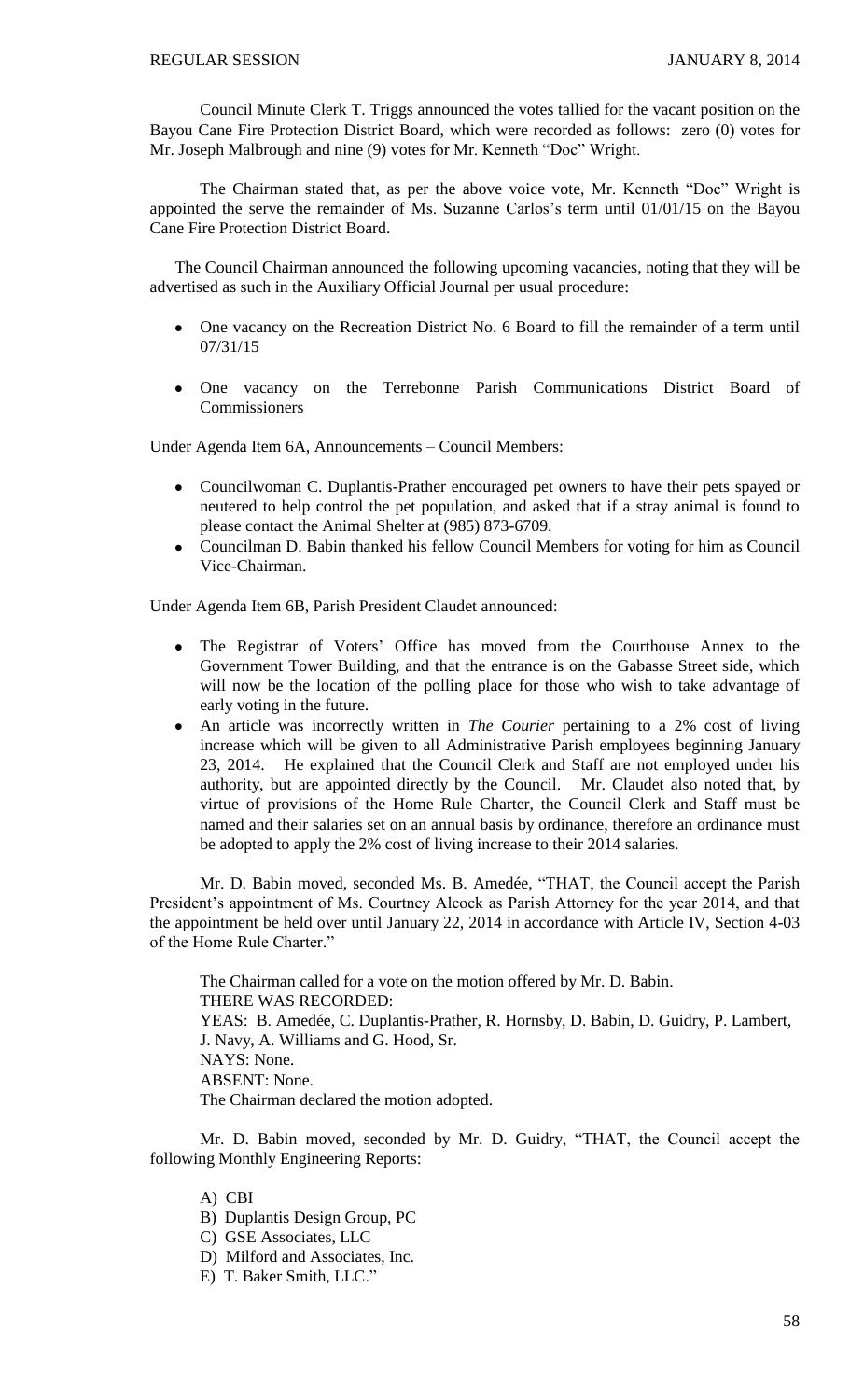Council Minute Clerk T. Triggs announced the votes tallied for the vacant position on the Bayou Cane Fire Protection District Board, which were recorded as follows: zero (0) votes for Mr. Joseph Malbrough and nine (9) votes for Mr. Kenneth "Doc" Wright.

The Chairman stated that, as per the above voice vote, Mr. Kenneth "Doc" Wright is appointed the serve the remainder of Ms. Suzanne Carlos's term until 01/01/15 on the Bayou Cane Fire Protection District Board.

The Council Chairman announced the following upcoming vacancies, noting that they will be advertised as such in the Auxiliary Official Journal per usual procedure:

- One vacancy on the Recreation District No. 6 Board to fill the remainder of a term until 07/31/15
- One vacancy on the Terrebonne Parish Communications District Board of Commissioners

Under Agenda Item 6A, Announcements – Council Members:

- Councilwoman C. Duplantis-Prather encouraged pet owners to have their pets spayed or neutered to help control the pet population, and asked that if a stray animal is found to please contact the Animal Shelter at (985) 873-6709.
- Councilman D. Babin thanked his fellow Council Members for voting for him as Council Vice-Chairman.

Under Agenda Item 6B, Parish President Claudet announced:

- The Registrar of Voters' Office has moved from the Courthouse Annex to the Government Tower Building, and that the entrance is on the Gabasse Street side, which will now be the location of the polling place for those who wish to take advantage of early voting in the future.
- An article was incorrectly written in *The Courier* pertaining to a 2% cost of living increase which will be given to all Administrative Parish employees beginning January 23, 2014. He explained that the Council Clerk and Staff are not employed under his authority, but are appointed directly by the Council. Mr. Claudet also noted that, by virtue of provisions of the Home Rule Charter, the Council Clerk and Staff must be named and their salaries set on an annual basis by ordinance, therefore an ordinance must be adopted to apply the 2% cost of living increase to their 2014 salaries.

Mr. D. Babin moved, seconded Ms. B. Amedée, "THAT, the Council accept the Parish President's appointment of Ms. Courtney Alcock as Parish Attorney for the year 2014, and that the appointment be held over until January 22, 2014 in accordance with Article IV, Section 4-03 of the Home Rule Charter."

The Chairman called for a vote on the motion offered by Mr. D. Babin.
THERE WAS RECORDED:
YEAS: B. Amedée, C. Duplantis-Prather, R. Hornsby, D. Babin, D. Guidry, P. Lambert, J. Navy, A. Williams and G. Hood, Sr.
NAYS: None.
ABSENT: None.
The Chairman declared the motion adopted.

Mr. D. Babin moved, seconded by Mr. D. Guidry, "THAT, the Council accept the following Monthly Engineering Reports:

A) CBI
B) Duplantis Design Group, PC
C) GSE Associates, LLC
D) Milford and Associates, Inc.
E) T. Baker Smith, LLC."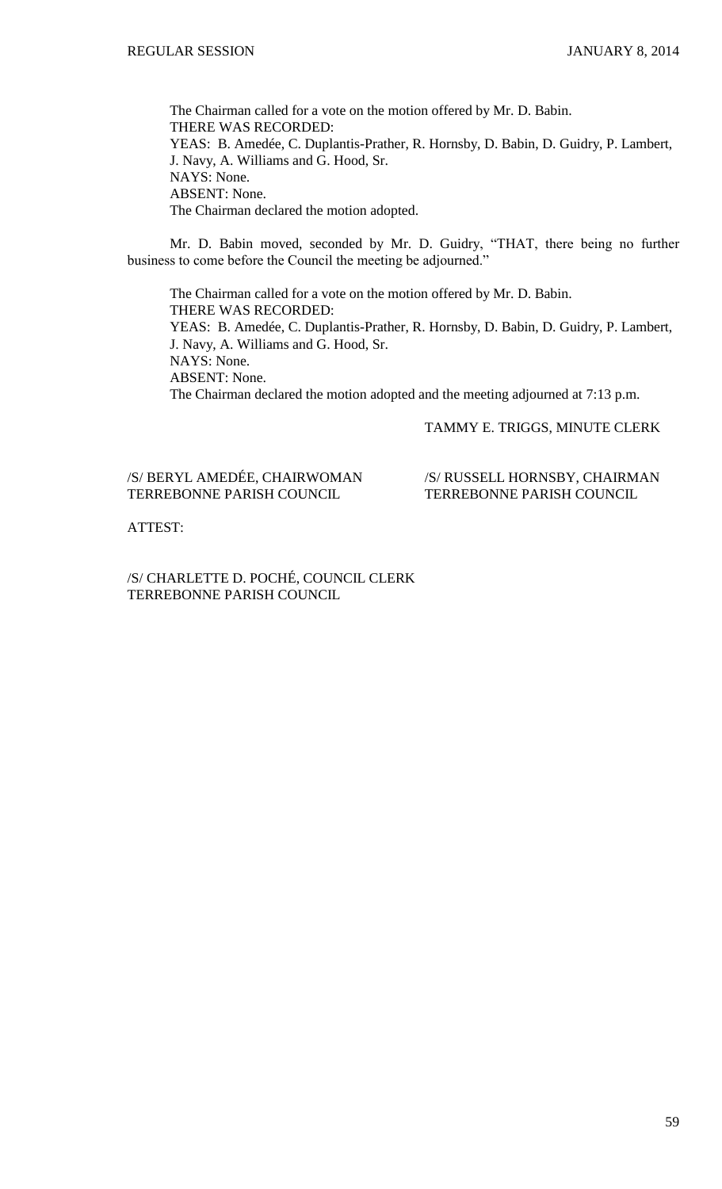The Chairman called for a vote on the motion offered by Mr. D. Babin.
THERE WAS RECORDED:
YEAS: B. Amedée, C. Duplantis-Prather, R. Hornsby, D. Babin, D. Guidry, P. Lambert, J. Navy, A. Williams and G. Hood, Sr.
NAYS: None.
ABSENT: None.
The Chairman declared the motion adopted.

Mr. D. Babin moved, seconded by Mr. D. Guidry, "THAT, there being no further business to come before the Council the meeting be adjourned."

The Chairman called for a vote on the motion offered by Mr. D. Babin.
THERE WAS RECORDED:
YEAS: B. Amedée, C. Duplantis-Prather, R. Hornsby, D. Babin, D. Guidry, P. Lambert, J. Navy, A. Williams and G. Hood, Sr.
NAYS: None.
ABSENT: None.
The Chairman declared the motion adopted and the meeting adjourned at 7:13 p.m.

TAMMY E. TRIGGS, MINUTE CLERK

/S/ BERYL AMEDÉE, CHAIRWOMAN
TERREBONNE PARISH COUNCIL

/S/ RUSSELL HORNSBY, CHAIRMAN
TERREBONNE PARISH COUNCIL

ATTEST:

/S/ CHARLETTE D. POCHÉ, COUNCIL CLERK
TERREBONNE PARISH COUNCIL